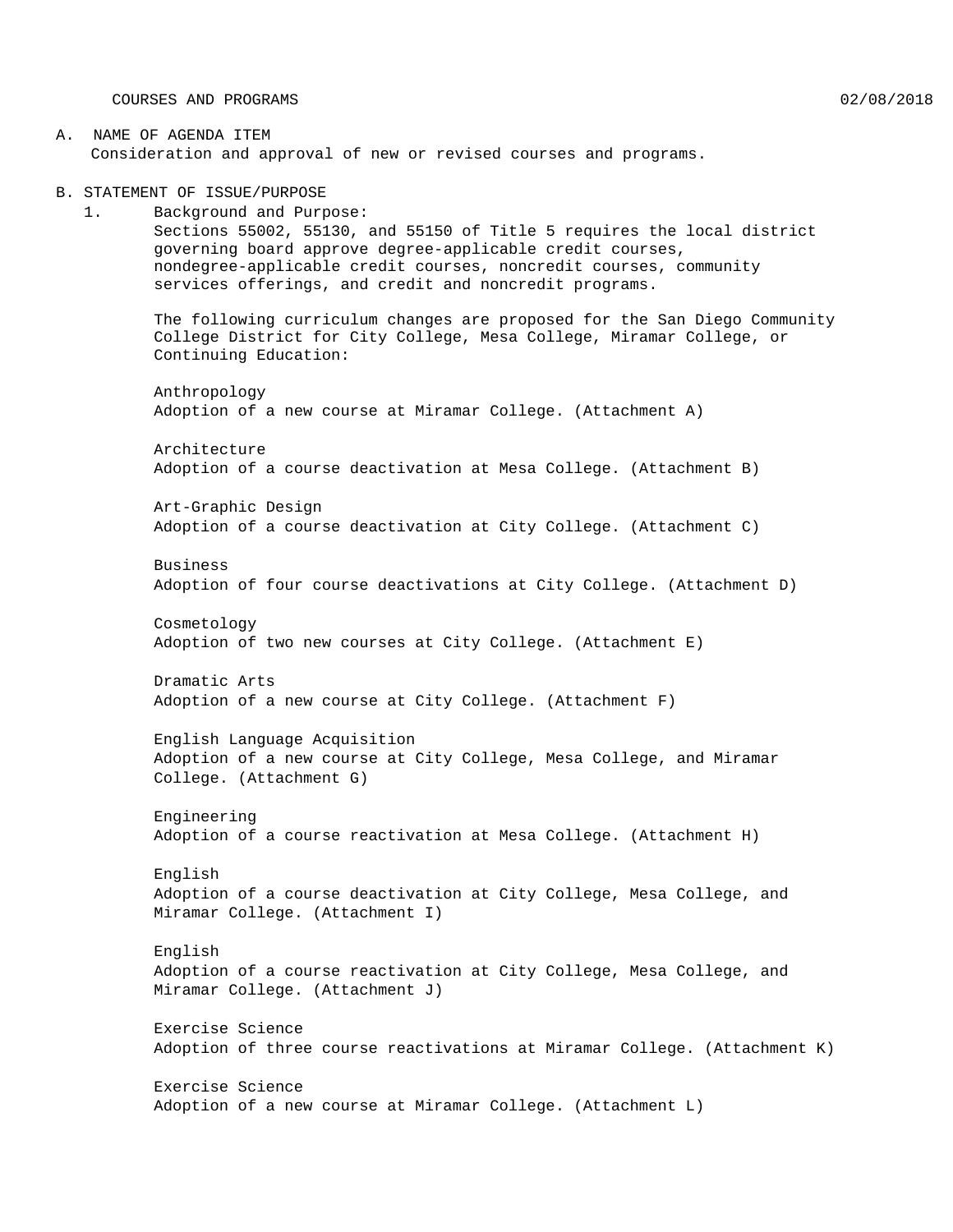COURSES AND PROGRAMS 02/08/2018

A. NAME OF AGENDA ITEM

Consideration and approval of new or revised courses and programs.

B. STATEMENT OF ISSUE/PURPOSE

1. Background and Purpose:

Sections 55002, 55130, and 55150 of Title 5 requires the local district governing board approve degree-applicable credit courses, nondegree-applicable credit courses, noncredit courses, community services offerings, and credit and noncredit programs.

The following curriculum changes are proposed for the San Diego Community College District for City College, Mesa College, Miramar College, or Continuing Education:

Anthropology
Adoption of a new course at Miramar College. (Attachment A)

Architecture
Adoption of a course deactivation at Mesa College. (Attachment B)

Art-Graphic Design
Adoption of a course deactivation at City College. (Attachment C)

Business
Adoption of four course deactivations at City College. (Attachment D)

Cosmetology
Adoption of two new courses at City College. (Attachment E)

Dramatic Arts
Adoption of a new course at City College. (Attachment F)

English Language Acquisition
Adoption of a new course at City College, Mesa College, and Miramar College. (Attachment G)

Engineering
Adoption of a course reactivation at Mesa College. (Attachment H)

English
Adoption of a course deactivation at City College, Mesa College, and Miramar College. (Attachment I)

English
Adoption of a course reactivation at City College, Mesa College, and Miramar College. (Attachment J)

Exercise Science
Adoption of three course reactivations at Miramar College. (Attachment K)

Exercise Science
Adoption of a new course at Miramar College. (Attachment L)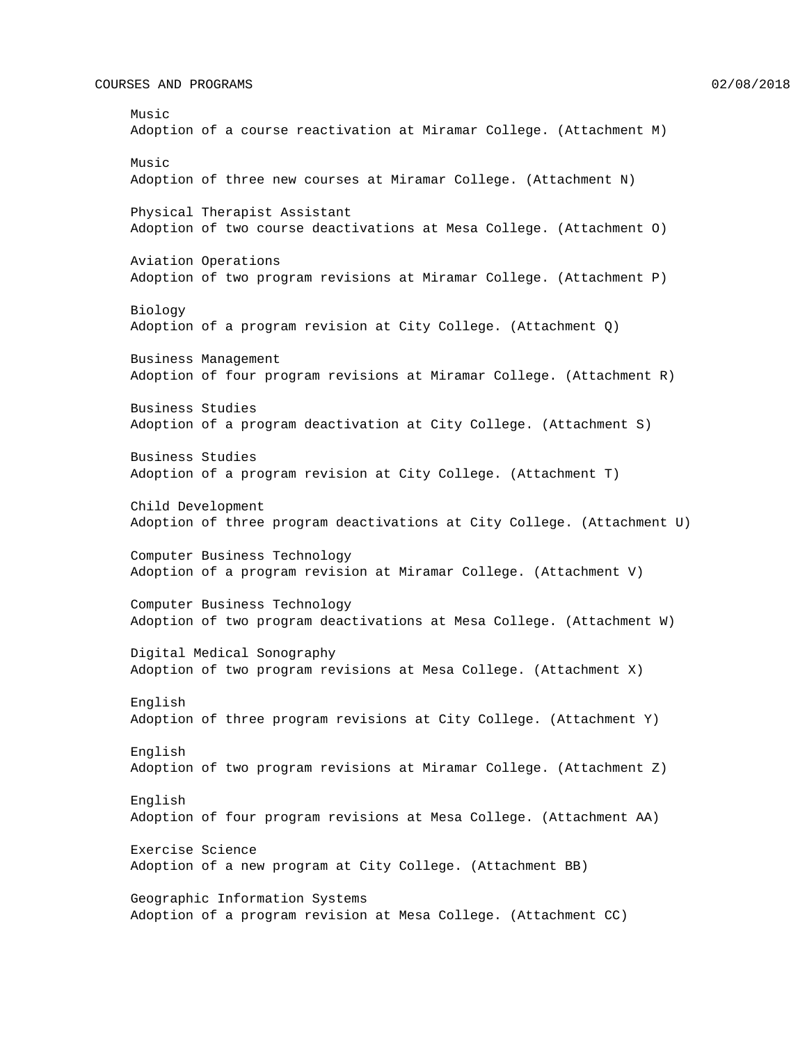Music
Adoption of a course reactivation at Miramar College. (Attachment M)

Music
Adoption of three new courses at Miramar College. (Attachment N)

Physical Therapist Assistant
Adoption of two course deactivations at Mesa College. (Attachment O)

Aviation Operations
Adoption of two program revisions at Miramar College. (Attachment P)

Biology
Adoption of a program revision at City College. (Attachment Q)

Business Management
Adoption of four program revisions at Miramar College. (Attachment R)

Business Studies
Adoption of a program deactivation at City College. (Attachment S)

Business Studies
Adoption of a program revision at City College. (Attachment T)

Child Development
Adoption of three program deactivations at City College. (Attachment U)

Computer Business Technology
Adoption of a program revision at Miramar College. (Attachment V)

Computer Business Technology
Adoption of two program deactivations at Mesa College. (Attachment W)

Digital Medical Sonography
Adoption of two program revisions at Mesa College. (Attachment X)

English
Adoption of three program revisions at City College. (Attachment Y)

English
Adoption of two program revisions at Miramar College. (Attachment Z)

English
Adoption of four program revisions at Mesa College. (Attachment AA)

Exercise Science
Adoption of a new program at City College. (Attachment BB)

Geographic Information Systems
Adoption of a program revision at Mesa College. (Attachment CC)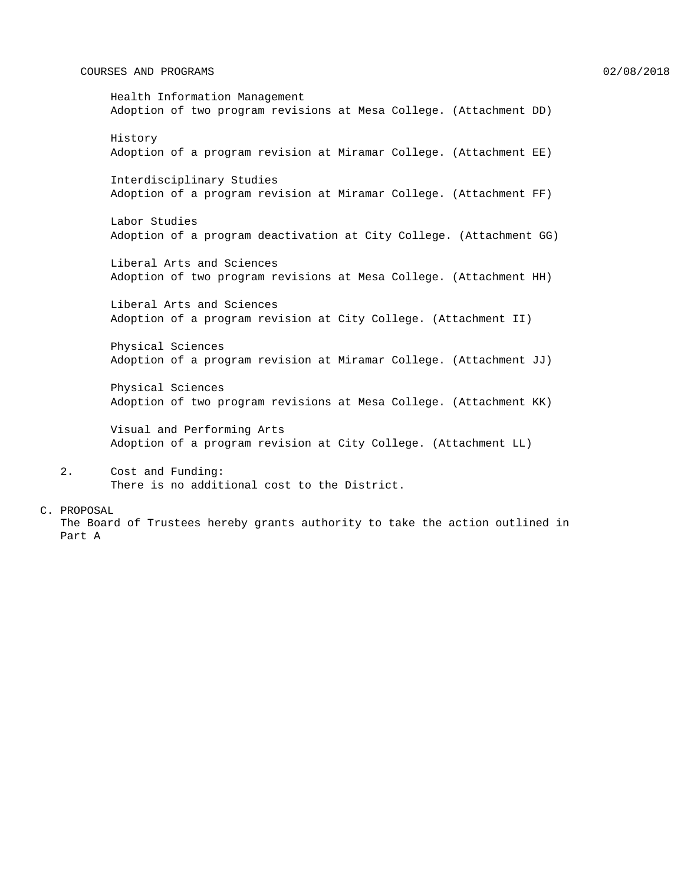Health Information Management
Adoption of two program revisions at Mesa College. (Attachment DD)

History
Adoption of a program revision at Miramar College. (Attachment EE)

Interdisciplinary Studies
Adoption of a program revision at Miramar College. (Attachment FF)

Labor Studies
Adoption of a program deactivation at City College. (Attachment GG)

Liberal Arts and Sciences
Adoption of two program revisions at Mesa College. (Attachment HH)

Liberal Arts and Sciences
Adoption of a program revision at City College. (Attachment II)

Physical Sciences
Adoption of a program revision at Miramar College. (Attachment JJ)

Physical Sciences
Adoption of two program revisions at Mesa College. (Attachment KK)

Visual and Performing Arts
Adoption of a program revision at City College. (Attachment LL)

2. Cost and Funding:
   There is no additional cost to the District.

C. PROPOSAL

The Board of Trustees hereby grants authority to take the action outlined in Part A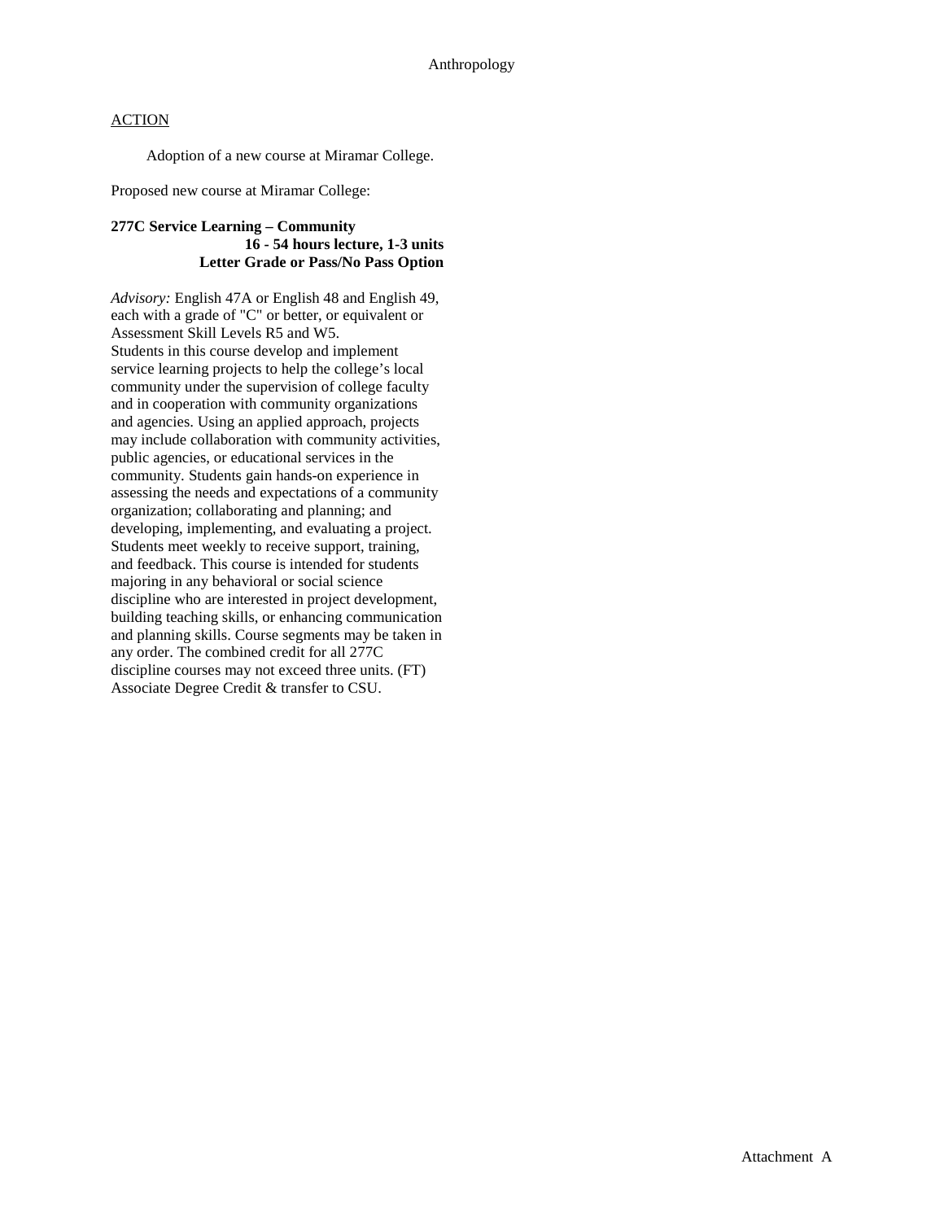Anthropology

ACTION

Adoption of a new course at Miramar College.

Proposed new course at Miramar College:

**277C Service Learning – Community**
**16 - 54 hours lecture, 1-3 units**
**Letter Grade or Pass/No Pass Option**

*Advisory:* English 47A or English 48 and English 49, each with a grade of "C" or better, or equivalent or Assessment Skill Levels R5 and W5.
Students in this course develop and implement service learning projects to help the college's local community under the supervision of college faculty and in cooperation with community organizations and agencies. Using an applied approach, projects may include collaboration with community activities, public agencies, or educational services in the community. Students gain hands-on experience in assessing the needs and expectations of a community organization; collaborating and planning; and developing, implementing, and evaluating a project. Students meet weekly to receive support, training, and feedback. This course is intended for students majoring in any behavioral or social science discipline who are interested in project development, building teaching skills, or enhancing communication and planning skills. Course segments may be taken in any order. The combined credit for all 277C discipline courses may not exceed three units. (FT) Associate Degree Credit & transfer to CSU.

Attachment A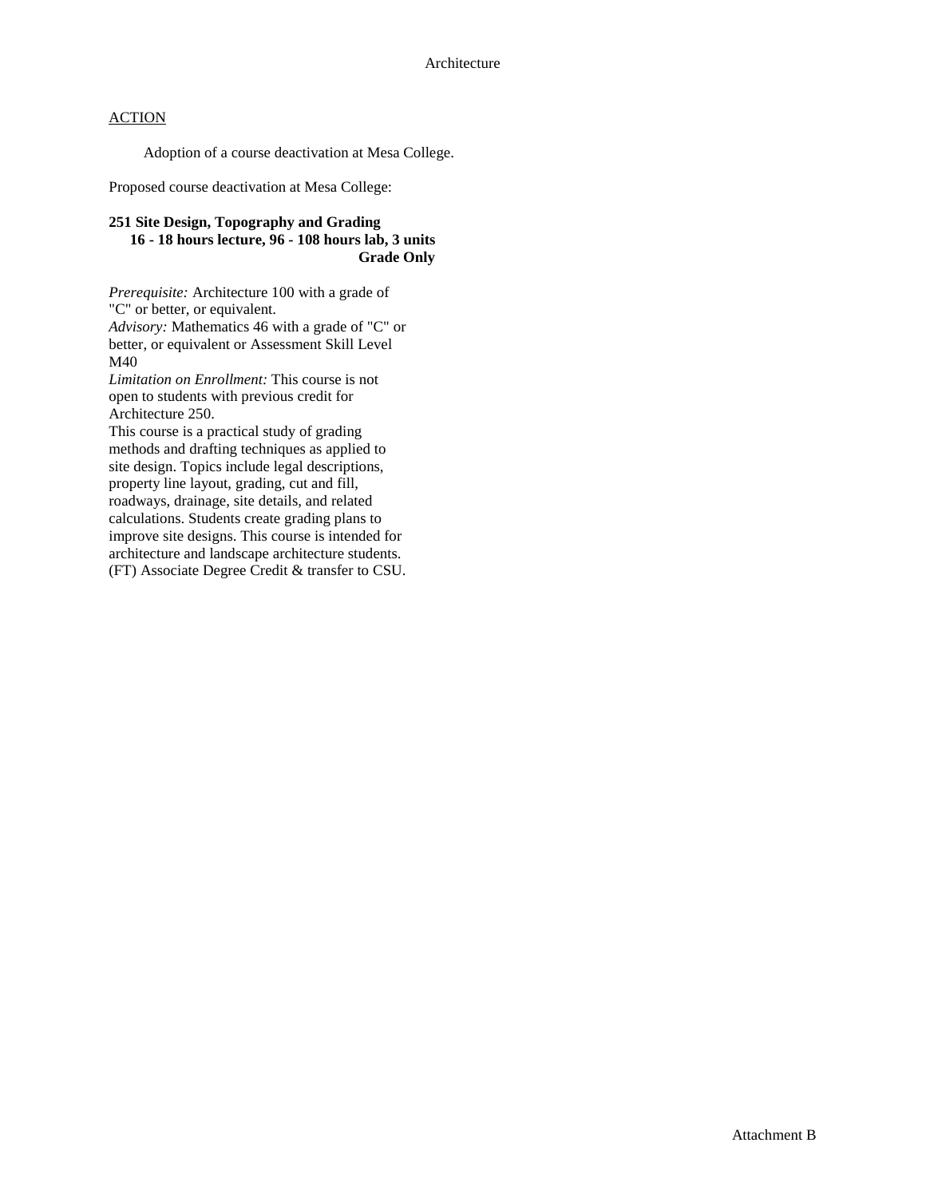Architecture

ACTION

Adoption of a course deactivation at Mesa College.

Proposed course deactivation at Mesa College:

**251 Site Design, Topography and Grading**
**16 - 18 hours lecture, 96 - 108 hours lab, 3 units**
**Grade Only**

*Prerequisite:* Architecture 100 with a grade of "C" or better, or equivalent.
*Advisory:* Mathematics 46 with a grade of "C" or better, or equivalent or Assessment Skill Level M40
*Limitation on Enrollment:* This course is not open to students with previous credit for Architecture 250.
This course is a practical study of grading methods and drafting techniques as applied to site design. Topics include legal descriptions, property line layout, grading, cut and fill, roadways, drainage, site details, and related calculations. Students create grading plans to improve site designs. This course is intended for architecture and landscape architecture students. (FT) Associate Degree Credit & transfer to CSU.

Attachment B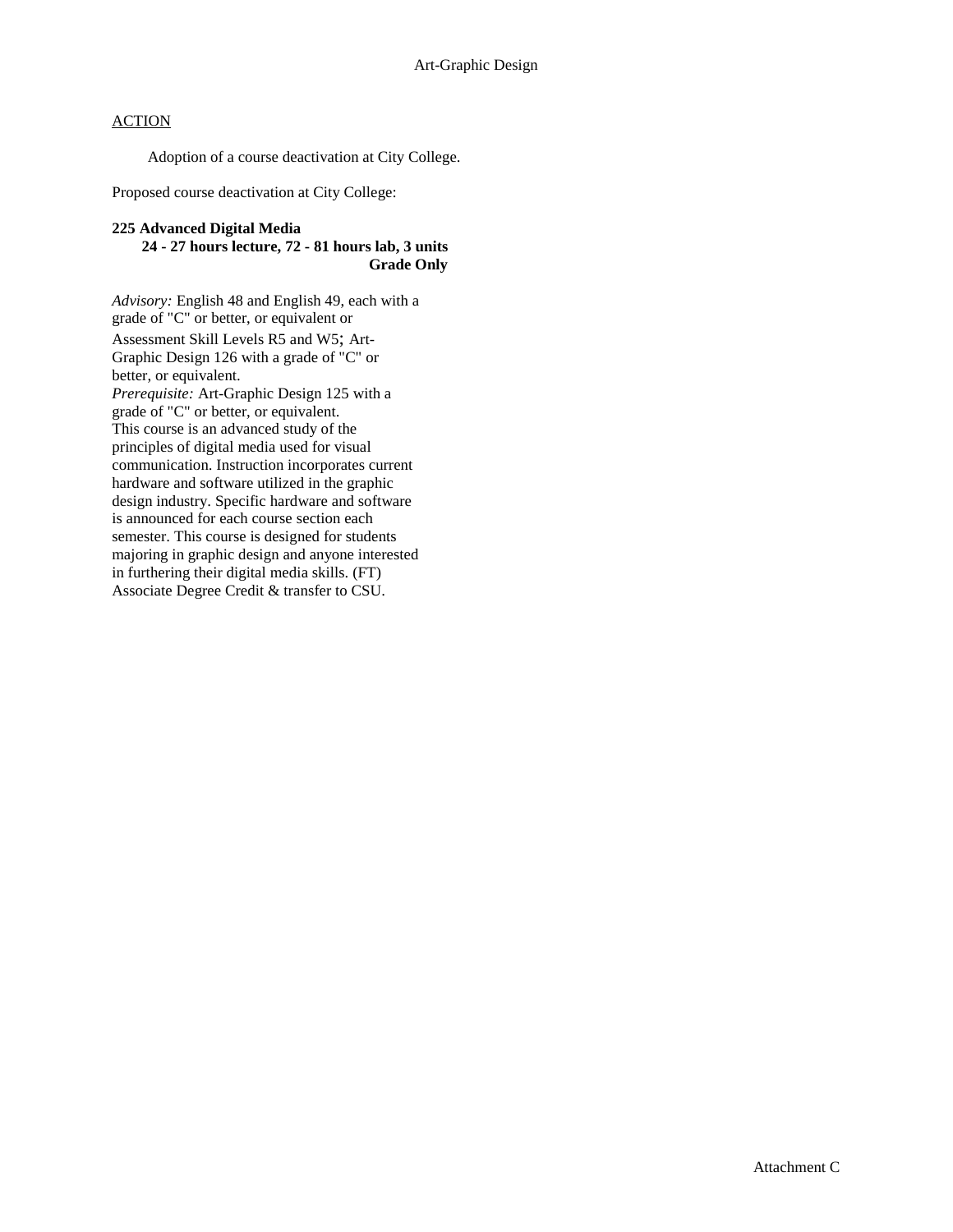Art-Graphic Design

ACTION

Adoption of a course deactivation at City College.

Proposed course deactivation at City College:

**225 Advanced Digital Media**
**24 - 27 hours lecture, 72 - 81 hours lab, 3 units**
**Grade Only**

*Advisory:* English 48 and English 49, each with a grade of "C" or better, or equivalent or Assessment Skill Levels R5 and W5; Art-Graphic Design 126 with a grade of "C" or better, or equivalent.
*Prerequisite:* Art-Graphic Design 125 with a grade of "C" or better, or equivalent.
This course is an advanced study of the principles of digital media used for visual communication. Instruction incorporates current hardware and software utilized in the graphic design industry. Specific hardware and software is announced for each course section each semester. This course is designed for students majoring in graphic design and anyone interested in furthering their digital media skills. (FT)
Associate Degree Credit & transfer to CSU.

Attachment C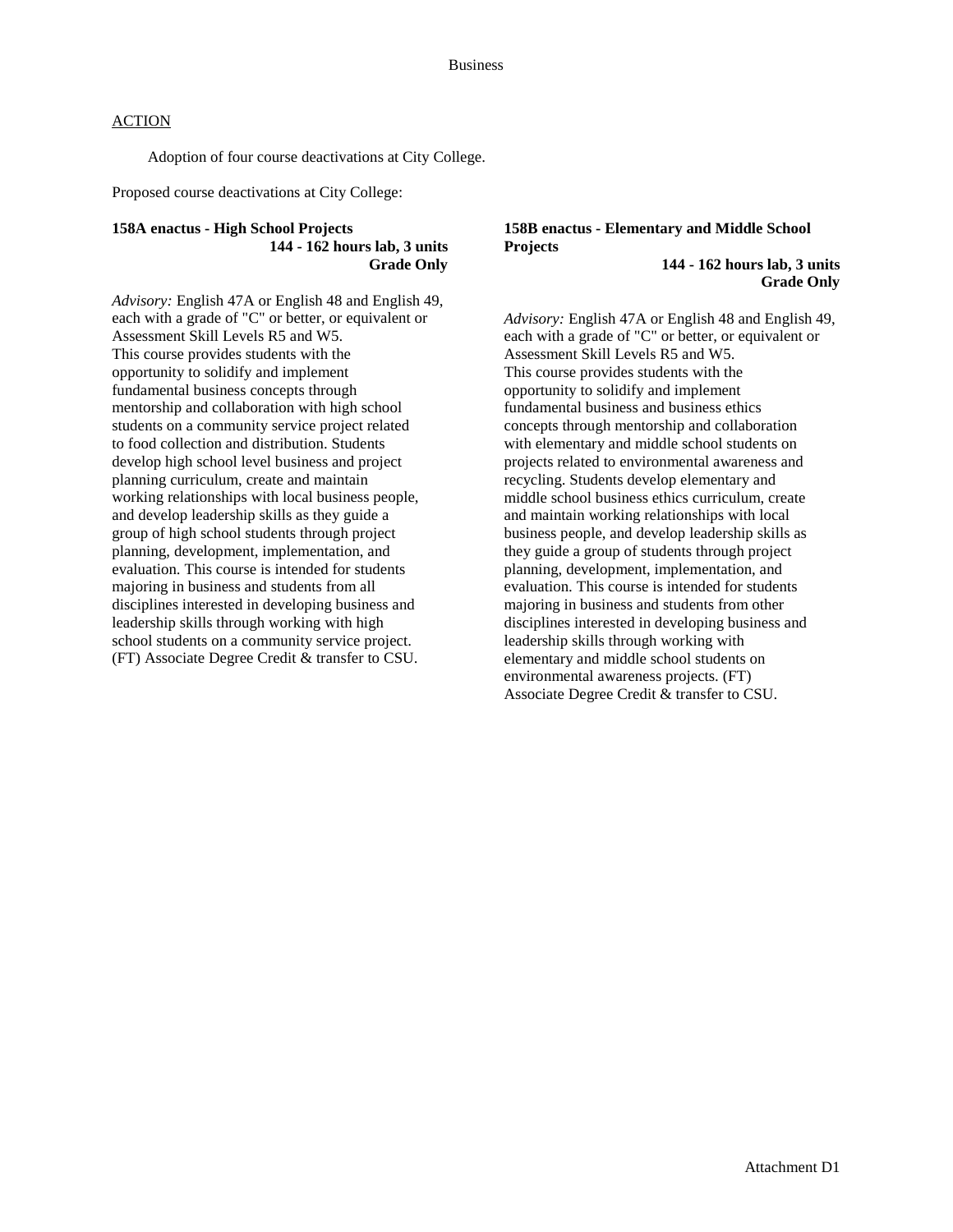Business

ACTION

Adoption of four course deactivations at City College.

Proposed course deactivations at City College:

**158A enactus - High School Projects**
**144 - 162 hours lab, 3 units**
**Grade Only**

*Advisory:* English 47A or English 48 and English 49, each with a grade of "C" or better, or equivalent or Assessment Skill Levels R5 and W5.
This course provides students with the opportunity to solidify and implement fundamental business concepts through mentorship and collaboration with high school students on a community service project related to food collection and distribution. Students develop high school level business and project planning curriculum, create and maintain working relationships with local business people, and develop leadership skills as they guide a group of high school students through project planning, development, implementation, and evaluation. This course is intended for students majoring in business and students from all disciplines interested in developing business and leadership skills through working with high school students on a community service project. (FT) Associate Degree Credit & transfer to CSU.

**158B enactus - Elementary and Middle School Projects**
**144 - 162 hours lab, 3 units**
**Grade Only**

*Advisory:* English 47A or English 48 and English 49, each with a grade of "C" or better, or equivalent or Assessment Skill Levels R5 and W5.
This course provides students with the opportunity to solidify and implement fundamental business and business ethics concepts through mentorship and collaboration with elementary and middle school students on projects related to environmental awareness and recycling. Students develop elementary and middle school business ethics curriculum, create and maintain working relationships with local business people, and develop leadership skills as they guide a group of students through project planning, development, implementation, and evaluation. This course is intended for students majoring in business and students from other disciplines interested in developing business and leadership skills through working with elementary and middle school students on environmental awareness projects. (FT) Associate Degree Credit & transfer to CSU.

Attachment D1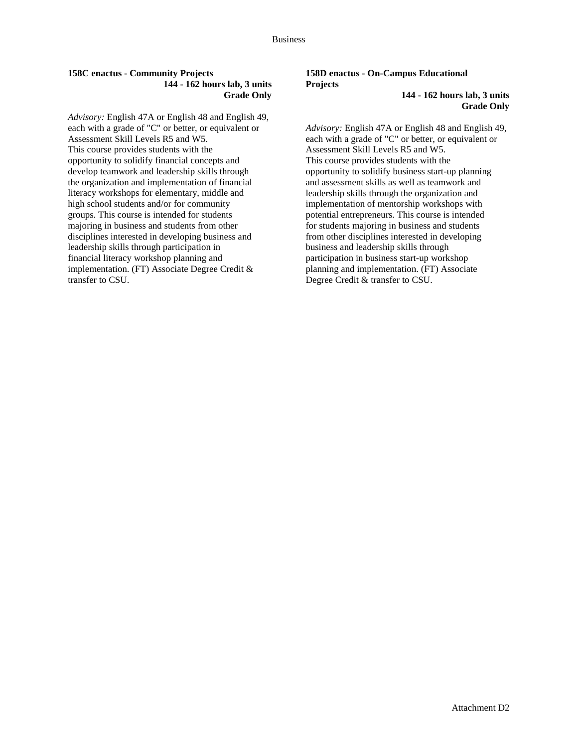**158C enactus - Community Projects**
**144 - 162 hours lab, 3 units**
**Grade Only**

*Advisory:* English 47A or English 48 and English 49, each with a grade of "C" or better, or equivalent or Assessment Skill Levels R5 and W5.
This course provides students with the opportunity to solidify financial concepts and develop teamwork and leadership skills through the organization and implementation of financial literacy workshops for elementary, middle and high school students and/or for community groups. This course is intended for students majoring in business and students from other disciplines interested in developing business and leadership skills through participation in financial literacy workshop planning and implementation. (FT) Associate Degree Credit & transfer to CSU.

**158D enactus - On-Campus Educational Projects**
**144 - 162 hours lab, 3 units**
**Grade Only**

*Advisory:* English 47A or English 48 and English 49, each with a grade of "C" or better, or equivalent or Assessment Skill Levels R5 and W5.
This course provides students with the opportunity to solidify business start-up planning and assessment skills as well as teamwork and leadership skills through the organization and implementation of mentorship workshops with potential entrepreneurs. This course is intended for students majoring in business and students from other disciplines interested in developing business and leadership skills through participation in business start-up workshop planning and implementation. (FT) Associate Degree Credit & transfer to CSU.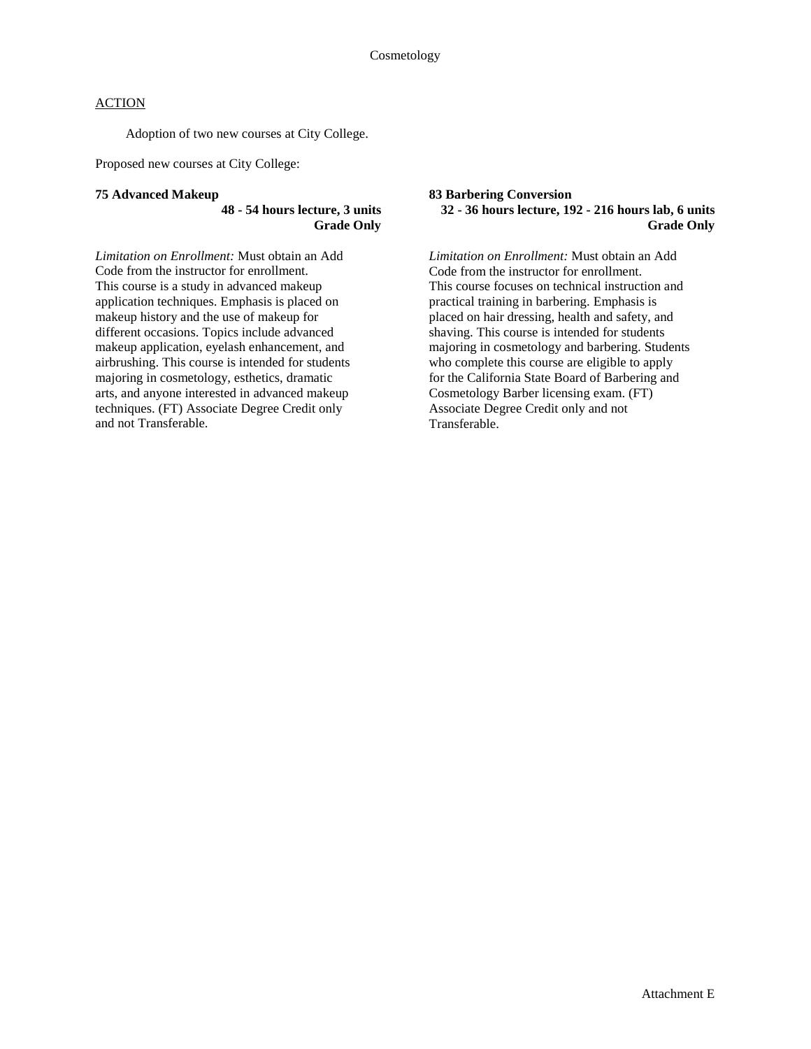## Cosmetology

ACTION

Adoption of two new courses at City College.

Proposed new courses at City College:

**75 Advanced Makeup**
**48 - 54 hours lecture, 3 units**
**Grade Only**

*Limitation on Enrollment:* Must obtain an Add Code from the instructor for enrollment.
This course is a study in advanced makeup application techniques. Emphasis is placed on makeup history and the use of makeup for different occasions. Topics include advanced makeup application, eyelash enhancement, and airbrushing. This course is intended for students majoring in cosmetology, esthetics, dramatic arts, and anyone interested in advanced makeup techniques. (FT) Associate Degree Credit only and not Transferable.

**83 Barbering Conversion**
**32 - 36 hours lecture, 192 - 216 hours lab, 6 units**
**Grade Only**

*Limitation on Enrollment:* Must obtain an Add Code from the instructor for enrollment.
This course focuses on technical instruction and practical training in barbering. Emphasis is placed on hair dressing, health and safety, and shaving. This course is intended for students majoring in cosmetology and barbering. Students who complete this course are eligible to apply for the California State Board of Barbering and Cosmetology Barber licensing exam. (FT) Associate Degree Credit only and not Transferable.

Attachment E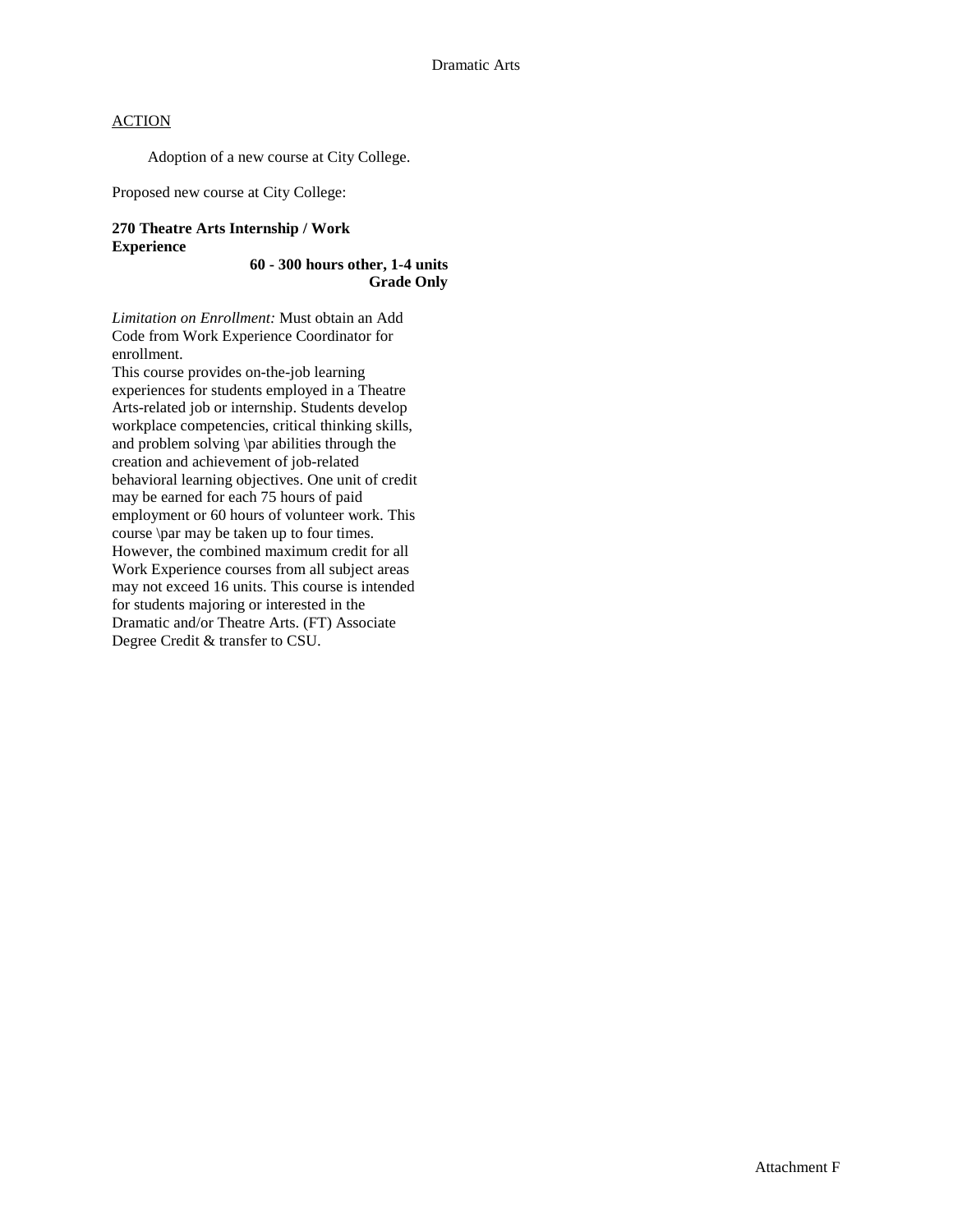Dramatic Arts

ACTION

Adoption of a new course at City College.

Proposed new course at City College:

**270 Theatre Arts Internship / Work Experience**

**60 - 300 hours other, 1-4 units**
**Grade Only**

*Limitation on Enrollment:* Must obtain an Add Code from Work Experience Coordinator for enrollment.
This course provides on-the-job learning experiences for students employed in a Theatre Arts-related job or internship. Students develop workplace competencies, critical thinking skills, and problem solving \par abilities through the creation and achievement of job-related behavioral learning objectives. One unit of credit may be earned for each 75 hours of paid employment or 60 hours of volunteer work. This course \par may be taken up to four times. However, the combined maximum credit for all Work Experience courses from all subject areas may not exceed 16 units. This course is intended for students majoring or interested in the Dramatic and/or Theatre Arts. (FT) Associate Degree Credit & transfer to CSU.

Attachment F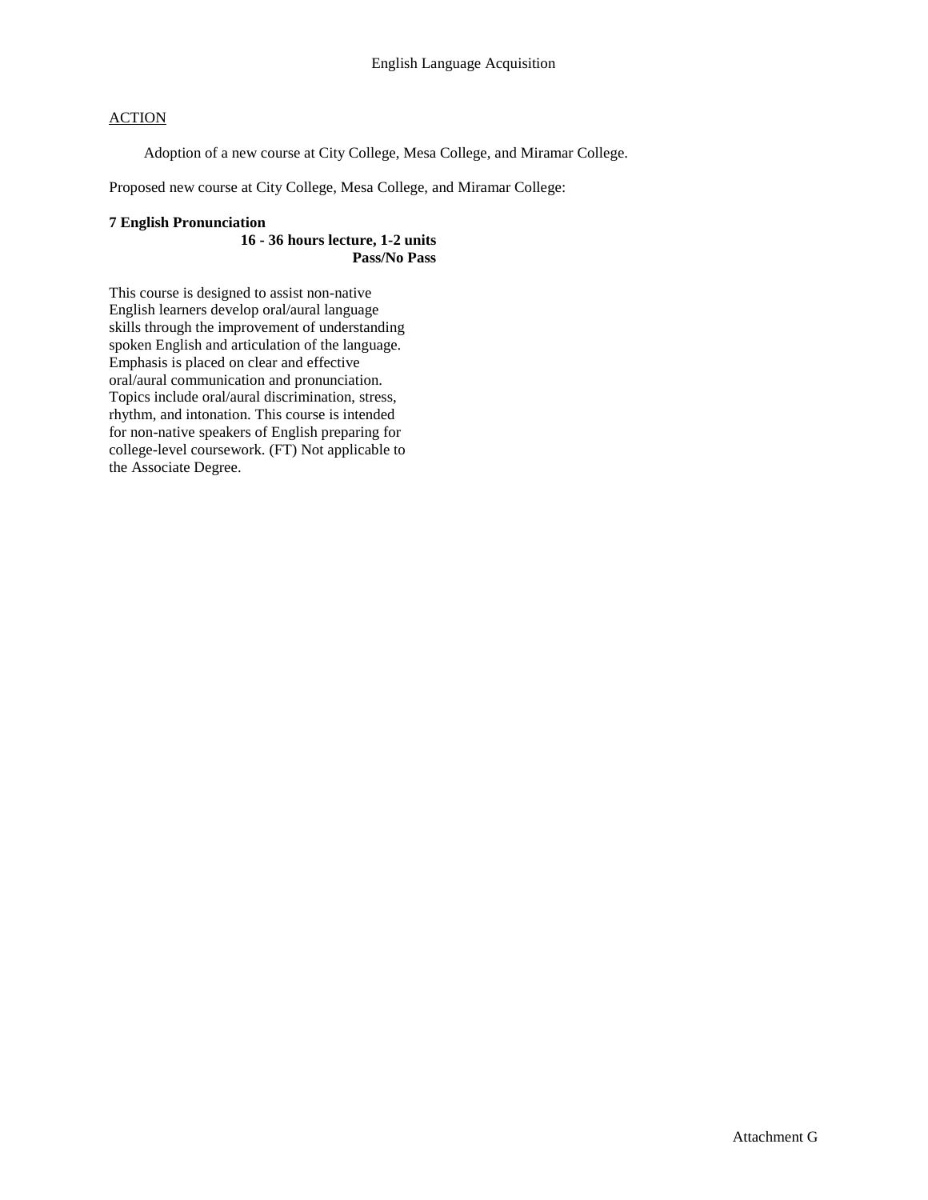English Language Acquisition

ACTION

Adoption of a new course at City College, Mesa College, and Miramar College.

Proposed new course at City College, Mesa College, and Miramar College:

**7 English Pronunciation**
**16 - 36 hours lecture, 1-2 units**
**Pass/No Pass**

This course is designed to assist non-native English learners develop oral/aural language skills through the improvement of understanding spoken English and articulation of the language. Emphasis is placed on clear and effective oral/aural communication and pronunciation. Topics include oral/aural discrimination, stress, rhythm, and intonation. This course is intended for non-native speakers of English preparing for college-level coursework. (FT) Not applicable to the Associate Degree.

Attachment G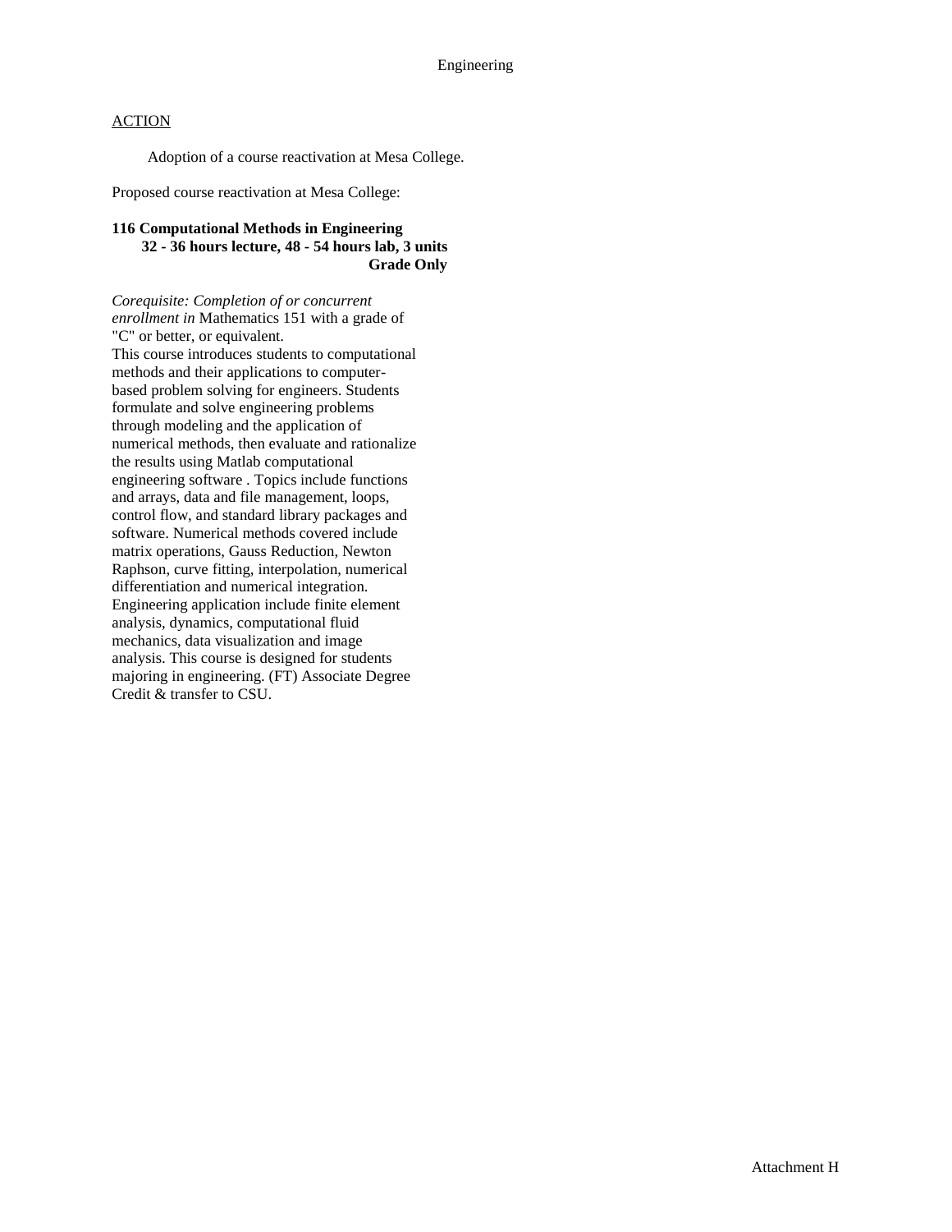Engineering

ACTION

Adoption of a course reactivation at Mesa College.

Proposed course reactivation at Mesa College:

**116 Computational Methods in Engineering**
**32 - 36 hours lecture, 48 - 54 hours lab, 3 units**
**Grade Only**

*Corequisite: Completion of or concurrent enrollment in* Mathematics 151 with a grade of "C" or better, or equivalent.
This course introduces students to computational methods and their applications to computer-based problem solving for engineers. Students formulate and solve engineering problems through modeling and the application of numerical methods, then evaluate and rationalize the results using Matlab computational engineering software . Topics include functions and arrays, data and file management, loops, control flow, and standard library packages and software. Numerical methods covered include matrix operations, Gauss Reduction, Newton Raphson, curve fitting, interpolation, numerical differentiation and numerical integration. Engineering application include finite element analysis, dynamics, computational fluid mechanics, data visualization and image analysis. This course is designed for students majoring in engineering. (FT) Associate Degree Credit & transfer to CSU.

Attachment H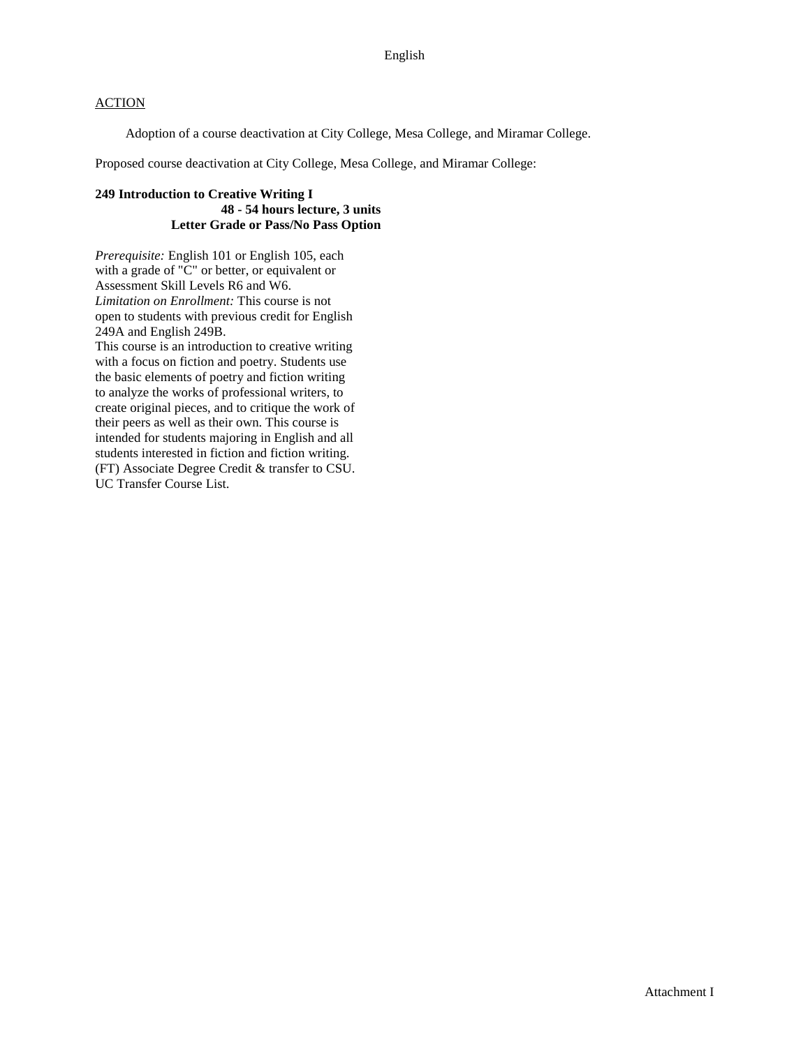English

ACTION

Adoption of a course deactivation at City College, Mesa College, and Miramar College.

Proposed course deactivation at City College, Mesa College, and Miramar College:

**249 Introduction to Creative Writing I**
**48 - 54 hours lecture, 3 units**
**Letter Grade or Pass/No Pass Option**

*Prerequisite:* English 101 or English 105, each with a grade of "C" or better, or equivalent or Assessment Skill Levels R6 and W6.
*Limitation on Enrollment:* This course is not open to students with previous credit for English 249A and English 249B.
This course is an introduction to creative writing with a focus on fiction and poetry. Students use the basic elements of poetry and fiction writing to analyze the works of professional writers, to create original pieces, and to critique the work of their peers as well as their own. This course is intended for students majoring in English and all students interested in fiction and fiction writing. (FT) Associate Degree Credit & transfer to CSU. UC Transfer Course List.

Attachment I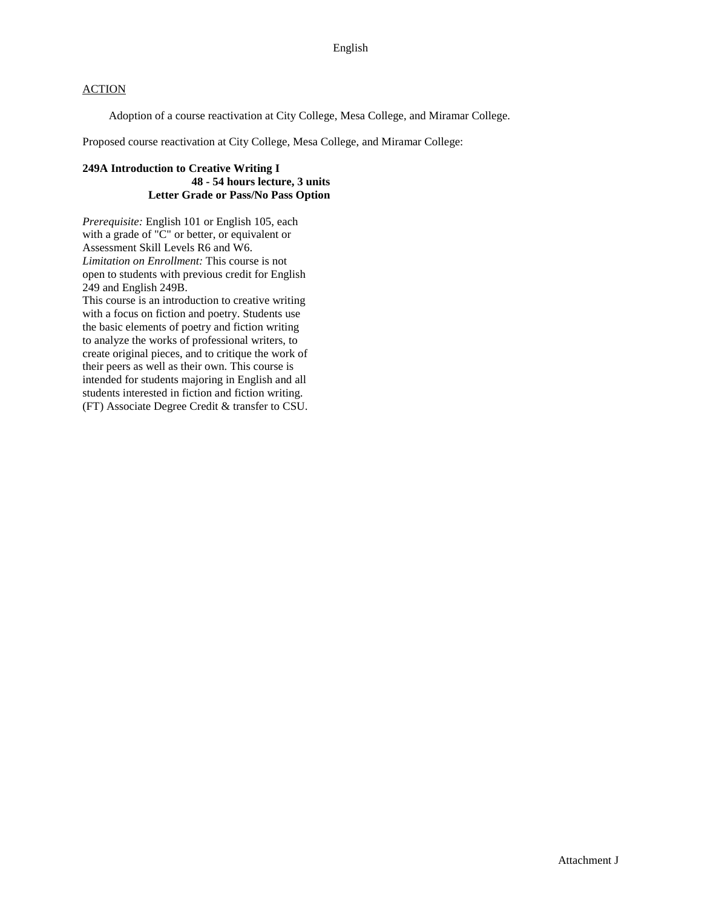English

ACTION

Adoption of a course reactivation at City College, Mesa College, and Miramar College.

Proposed course reactivation at City College, Mesa College, and Miramar College:

**249A Introduction to Creative Writing I**
**48 - 54 hours lecture, 3 units**
**Letter Grade or Pass/No Pass Option**

*Prerequisite:* English 101 or English 105, each with a grade of "C" or better, or equivalent or Assessment Skill Levels R6 and W6.
*Limitation on Enrollment:* This course is not open to students with previous credit for English 249 and English 249B.
This course is an introduction to creative writing with a focus on fiction and poetry. Students use the basic elements of poetry and fiction writing to analyze the works of professional writers, to create original pieces, and to critique the work of their peers as well as their own. This course is intended for students majoring in English and all students interested in fiction and fiction writing. (FT) Associate Degree Credit & transfer to CSU.

Attachment J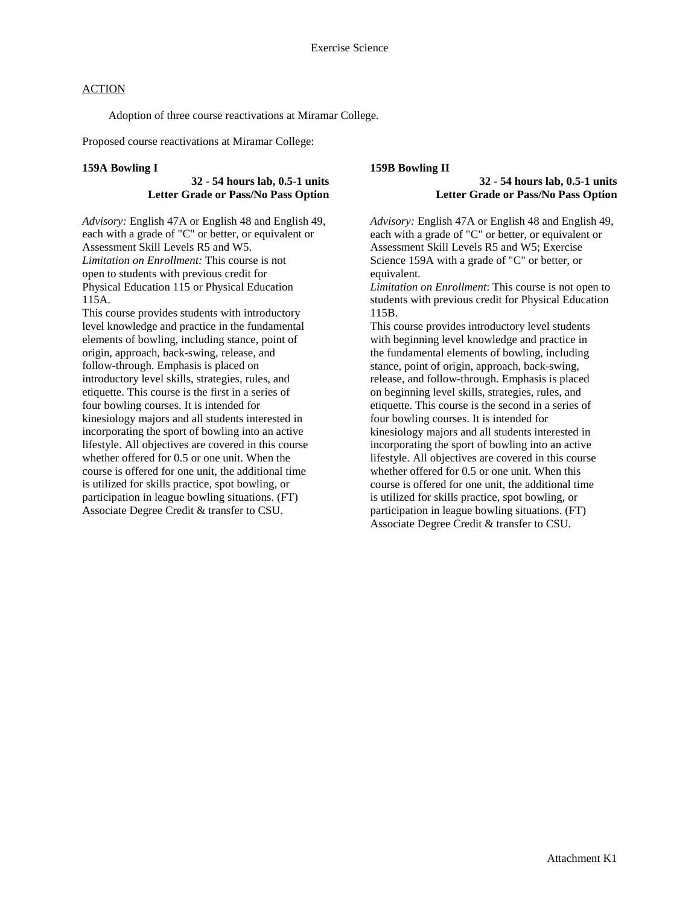## Exercise Science

ACTION

Adoption of three course reactivations at Miramar College.

Proposed course reactivations at Miramar College:

**159A Bowling I**

**32 - 54 hours lab, 0.5-1 units**
**Letter Grade or Pass/No Pass Option**

*Advisory:* English 47A or English 48 and English 49, each with a grade of "C" or better, or equivalent or Assessment Skill Levels R5 and W5.
*Limitation on Enrollment:* This course is not open to students with previous credit for Physical Education 115 or Physical Education 115A.
This course provides students with introductory level knowledge and practice in the fundamental elements of bowling, including stance, point of origin, approach, back-swing, release, and follow-through. Emphasis is placed on introductory level skills, strategies, rules, and etiquette. This course is the first in a series of four bowling courses. It is intended for kinesiology majors and all students interested in incorporating the sport of bowling into an active lifestyle. All objectives are covered in this course whether offered for 0.5 or one unit. When the course is offered for one unit, the additional time is utilized for skills practice, spot bowling, or participation in league bowling situations. (FT)
Associate Degree Credit & transfer to CSU.

**159B Bowling II**

**32 - 54 hours lab, 0.5-1 units**
**Letter Grade or Pass/No Pass Option**

*Advisory:* English 47A or English 48 and English 49, each with a grade of "C" or better, or equivalent or Assessment Skill Levels R5 and W5; Exercise Science 159A with a grade of "C" or better, or equivalent.
*Limitation on Enrollment*: This course is not open to students with previous credit for Physical Education 115B.
This course provides introductory level students with beginning level knowledge and practice in the fundamental elements of bowling, including stance, point of origin, approach, back-swing, release, and follow-through. Emphasis is placed on beginning level skills, strategies, rules, and etiquette. This course is the second in a series of four bowling courses. It is intended for kinesiology majors and all students interested in incorporating the sport of bowling into an active lifestyle. All objectives are covered in this course whether offered for 0.5 or one unit. When this course is offered for one unit, the additional time is utilized for skills practice, spot bowling, or participation in league bowling situations. (FT)
Associate Degree Credit & transfer to CSU.

Attachment K1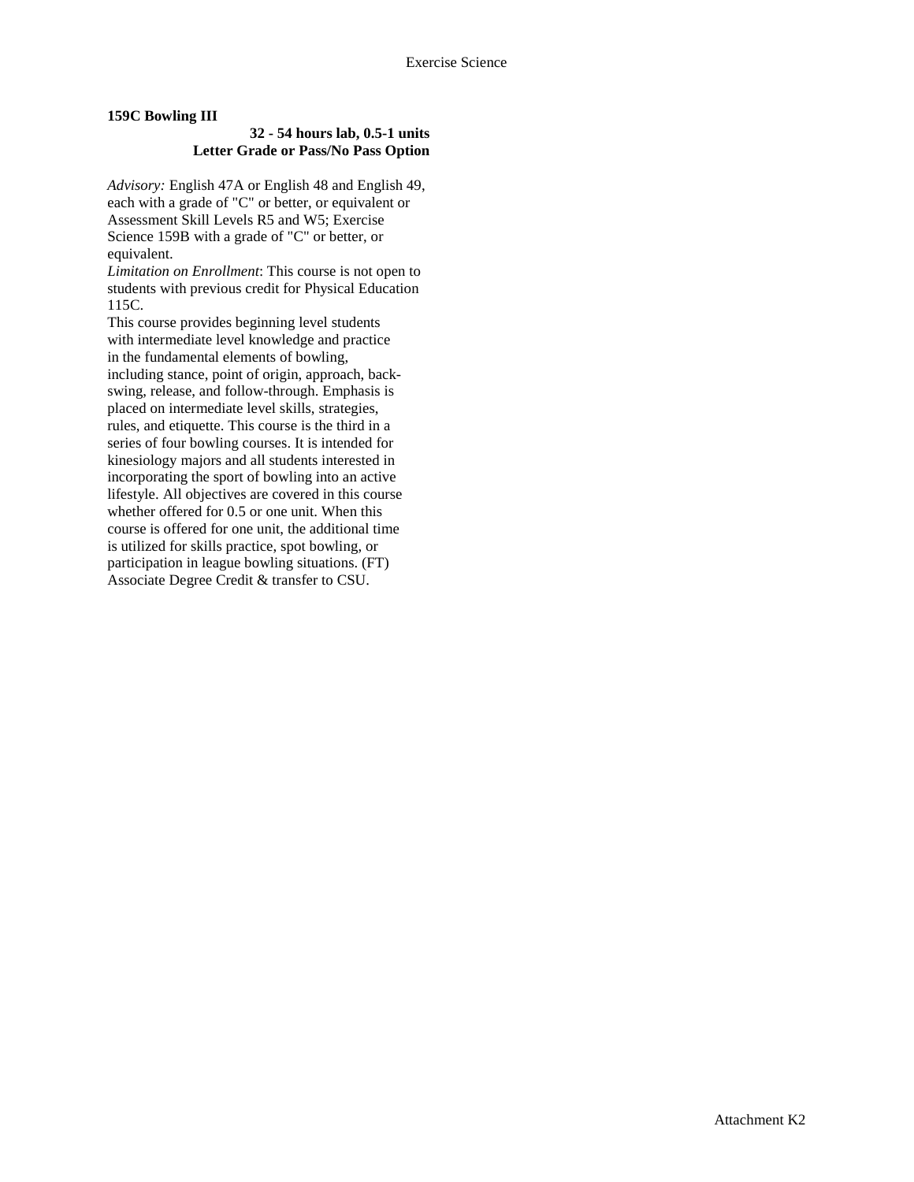**159C Bowling III**

**32 - 54 hours lab, 0.5-1 units**
**Letter Grade or Pass/No Pass Option**

*Advisory:* English 47A or English 48 and English 49, each with a grade of "C" or better, or equivalent or Assessment Skill Levels R5 and W5; Exercise Science 159B with a grade of "C" or better, or equivalent.

*Limitation on Enrollment*: This course is not open to students with previous credit for Physical Education 115C.

This course provides beginning level students with intermediate level knowledge and practice in the fundamental elements of bowling, including stance, point of origin, approach, back-swing, release, and follow-through. Emphasis is placed on intermediate level skills, strategies, rules, and etiquette. This course is the third in a series of four bowling courses. It is intended for kinesiology majors and all students interested in incorporating the sport of bowling into an active lifestyle. All objectives are covered in this course whether offered for 0.5 or one unit. When this course is offered for one unit, the additional time is utilized for skills practice, spot bowling, or participation in league bowling situations. (FT)
Associate Degree Credit & transfer to CSU.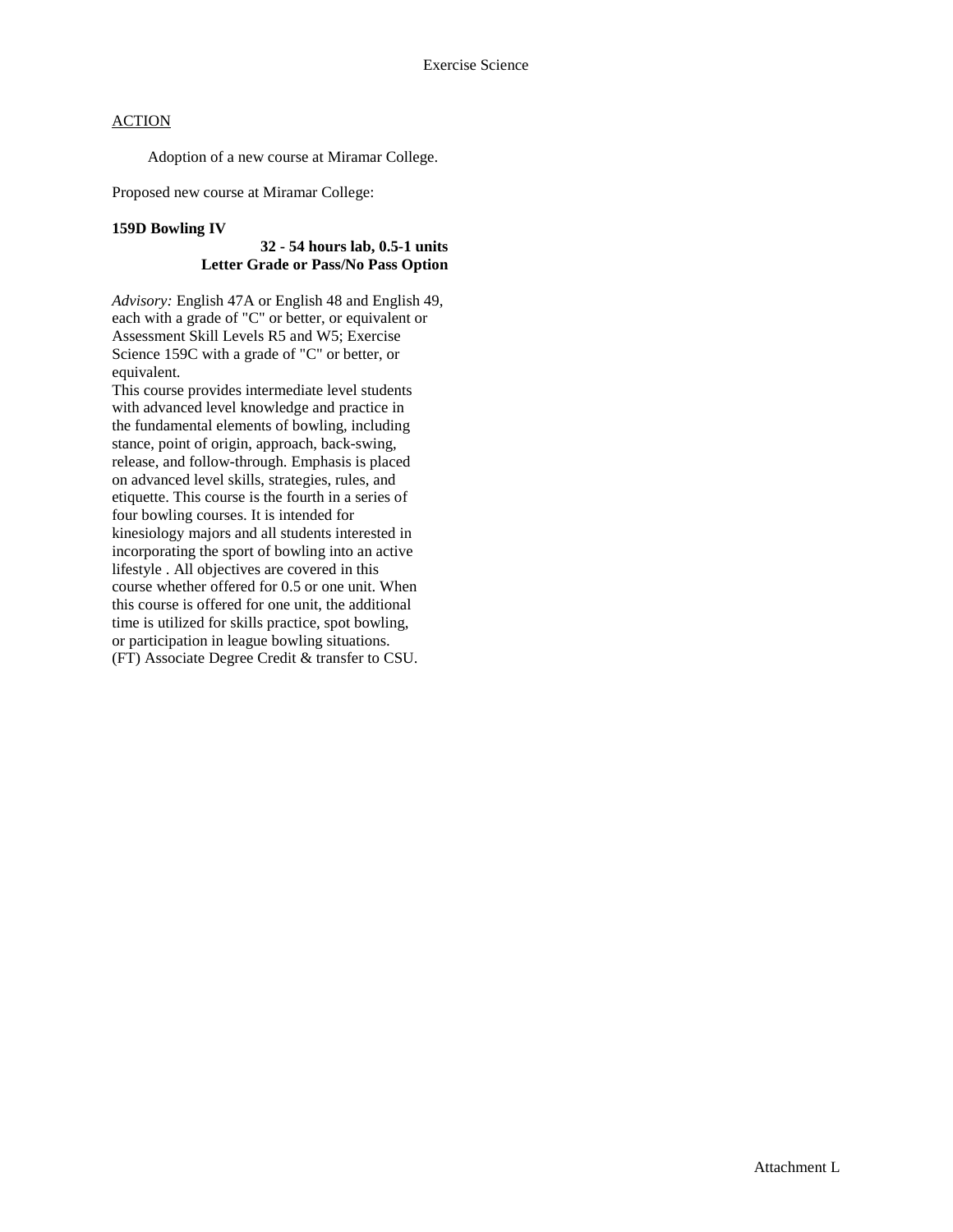Exercise Science

ACTION

Adoption of a new course at Miramar College.

Proposed new course at Miramar College:

**159D Bowling IV**

**32 - 54 hours lab, 0.5-1 units**
**Letter Grade or Pass/No Pass Option**

*Advisory:* English 47A or English 48 and English 49, each with a grade of "C" or better, or equivalent or Assessment Skill Levels R5 and W5; Exercise Science 159C with a grade of "C" or better, or equivalent.

This course provides intermediate level students with advanced level knowledge and practice in the fundamental elements of bowling, including stance, point of origin, approach, back-swing, release, and follow-through. Emphasis is placed on advanced level skills, strategies, rules, and etiquette. This course is the fourth in a series of four bowling courses. It is intended for kinesiology majors and all students interested in incorporating the sport of bowling into an active lifestyle . All objectives are covered in this course whether offered for 0.5 or one unit. When this course is offered for one unit, the additional time is utilized for skills practice, spot bowling, or participation in league bowling situations. (FT) Associate Degree Credit & transfer to CSU.

Attachment L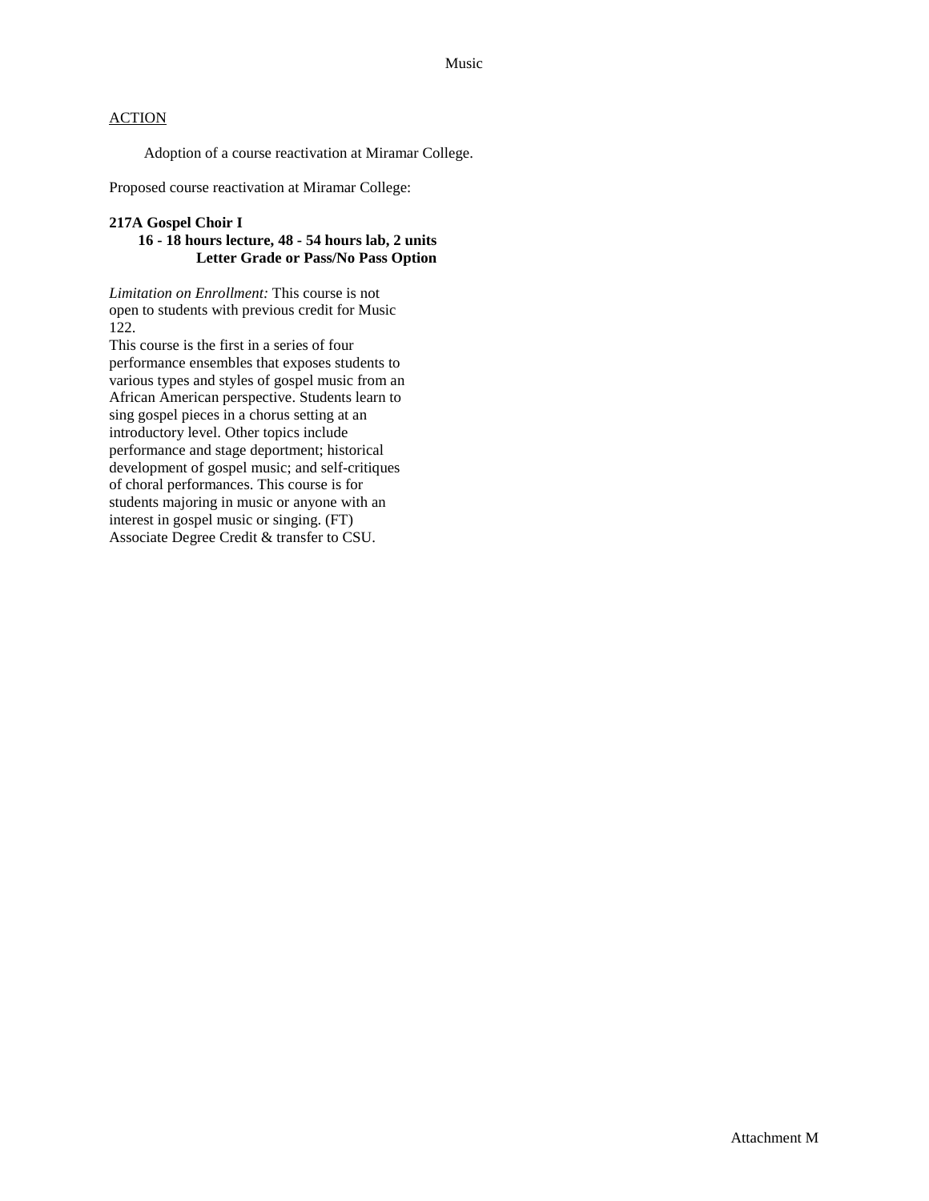Music

ACTION

Adoption of a course reactivation at Miramar College.

Proposed course reactivation at Miramar College:

**217A Gospel Choir I**
**16 - 18 hours lecture, 48 - 54 hours lab, 2 units**
**Letter Grade or Pass/No Pass Option**

*Limitation on Enrollment:* This course is not open to students with previous credit for Music 122.
This course is the first in a series of four performance ensembles that exposes students to various types and styles of gospel music from an African American perspective. Students learn to sing gospel pieces in a chorus setting at an introductory level. Other topics include performance and stage deportment; historical development of gospel music; and self-critiques of choral performances. This course is for students majoring in music or anyone with an interest in gospel music or singing. (FT)
Associate Degree Credit & transfer to CSU.

Attachment M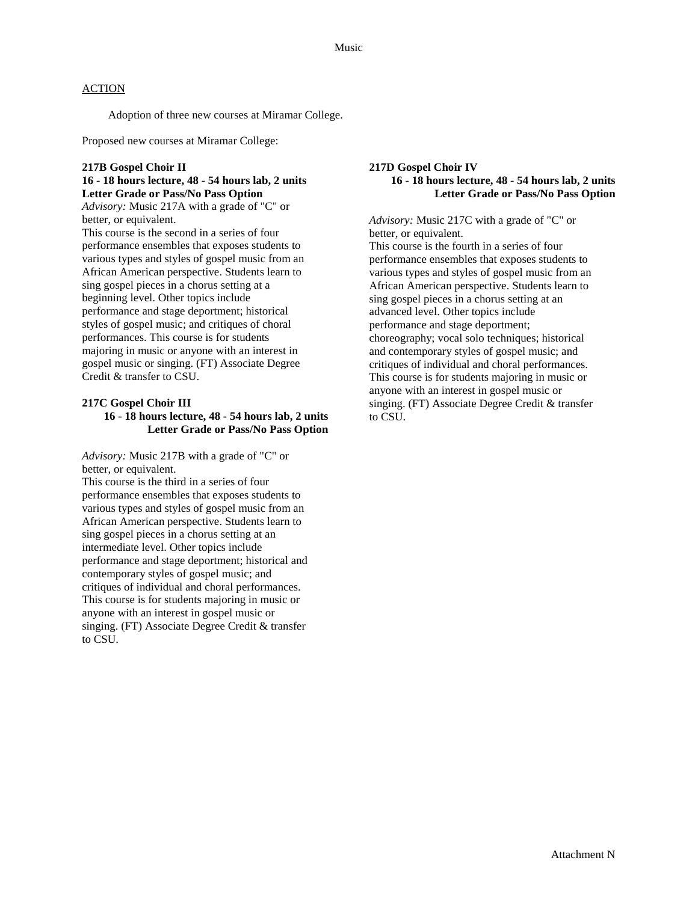Music

ACTION

Adoption of three new courses at Miramar College.

Proposed new courses at Miramar College:

**217B Gospel Choir II**
**16 - 18 hours lecture, 48 - 54 hours lab, 2 units**
**Letter Grade or Pass/No Pass Option**

*Advisory:* Music 217A with a grade of "C" or better, or equivalent.

This course is the second in a series of four performance ensembles that exposes students to various types and styles of gospel music from an African American perspective. Students learn to sing gospel pieces in a chorus setting at a beginning level. Other topics include performance and stage deportment; historical styles of gospel music; and critiques of choral performances. This course is for students majoring in music or anyone with an interest in gospel music or singing. (FT) Associate Degree Credit & transfer to CSU.

**217C Gospel Choir III**
**16 - 18 hours lecture, 48 - 54 hours lab, 2 units**
**Letter Grade or Pass/No Pass Option**

*Advisory:* Music 217B with a grade of "C" or better, or equivalent.

This course is the third in a series of four performance ensembles that exposes students to various types and styles of gospel music from an African American perspective. Students learn to sing gospel pieces in a chorus setting at an intermediate level. Other topics include performance and stage deportment; historical and contemporary styles of gospel music; and critiques of individual and choral performances. This course is for students majoring in music or anyone with an interest in gospel music or singing. (FT) Associate Degree Credit & transfer to CSU.

**217D Gospel Choir IV**
**16 - 18 hours lecture, 48 - 54 hours lab, 2 units**
**Letter Grade or Pass/No Pass Option**

*Advisory:* Music 217C with a grade of "C" or better, or equivalent.

This course is the fourth in a series of four performance ensembles that exposes students to various types and styles of gospel music from an African American perspective. Students learn to sing gospel pieces in a chorus setting at an advanced level. Other topics include performance and stage deportment; choreography; vocal solo techniques; historical and contemporary styles of gospel music; and critiques of individual and choral performances. This course is for students majoring in music or anyone with an interest in gospel music or singing. (FT) Associate Degree Credit & transfer to CSU.

Attachment N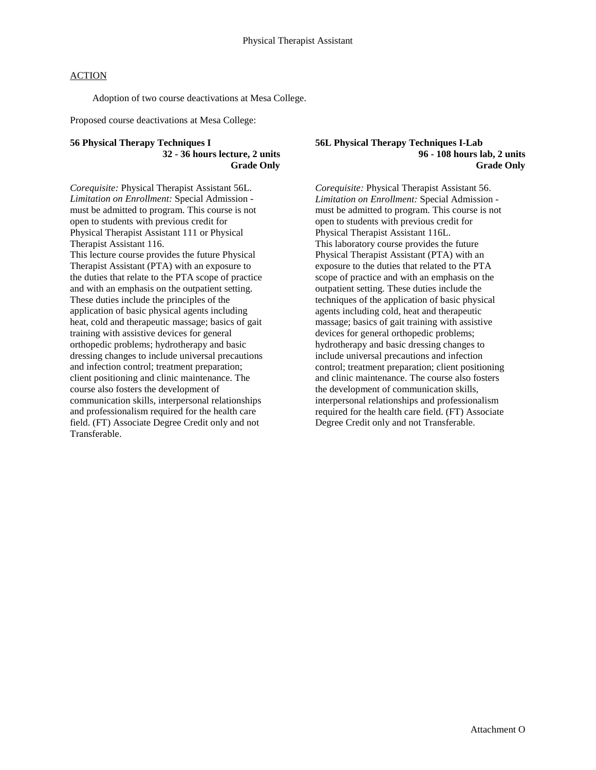Physical Therapist Assistant

ACTION

Adoption of two course deactivations at Mesa College.

Proposed course deactivations at Mesa College:

**56 Physical Therapy Techniques I**
**32 - 36 hours lecture, 2 units**
**Grade Only**

*Corequisite:* Physical Therapist Assistant 56L. *Limitation on Enrollment:* Special Admission - must be admitted to program. This course is not open to students with previous credit for Physical Therapist Assistant 111 or Physical Therapist Assistant 116.
This lecture course provides the future Physical Therapist Assistant (PTA) with an exposure to the duties that relate to the PTA scope of practice and with an emphasis on the outpatient setting. These duties include the principles of the application of basic physical agents including heat, cold and therapeutic massage; basics of gait training with assistive devices for general orthopedic problems; hydrotherapy and basic dressing changes to include universal precautions and infection control; treatment preparation; client positioning and clinic maintenance. The course also fosters the development of communication skills, interpersonal relationships and professionalism required for the health care field. (FT) Associate Degree Credit only and not Transferable.

**56L Physical Therapy Techniques I-Lab**
**96 - 108 hours lab, 2 units**
**Grade Only**

*Corequisite:* Physical Therapist Assistant 56. *Limitation on Enrollment:* Special Admission - must be admitted to program. This course is not open to students with previous credit for Physical Therapist Assistant 116L.
This laboratory course provides the future Physical Therapist Assistant (PTA) with an exposure to the duties that related to the PTA scope of practice and with an emphasis on the outpatient setting. These duties include the techniques of the application of basic physical agents including cold, heat and therapeutic massage; basics of gait training with assistive devices for general orthopedic problems; hydrotherapy and basic dressing changes to include universal precautions and infection control; treatment preparation; client positioning and clinic maintenance. The course also fosters the development of communication skills, interpersonal relationships and professionalism required for the health care field. (FT) Associate Degree Credit only and not Transferable.

Attachment O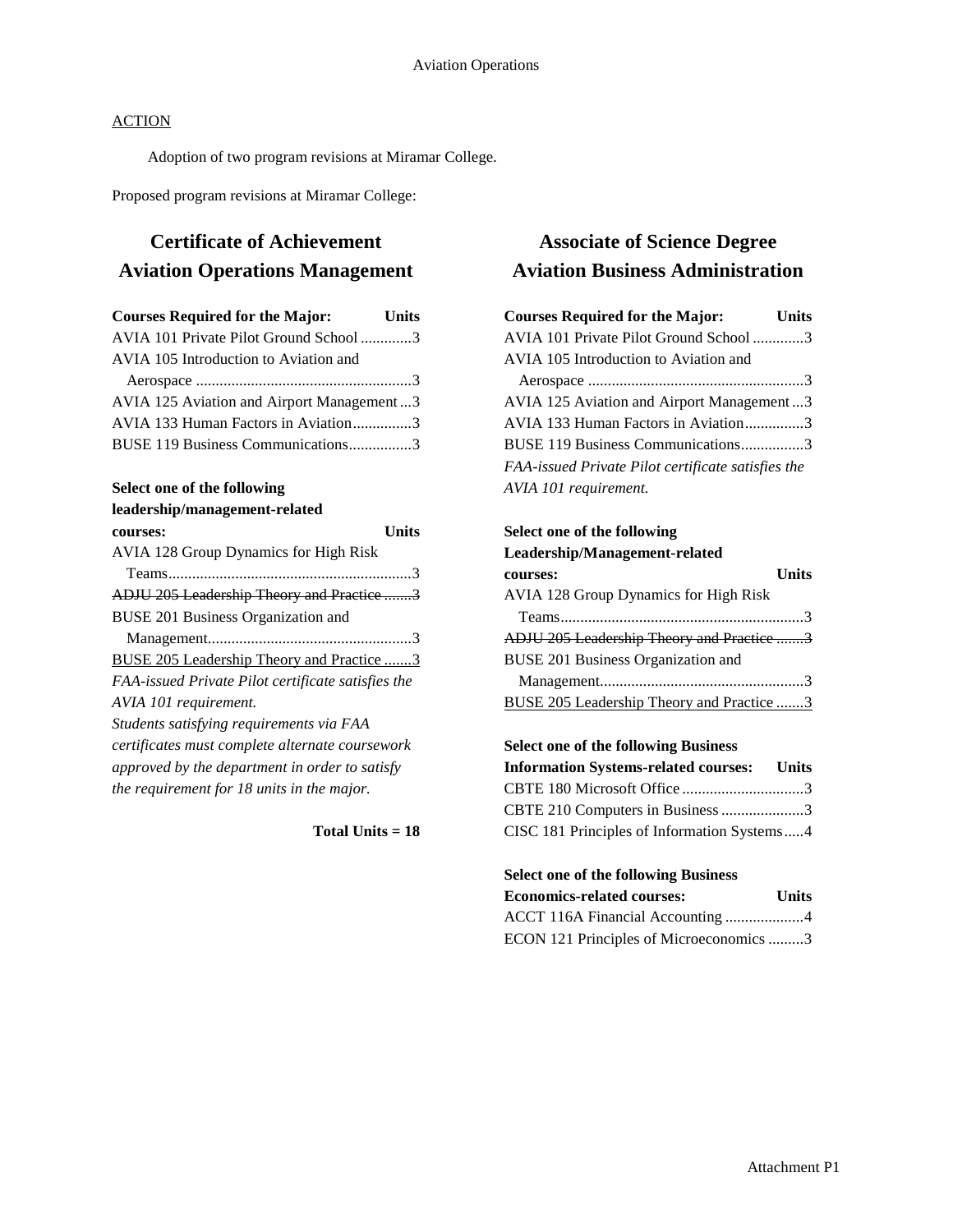ACTION

Adoption of two program revisions at Miramar College.

Proposed program revisions at Miramar College:

## Certificate of Achievement Aviation Operations Management

| Courses Required for the Major: | Units |
|---|---|
| AVIA 101 Private Pilot Ground School | 3 |
| AVIA 105 Introduction to Aviation and Aerospace | 3 |
| AVIA 125 Aviation and Airport Management | 3 |
| AVIA 133 Human Factors in Aviation | 3 |
| BUSE 119 Business Communications | 3 |

| Select one of the following leadership/management-related courses: | Units |
|---|---|
| AVIA 128 Group Dynamics for High Risk Teams | 3 |
| ~~ADJU 205 Leadership Theory and Practice~~ | ~~3~~ |
| BUSE 201 Business Organization and Management | 3 |
| <u>BUSE 205 Leadership Theory and Practice</u> | <u>3</u> |

*FAA-issued Private Pilot certificate satisfies the AVIA 101 requirement.*

*Students satisfying requirements via FAA certificates must complete alternate coursework approved by the department in order to satisfy the requirement for 18 units in the major.*

**Total Units = 18**

## Associate of Science Degree Aviation Business Administration

| Courses Required for the Major: | Units |
|---|---|
| AVIA 101 Private Pilot Ground School | 3 |
| AVIA 105 Introduction to Aviation and Aerospace | 3 |
| AVIA 125 Aviation and Airport Management | 3 |
| AVIA 133 Human Factors in Aviation | 3 |
| BUSE 119 Business Communications | 3 |

*FAA-issued Private Pilot certificate satisfies the AVIA 101 requirement.*

| Select one of the following Leadership/Management-related courses: | Units |
|---|---|
| AVIA 128 Group Dynamics for High Risk Teams | 3 |
| ~~ADJU 205 Leadership Theory and Practice~~ | ~~3~~ |
| BUSE 201 Business Organization and Management | 3 |
| <u>BUSE 205 Leadership Theory and Practice</u> | <u>3</u> |

| Select one of the following Business Information Systems-related courses: | Units |
|---|---|
| CBTE 180 Microsoft Office | 3 |
| CBTE 210 Computers in Business | 3 |
| CISC 181 Principles of Information Systems | 4 |

| Select one of the following Business Economics-related courses: | Units |
|---|---|
| ACCT 116A Financial Accounting | 4 |
| ECON 121 Principles of Microeconomics | 3 |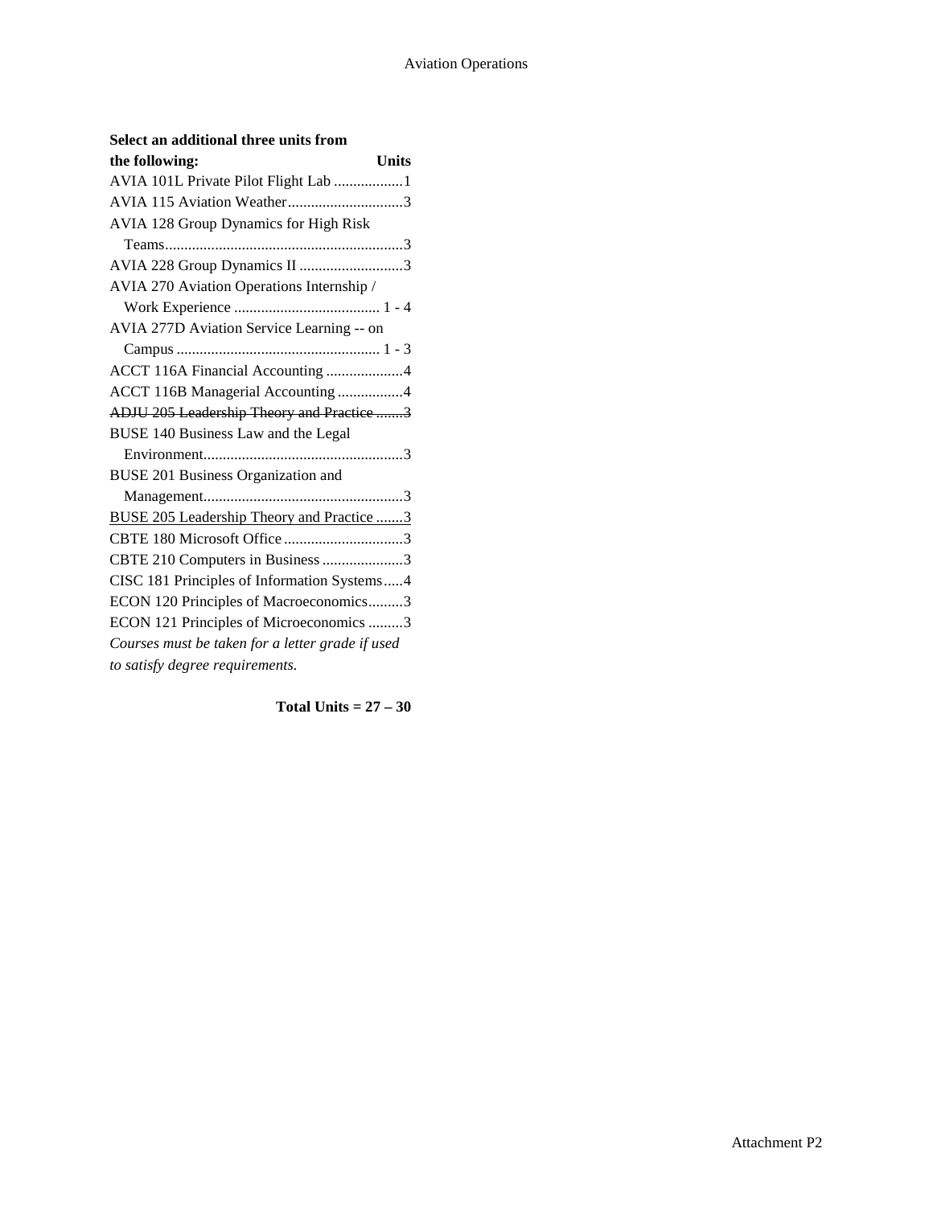| Select an additional three units from the following: | Units |
|---|---|
| AVIA 101L Private Pilot Flight Lab | 1 |
| AVIA 115 Aviation Weather | 3 |
| AVIA 128 Group Dynamics for High Risk Teams | 3 |
| AVIA 228 Group Dynamics II | 3 |
| AVIA 270 Aviation Operations Internship / Work Experience | 1 - 4 |
| AVIA 277D Aviation Service Learning -- on Campus | 1 - 3 |
| ACCT 116A Financial Accounting | 4 |
| ACCT 116B Managerial Accounting | 4 |
| ~~ADJU 205 Leadership Theory and Practice~~ | ~~3~~ |
| BUSE 140 Business Law and the Legal Environment | 3 |
| BUSE 201 Business Organization and Management | 3 |
| <u>BUSE 205 Leadership Theory and Practice</u> | <u>3</u> |
| CBTE 180 Microsoft Office | 3 |
| CBTE 210 Computers in Business | 3 |
| CISC 181 Principles of Information Systems | 4 |
| ECON 120 Principles of Macroeconomics | 3 |
| ECON 121 Principles of Microeconomics | 3 |

*Courses must be taken for a letter grade if used to satisfy degree requirements.*

**Total Units = 27 – 30**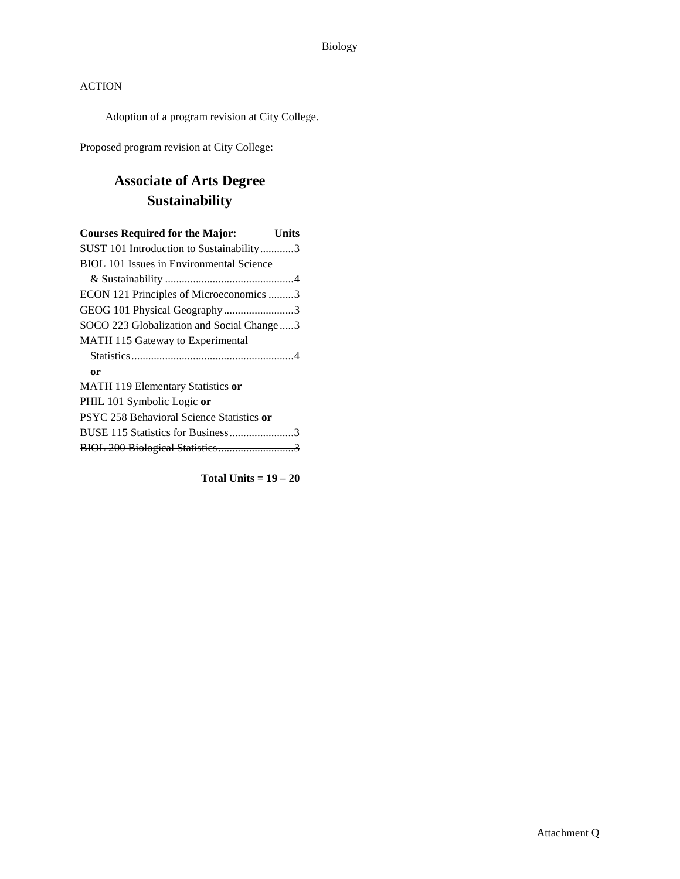Biology

ACTION

Adoption of a program revision at City College.

Proposed program revision at City College:

## Associate of Arts Degree
## Sustainability

| Courses Required for the Major: | Units |
|---|---|
| SUST 101 Introduction to Sustainability | 3 |
| BIOL 101 Issues in Environmental Science & Sustainability | 4 |
| ECON 121 Principles of Microeconomics | 3 |
| GEOG 101 Physical Geography | 3 |
| SOCO 223 Globalization and Social Change | 3 |
| MATH 115 Gateway to Experimental Statistics | 4 |
| **or** | |
| MATH 119 Elementary Statistics **or** | |
| PHIL 101 Symbolic Logic **or** | |
| PSYC 258 Behavioral Science Statistics **or** | |
| BUSE 115 Statistics for Business | 3 |
| ~~BIOL 200 Biological Statistics~~ | ~~3~~ |

**Total Units = 19 – 20**

Attachment Q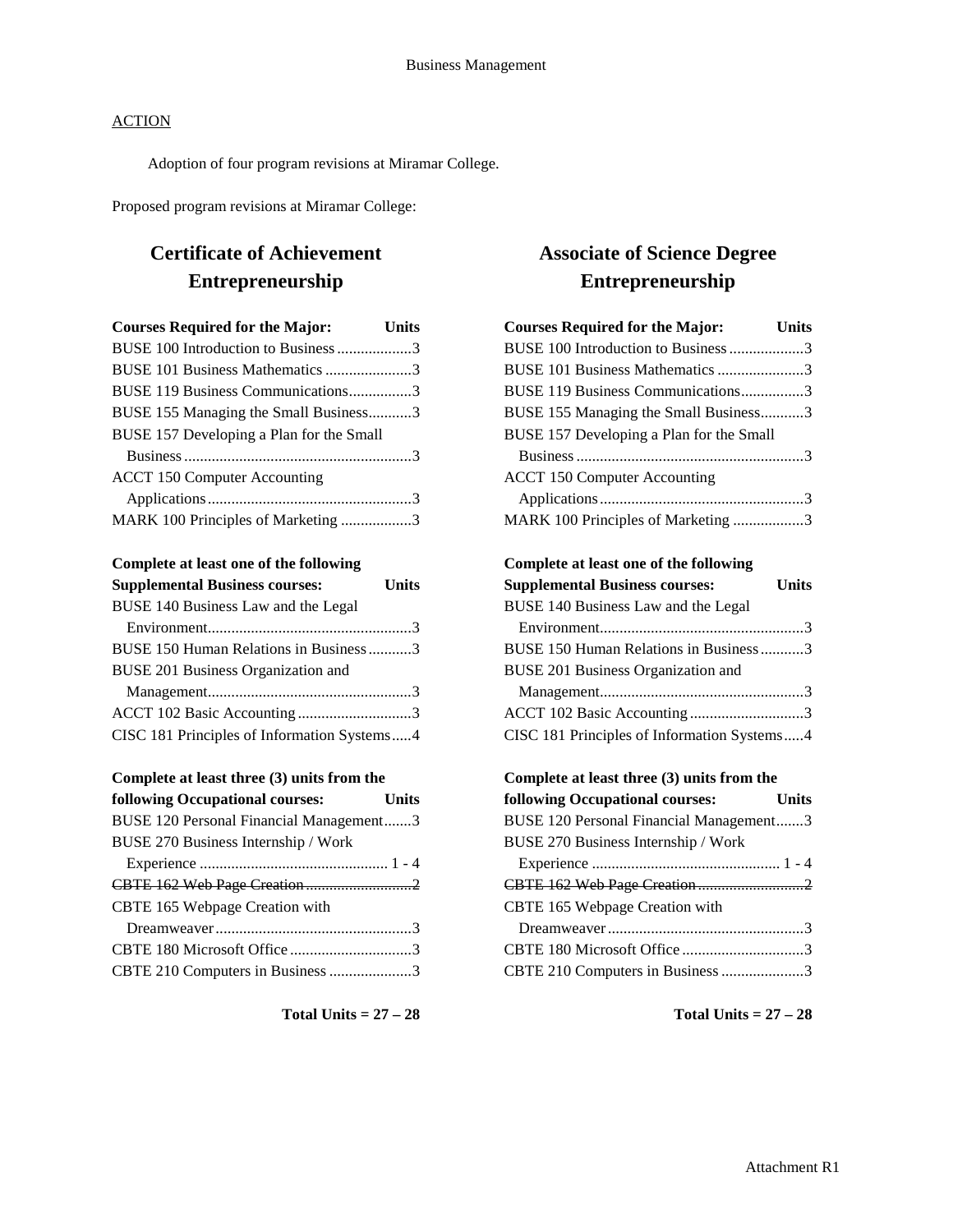## ACTION

Adoption of four program revisions at Miramar College.

Proposed program revisions at Miramar College:

# Certificate of Achievement Entrepreneurship

| Courses Required for the Major: | Units |
|---|---|
| BUSE 100 Introduction to Business | 3 |
| BUSE 101 Business Mathematics | 3 |
| BUSE 119 Business Communications | 3 |
| BUSE 155 Managing the Small Business | 3 |
| BUSE 157 Developing a Plan for the Small Business | 3 |
| ACCT 150 Computer Accounting Applications | 3 |
| MARK 100 Principles of Marketing | 3 |

| Complete at least one of the following Supplemental Business courses: | Units |
|---|---|
| BUSE 140 Business Law and the Legal Environment | 3 |
| BUSE 150 Human Relations in Business | 3 |
| BUSE 201 Business Organization and Management | 3 |
| ACCT 102 Basic Accounting | 3 |
| CISC 181 Principles of Information Systems | 4 |

| Complete at least three (3) units from the following Occupational courses: | Units |
|---|---|
| BUSE 120 Personal Financial Management | 3 |
| BUSE 270 Business Internship / Work Experience | 1 - 4 |
| ~~CBTE 162 Web Page Creation~~ | ~~2~~ |
| CBTE 165 Webpage Creation with Dreamweaver | 3 |
| CBTE 180 Microsoft Office | 3 |
| CBTE 210 Computers in Business | 3 |

**Total Units = 27 – 28**

# Associate of Science Degree Entrepreneurship

| Courses Required for the Major: | Units |
|---|---|
| BUSE 100 Introduction to Business | 3 |
| BUSE 101 Business Mathematics | 3 |
| BUSE 119 Business Communications | 3 |
| BUSE 155 Managing the Small Business | 3 |
| BUSE 157 Developing a Plan for the Small Business | 3 |
| ACCT 150 Computer Accounting Applications | 3 |
| MARK 100 Principles of Marketing | 3 |

| Complete at least one of the following Supplemental Business courses: | Units |
|---|---|
| BUSE 140 Business Law and the Legal Environment | 3 |
| BUSE 150 Human Relations in Business | 3 |
| BUSE 201 Business Organization and Management | 3 |
| ACCT 102 Basic Accounting | 3 |
| CISC 181 Principles of Information Systems | 4 |

| Complete at least three (3) units from the following Occupational courses: | Units |
|---|---|
| BUSE 120 Personal Financial Management | 3 |
| BUSE 270 Business Internship / Work Experience | 1 - 4 |
| ~~CBTE 162 Web Page Creation~~ | ~~2~~ |
| CBTE 165 Webpage Creation with Dreamweaver | 3 |
| CBTE 180 Microsoft Office | 3 |
| CBTE 210 Computers in Business | 3 |

**Total Units = 27 – 28**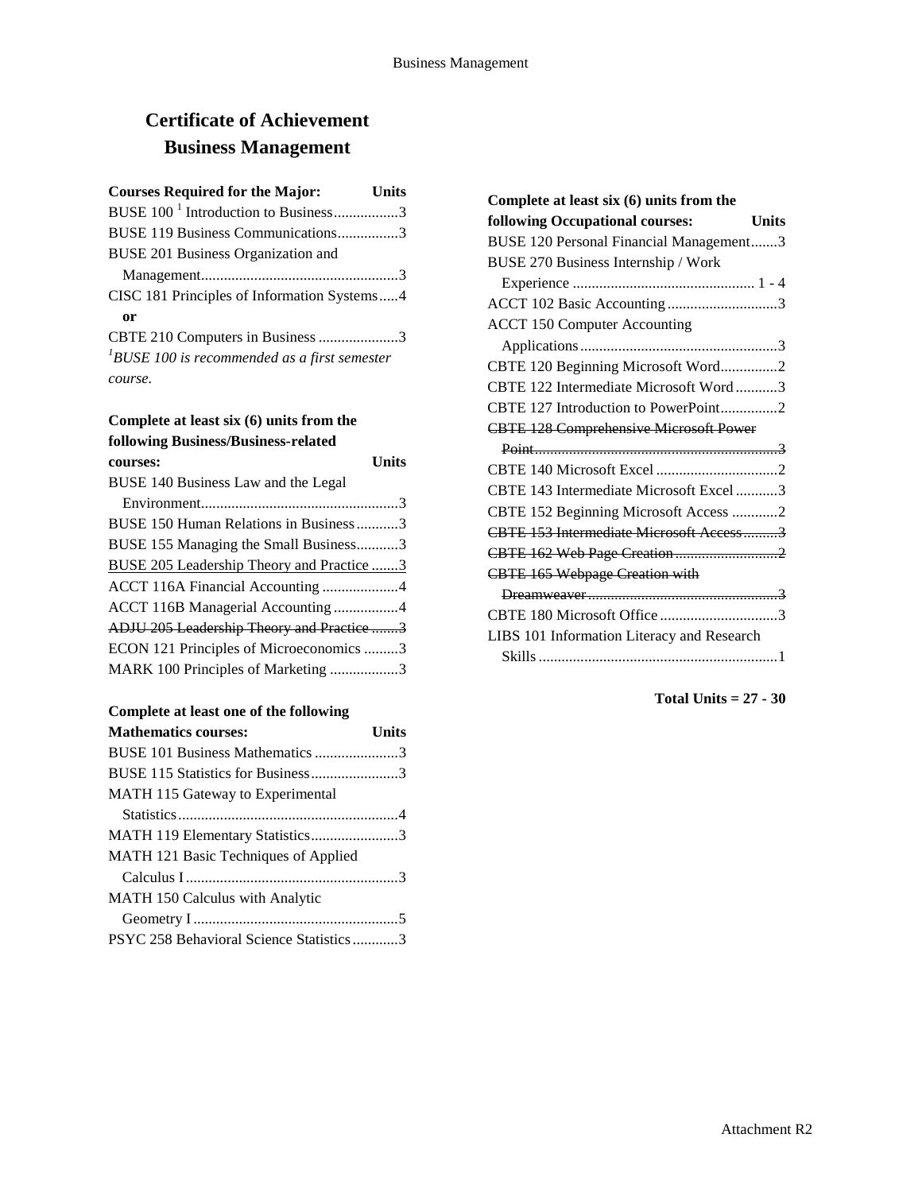# Certificate of Achievement
# Business Management

| Courses Required for the Major: | Units |
|---|---|
| BUSE 100 [1] Introduction to Business | 3 |
| BUSE 119 Business Communications | 3 |
| BUSE 201 Business Organization and Management | 3 |
| CISC 181 Principles of Information Systems | 4 |
| **or** | |
| CBTE 210 Computers in Business | 3 |

*[1]BUSE 100 is recommended as a first semester course.*

| Complete at least six (6) units from the following Business/Business-related courses: | Units |
|---|---|
| BUSE 140 Business Law and the Legal Environment | 3 |
| BUSE 150 Human Relations in Business | 3 |
| BUSE 155 Managing the Small Business | 3 |
| <u>BUSE 205 Leadership Theory and Practice</u> | <u>3</u> |
| ACCT 116A Financial Accounting | 4 |
| ACCT 116B Managerial Accounting | 4 |
| ~~ADJU 205 Leadership Theory and Practice~~ | ~~3~~ |
| ECON 121 Principles of Microeconomics | 3 |
| MARK 100 Principles of Marketing | 3 |

| Complete at least one of the following Mathematics courses: | Units |
|---|---|
| BUSE 101 Business Mathematics | 3 |
| BUSE 115 Statistics for Business | 3 |
| MATH 115 Gateway to Experimental Statistics | 4 |
| MATH 119 Elementary Statistics | 3 |
| MATH 121 Basic Techniques of Applied Calculus I | 3 |
| MATH 150 Calculus with Analytic Geometry I | 5 |
| PSYC 258 Behavioral Science Statistics | 3 |

| Complete at least six (6) units from the following Occupational courses: | Units |
|---|---|
| BUSE 120 Personal Financial Management | 3 |
| BUSE 270 Business Internship / Work Experience | 1 - 4 |
| ACCT 102 Basic Accounting | 3 |
| ACCT 150 Computer Accounting Applications | 3 |
| CBTE 120 Beginning Microsoft Word | 2 |
| CBTE 122 Intermediate Microsoft Word | 3 |
| CBTE 127 Introduction to PowerPoint | 2 |
| ~~CBTE 128 Comprehensive Microsoft Power Point~~ | ~~3~~ |
| CBTE 140 Microsoft Excel | 2 |
| CBTE 143 Intermediate Microsoft Excel | 3 |
| CBTE 152 Beginning Microsoft Access | 2 |
| ~~CBTE 153 Intermediate Microsoft Access~~ | ~~3~~ |
| ~~CBTE 162 Web Page Creation~~ | ~~2~~ |
| ~~CBTE 165 Webpage Creation with Dreamweaver~~ | ~~3~~ |
| CBTE 180 Microsoft Office | 3 |
| LIBS 101 Information Literacy and Research Skills | 1 |

**Total Units = 27 - 30**

Attachment R2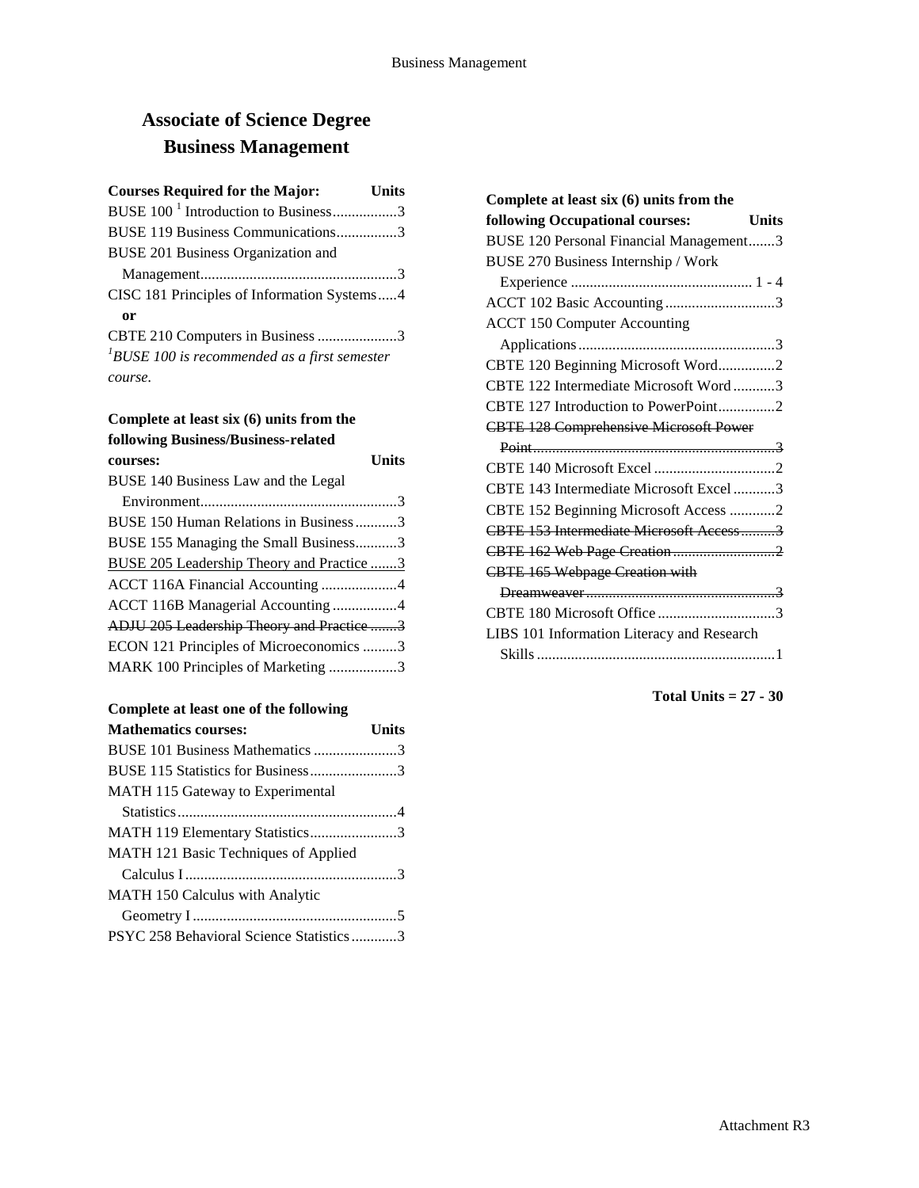# Associate of Science Degree
## Business Management

| Courses Required for the Major: | Units |
|---|---|
| BUSE 100 [1] Introduction to Business | 3 |
| BUSE 119 Business Communications | 3 |
| BUSE 201 Business Organization and Management | 3 |
| CISC 181 Principles of Information Systems | 4 |
| **or** | |
| CBTE 210 Computers in Business | 3 |

*[1]BUSE 100 is recommended as a first semester course.*

| Complete at least six (6) units from the following Business/Business-related courses: | Units |
|---|---|
| BUSE 140 Business Law and the Legal Environment | 3 |
| BUSE 150 Human Relations in Business | 3 |
| BUSE 155 Managing the Small Business | 3 |
| BUSE 205 Leadership Theory and Practice | 3 |
| ACCT 116A Financial Accounting | 4 |
| ACCT 116B Managerial Accounting | 4 |
| ~~ADJU 205 Leadership Theory and Practice~~ | ~~3~~ |
| ECON 121 Principles of Microeconomics | 3 |
| MARK 100 Principles of Marketing | 3 |

| Complete at least one of the following Mathematics courses: | Units |
|---|---|
| BUSE 101 Business Mathematics | 3 |
| BUSE 115 Statistics for Business | 3 |
| MATH 115 Gateway to Experimental Statistics | 4 |
| MATH 119 Elementary Statistics | 3 |
| MATH 121 Basic Techniques of Applied Calculus I | 3 |
| MATH 150 Calculus with Analytic Geometry I | 5 |
| PSYC 258 Behavioral Science Statistics | 3 |

| Complete at least six (6) units from the following Occupational courses: | Units |
|---|---|
| BUSE 120 Personal Financial Management | 3 |
| BUSE 270 Business Internship / Work Experience | 1 - 4 |
| ACCT 102 Basic Accounting | 3 |
| ACCT 150 Computer Accounting Applications | 3 |
| CBTE 120 Beginning Microsoft Word | 2 |
| CBTE 122 Intermediate Microsoft Word | 3 |
| CBTE 127 Introduction to PowerPoint | 2 |
| ~~CBTE 128 Comprehensive Microsoft Power Point~~ | ~~3~~ |
| CBTE 140 Microsoft Excel | 2 |
| CBTE 143 Intermediate Microsoft Excel | 3 |
| CBTE 152 Beginning Microsoft Access | 2 |
| ~~CBTE 153 Intermediate Microsoft Access~~ | ~~3~~ |
| ~~CBTE 162 Web Page Creation~~ | ~~2~~ |
| ~~CBTE 165 Webpage Creation with Dreamweaver~~ | ~~3~~ |
| CBTE 180 Microsoft Office | 3 |
| LIBS 101 Information Literacy and Research Skills | 1 |

**Total Units = 27 - 30**

Attachment R3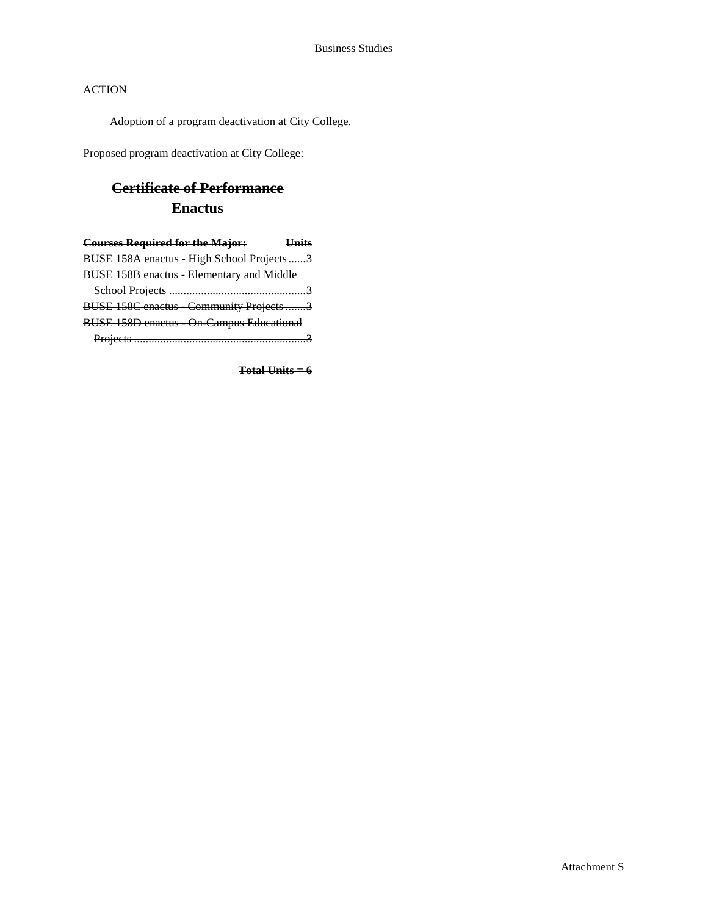Business Studies

ACTION

Adoption of a program deactivation at City College.

Proposed program deactivation at City College:

## ~~Certificate of Performance~~
## ~~Enactus~~

| ~~**Courses Required for the Major:**~~ | ~~**Units**~~ |
|---|---|
| ~~BUSE 158A enactus - High School Projects~~ | ~~3~~ |
| ~~BUSE 158B enactus - Elementary and Middle School Projects~~ | ~~3~~ |
| ~~BUSE 158C enactus - Community Projects~~ | ~~3~~ |
| ~~BUSE 158D enactus - On-Campus Educational Projects~~ | ~~3~~ |

~~**Total Units = 6**~~

Attachment S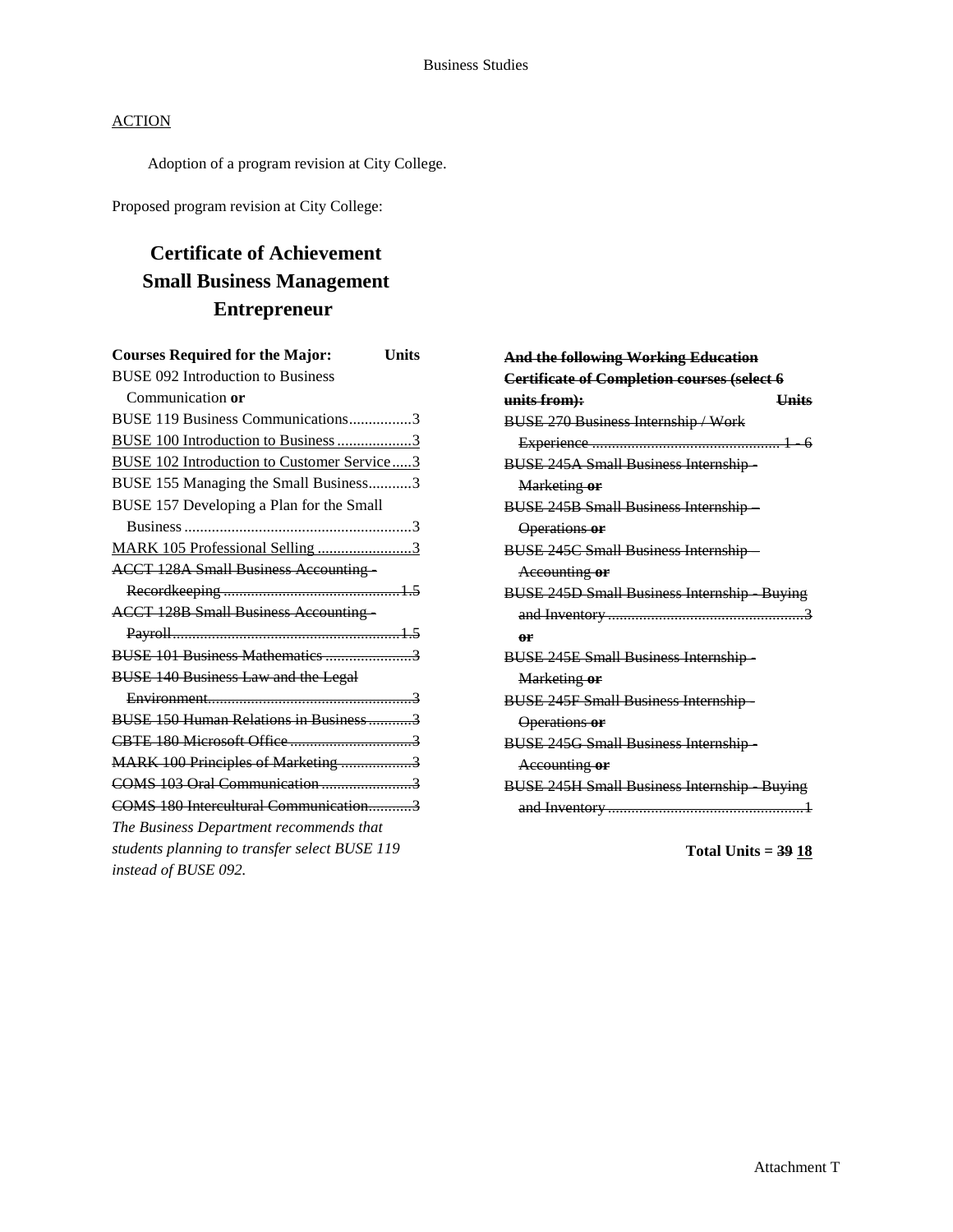ACTION

Adoption of a program revision at City College.

Proposed program revision at City College:

# Certificate of Achievement
# ~~Small Business Management~~
# Entrepreneur

| Courses Required for the Major: | Units |
|---|---|
| BUSE 092 Introduction to Business Communication **or** | |
| BUSE 119 Business Communications | 3 |
| <u>BUSE 100 Introduction to Business</u> | <u>3</u> |
| <u>BUSE 102 Introduction to Customer Service</u> | <u>3</u> |
| BUSE 155 Managing the Small Business | 3 |
| BUSE 157 Developing a Plan for the Small Business | 3 |
| <u>MARK 105 Professional Selling</u> | <u>3</u> |
| ~~ACCT 128A Small Business Accounting - Recordkeeping~~ | ~~1.5~~ |
| ~~ACCT 128B Small Business Accounting - Payroll~~ | ~~1.5~~ |
| ~~BUSE 101 Business Mathematics~~ | ~~3~~ |
| ~~BUSE 140 Business Law and the Legal Environment~~ | ~~3~~ |
| ~~BUSE 150 Human Relations in Business~~ | ~~3~~ |
| ~~CBTE 180 Microsoft Office~~ | ~~3~~ |
| ~~MARK 100 Principles of Marketing~~ | ~~3~~ |
| ~~COMS 103 Oral Communication~~ | ~~3~~ |
| ~~COMS 180 Intercultural Communication~~ | ~~3~~ |

*The Business Department recommends that students planning to transfer select BUSE 119 instead of BUSE 092.*

| ~~**And the following Working Education Certificate of Completion courses (select 6 units from):**~~ | ~~**Units**~~ |
|---|---|
| ~~BUSE 270 Business Internship / Work Experience~~ | ~~1 - 6~~ |
| ~~BUSE 245A Small Business Internship - Marketing **or**~~ | |
| ~~BUSE 245B Small Business Internship – Operations **or**~~ | |
| ~~BUSE 245C Small Business Internship – Accounting **or**~~ | |
| ~~BUSE 245D Small Business Internship - Buying and Inventory~~ | ~~3~~ |
| ~~**or**~~ | |
| ~~BUSE 245E Small Business Internship - Marketing **or**~~ | |
| ~~BUSE 245F Small Business Internship - Operations **or**~~ | |
| ~~BUSE 245G Small Business Internship - Accounting **or**~~ | |
| ~~BUSE 245H Small Business Internship - Buying and Inventory~~ | ~~1~~ |

**Total Units = ~~39~~ <u>18</u>**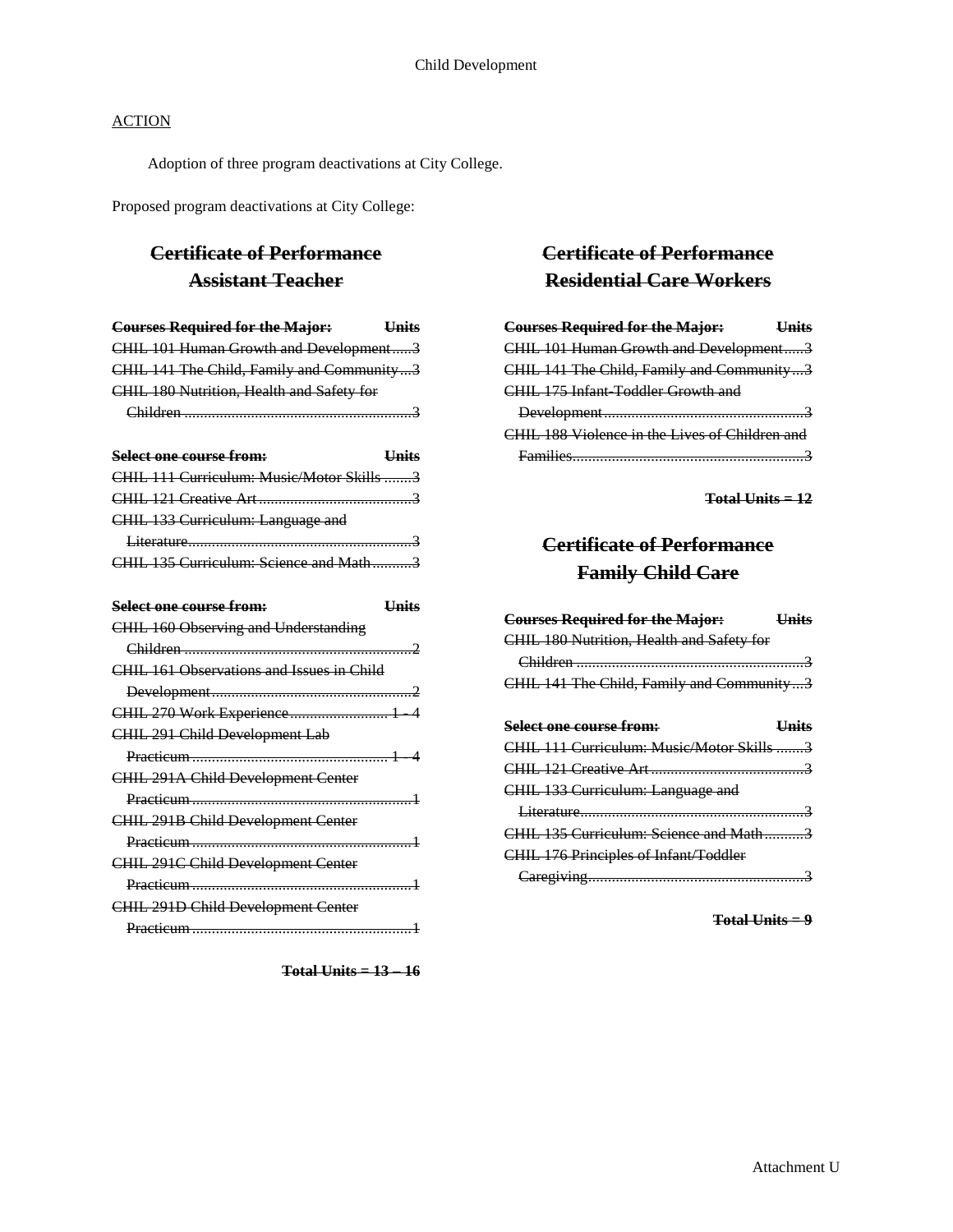Child Development

ACTION

Adoption of three program deactivations at City College.

Proposed program deactivations at City College:

## ~~Certificate of Performance~~
## ~~Assistant Teacher~~

| ~~Courses Required for the Major:~~ | ~~Units~~ |
|---|---|
| ~~CHIL 101 Human Growth and Development~~ | ~~3~~ |
| ~~CHIL 141 The Child, Family and Community~~ | ~~3~~ |
| ~~CHIL 180 Nutrition, Health and Safety for Children~~ | ~~3~~ |

| ~~Select one course from:~~ | ~~Units~~ |
|---|---|
| ~~CHIL 111 Curriculum: Music/Motor Skills~~ | ~~3~~ |
| ~~CHIL 121 Creative Art~~ | ~~3~~ |
| ~~CHIL 133 Curriculum: Language and Literature~~ | ~~3~~ |
| ~~CHIL 135 Curriculum: Science and Math~~ | ~~3~~ |

| ~~Select one course from:~~ | ~~Units~~ |
|---|---|
| ~~CHIL 160 Observing and Understanding Children~~ | ~~2~~ |
| ~~CHIL 161 Observations and Issues in Child Development~~ | ~~2~~ |
| ~~CHIL 270 Work Experience~~ | ~~1 - 4~~ |
| ~~CHIL 291 Child Development Lab Practicum~~ | ~~1 - 4~~ |
| ~~CHIL 291A Child Development Center Practicum~~ | ~~1~~ |
| ~~CHIL 291B Child Development Center Practicum~~ | ~~1~~ |
| ~~CHIL 291C Child Development Center Practicum~~ | ~~1~~ |
| ~~CHIL 291D Child Development Center Practicum~~ | ~~1~~ |

**~~Total Units = 13 – 16~~**

## ~~Certificate of Performance~~
## ~~Residential Care Workers~~

| ~~Courses Required for the Major:~~ | ~~Units~~ |
|---|---|
| ~~CHIL 101 Human Growth and Development~~ | ~~3~~ |
| ~~CHIL 141 The Child, Family and Community~~ | ~~3~~ |
| ~~CHIL 175 Infant-Toddler Growth and Development~~ | ~~3~~ |
| ~~CHIL 188 Violence in the Lives of Children and Families~~ | ~~3~~ |

**~~Total Units = 12~~**

## ~~Certificate of Performance~~
## ~~Family Child Care~~

| ~~Courses Required for the Major:~~ | ~~Units~~ |
|---|---|
| ~~CHIL 180 Nutrition, Health and Safety for Children~~ | ~~3~~ |
| ~~CHIL 141 The Child, Family and Community~~ | ~~3~~ |

| ~~Select one course from:~~ | ~~Units~~ |
|---|---|
| ~~CHIL 111 Curriculum: Music/Motor Skills~~ | ~~3~~ |
| ~~CHIL 121 Creative Art~~ | ~~3~~ |
| ~~CHIL 133 Curriculum: Language and Literature~~ | ~~3~~ |
| ~~CHIL 135 Curriculum: Science and Math~~ | ~~3~~ |
| ~~CHIL 176 Principles of Infant/Toddler Caregiving~~ | ~~3~~ |

**~~Total Units = 9~~**

Attachment U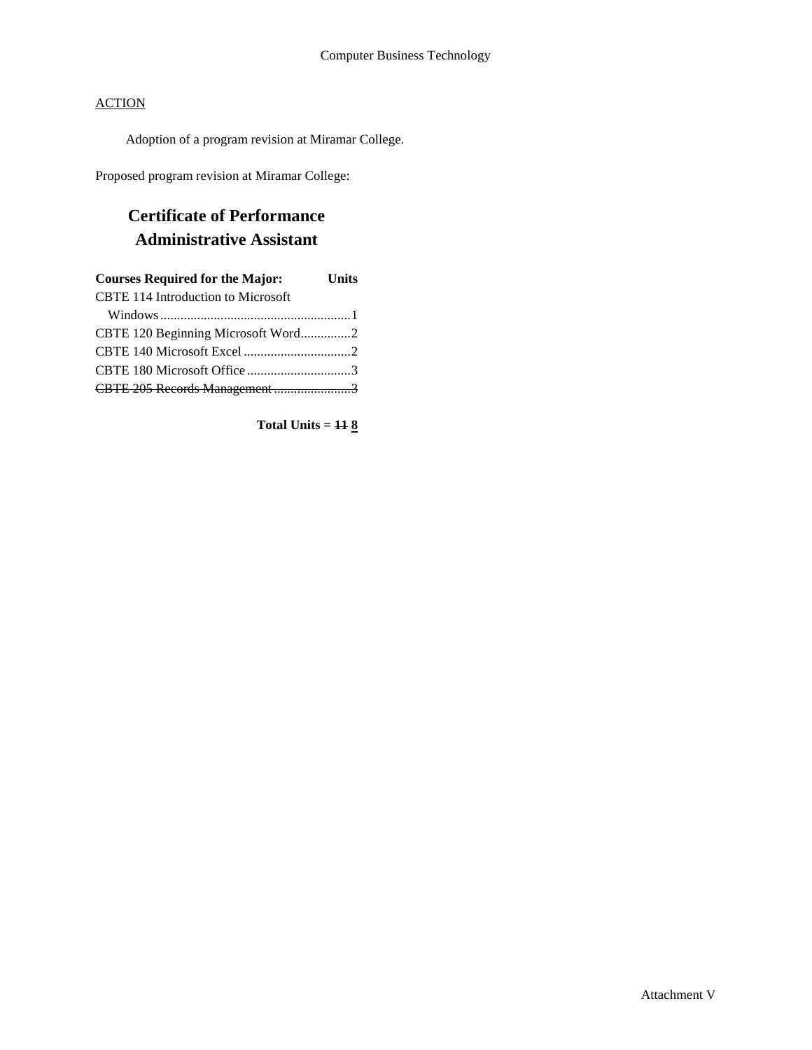Computer Business Technology

ACTION

Adoption of a program revision at Miramar College.

Proposed program revision at Miramar College:

## Certificate of Performance
## Administrative Assistant

| **Courses Required for the Major:** | **Units** |
| --- | --- |
| CBTE 114 Introduction to Microsoft Windows | 1 |
| CBTE 120 Beginning Microsoft Word | 2 |
| CBTE 140 Microsoft Excel | 2 |
| CBTE 180 Microsoft Office | 3 |
| ~~CBTE 205 Records Management~~ | ~~3~~ |

**Total Units = ~~11~~ <u>8</u>**

Attachment V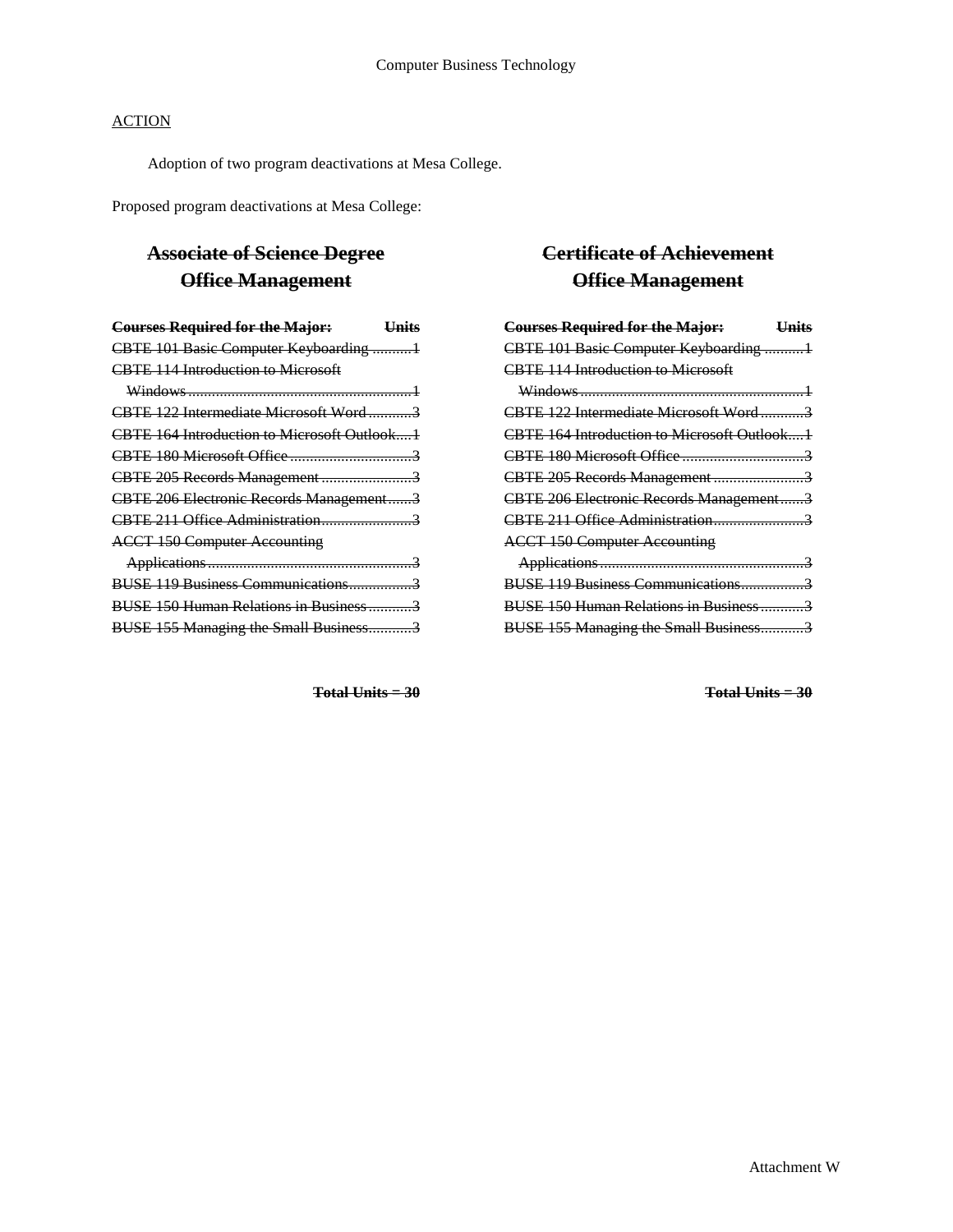Computer Business Technology

ACTION

Adoption of two program deactivations at Mesa College.

Proposed program deactivations at Mesa College:

## ~~Associate of Science Degree~~ ~~Office Management~~

| ~~**Courses Required for the Major:**~~ | ~~**Units**~~ |
|---|---|
| ~~CBTE 101 Basic Computer Keyboarding~~ | ~~1~~ |
| ~~CBTE 114 Introduction to Microsoft Windows~~ | ~~1~~ |
| ~~CBTE 122 Intermediate Microsoft Word~~ | ~~3~~ |
| ~~CBTE 164 Introduction to Microsoft Outlook~~ | ~~1~~ |
| ~~CBTE 180 Microsoft Office~~ | ~~3~~ |
| ~~CBTE 205 Records Management~~ | ~~3~~ |
| ~~CBTE 206 Electronic Records Management~~ | ~~3~~ |
| ~~CBTE 211 Office Administration~~ | ~~3~~ |
| ~~ACCT 150 Computer Accounting Applications~~ | ~~3~~ |
| ~~BUSE 119 Business Communications~~ | ~~3~~ |
| ~~BUSE 150 Human Relations in Business~~ | ~~3~~ |
| ~~BUSE 155 Managing the Small Business~~ | ~~3~~ |

~~**Total Units = 30**~~

## ~~Certificate of Achievement~~ ~~Office Management~~

| ~~**Courses Required for the Major:**~~ | ~~**Units**~~ |
|---|---|
| ~~CBTE 101 Basic Computer Keyboarding~~ | ~~1~~ |
| ~~CBTE 114 Introduction to Microsoft Windows~~ | ~~1~~ |
| ~~CBTE 122 Intermediate Microsoft Word~~ | ~~3~~ |
| ~~CBTE 164 Introduction to Microsoft Outlook~~ | ~~1~~ |
| ~~CBTE 180 Microsoft Office~~ | ~~3~~ |
| ~~CBTE 205 Records Management~~ | ~~3~~ |
| ~~CBTE 206 Electronic Records Management~~ | ~~3~~ |
| ~~CBTE 211 Office Administration~~ | ~~3~~ |
| ~~ACCT 150 Computer Accounting Applications~~ | ~~3~~ |
| ~~BUSE 119 Business Communications~~ | ~~3~~ |
| ~~BUSE 150 Human Relations in Business~~ | ~~3~~ |
| ~~BUSE 155 Managing the Small Business~~ | ~~3~~ |

~~**Total Units = 30**~~

Attachment W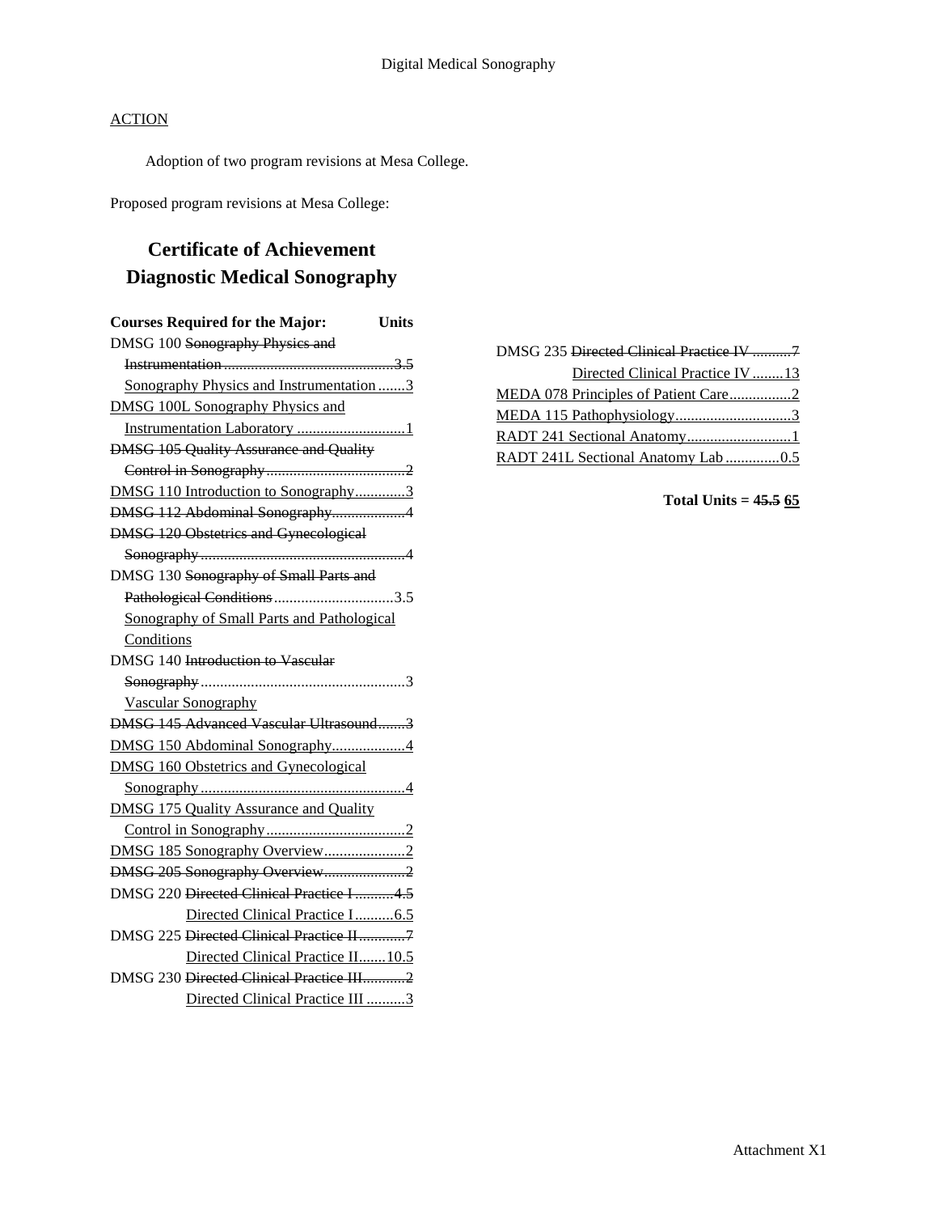Digital Medical Sonography

<u>ACTION</u>

Adoption of two program revisions at Mesa College.

Proposed program revisions at Mesa College:

## Certificate of Achievement
## Diagnostic Medical Sonography

| Courses Required for the Major: | Units |
|---|---|
| DMSG 100 ~~Sonography Physics and Instrumentation~~ | ~~3.5~~ |
| <u>Sonography Physics and Instrumentation</u> | <u>3</u> |
| <u>DMSG 100L Sonography Physics and Instrumentation Laboratory</u> | <u>1</u> |
| ~~DMSG 105 Quality Assurance and Quality Control in Sonography~~ | ~~2~~ |
| <u>DMSG 110 Introduction to Sonography</u> | <u>3</u> |
| ~~DMSG 112 Abdominal Sonography~~ | ~~4~~ |
| ~~DMSG 120 Obstetrics and Gynecological Sonography~~ | ~~4~~ |
| DMSG 130 ~~Sonography of Small Parts and Pathological Conditions~~ | 3.5 |
| <u>Sonography of Small Parts and Pathological Conditions</u> | |
| DMSG 140 ~~Introduction to Vascular Sonography~~ | 3 |
| <u>Vascular Sonography</u> | |
| ~~DMSG 145 Advanced Vascular Ultrasound~~ | ~~3~~ |
| <u>DMSG 150 Abdominal Sonography</u> | <u>4</u> |
| <u>DMSG 160 Obstetrics and Gynecological Sonography</u> | <u>4</u> |
| <u>DMSG 175 Quality Assurance and Quality Control in Sonography</u> | <u>2</u> |
| <u>DMSG 185 Sonography Overview</u> | <u>2</u> |
| ~~DMSG 205 Sonography Overview~~ | ~~2~~ |
| DMSG 220 ~~Directed Clinical Practice I~~ | ~~4.5~~ |
| <u>Directed Clinical Practice I</u> | <u>6.5</u> |
| DMSG 225 ~~Directed Clinical Practice II~~ | ~~7~~ |
| <u>Directed Clinical Practice II</u> | <u>10.5</u> |
| DMSG 230 ~~Directed Clinical Practice III~~ | ~~2~~ |
| <u>Directed Clinical Practice III</u> | <u>3</u> |
| DMSG 235 ~~Directed Clinical Practice IV~~ | ~~7~~ |
| <u>Directed Clinical Practice IV</u> | <u>13</u> |
| <u>MEDA 078 Principles of Patient Care</u> | <u>2</u> |
| <u>MEDA 115 Pathophysiology</u> | <u>3</u> |
| <u>RADT 241 Sectional Anatomy</u> | <u>1</u> |
| <u>RADT 241L Sectional Anatomy Lab</u> | <u>0.5</u> |

**Total Units = 4~~5.5~~ <u>65</u>**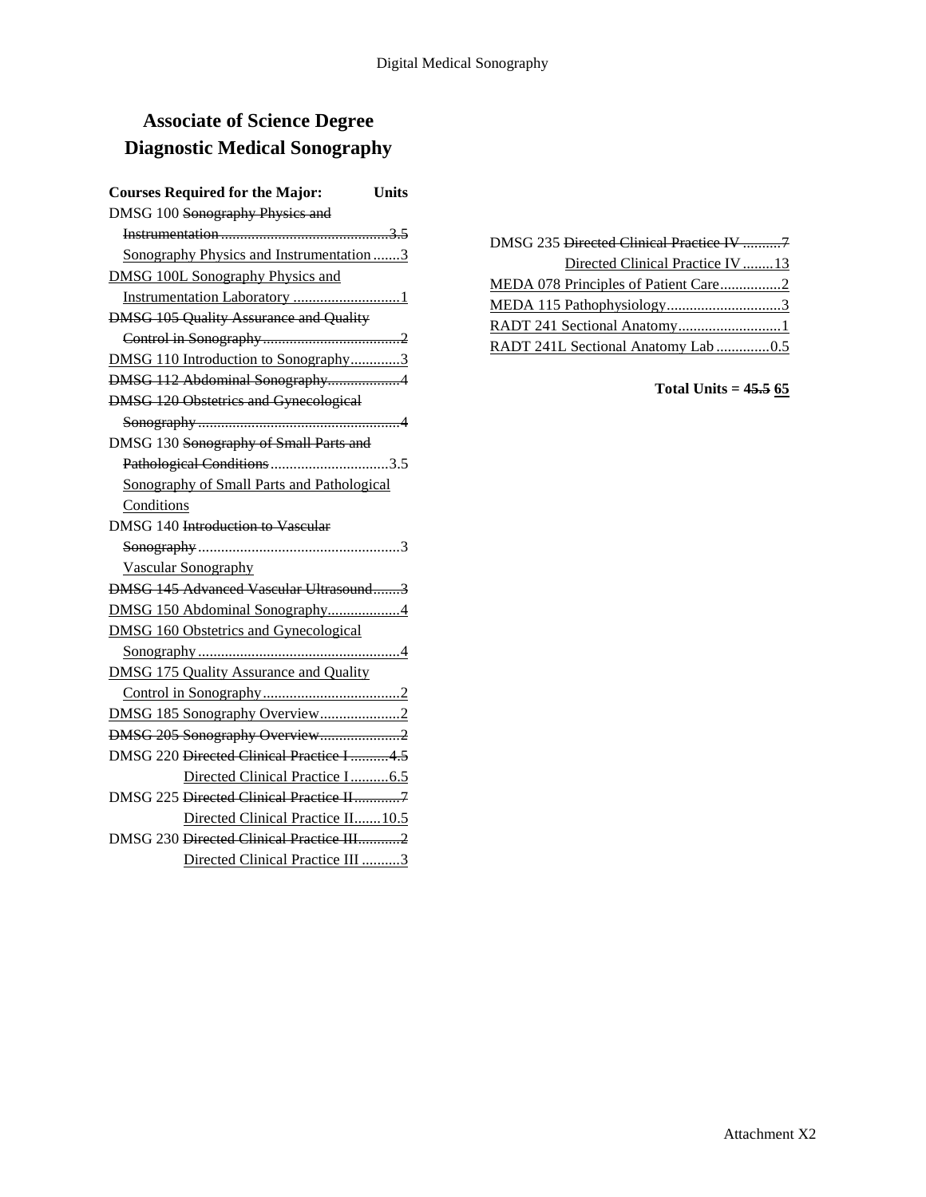# Associate of Science Degree
# Diagnostic Medical Sonography

**Courses Required for the Major: Units**

DMSG 100 ~~Sonography Physics and Instrumentation ............3.5~~
<u>Sonography Physics and Instrumentation .......3</u>

<u>DMSG 100L Sonography Physics and Instrumentation Laboratory ............1</u>

~~DMSG 105 Quality Assurance and Quality Control in Sonography ............2~~

DMSG 110 Introduction to Sonography.............3

~~DMSG 112 Abdominal Sonography...................4~~

~~DMSG 120 Obstetrics and Gynecological Sonography ............4~~

DMSG 130 ~~Sonography of Small Parts and Pathological Conditions~~...............................3.5
<u>Sonography of Small Parts and Pathological Conditions</u>

DMSG 140 ~~Introduction to Vascular Sonography~~ ............3
<u>Vascular Sonography</u>

~~DMSG 145 Advanced Vascular Ultrasound.......3~~

<u>DMSG 150 Abdominal Sonography...................4</u>

<u>DMSG 160 Obstetrics and Gynecological Sonography ............4</u>

<u>DMSG 175 Quality Assurance and Quality Control in Sonography ............2</u>

<u>DMSG 185 Sonography Overview.....................2</u>

~~DMSG 205 Sonography Overview.....................2~~

DMSG 220 ~~Directed Clinical Practice I ..........4.5~~
<u>Directed Clinical Practice I..........6.5</u>

DMSG 225 ~~Directed Clinical Practice II............7~~
<u>Directed Clinical Practice II.......10.5</u>

DMSG 230 ~~Directed Clinical Practice III...........2~~
<u>Directed Clinical Practice III ..........3</u>

DMSG 235 ~~Directed Clinical Practice IV ..........7~~
<u>Directed Clinical Practice IV ........13</u>

<u>MEDA 078 Principles of Patient Care................2</u>

<u>MEDA 115 Pathophysiology..............................3</u>

<u>RADT 241 Sectional Anatomy...........................1</u>

<u>RADT 241L Sectional Anatomy Lab ..............0.5</u>

**Total Units = 4~~5.5~~ <u>65</u>**

Attachment X2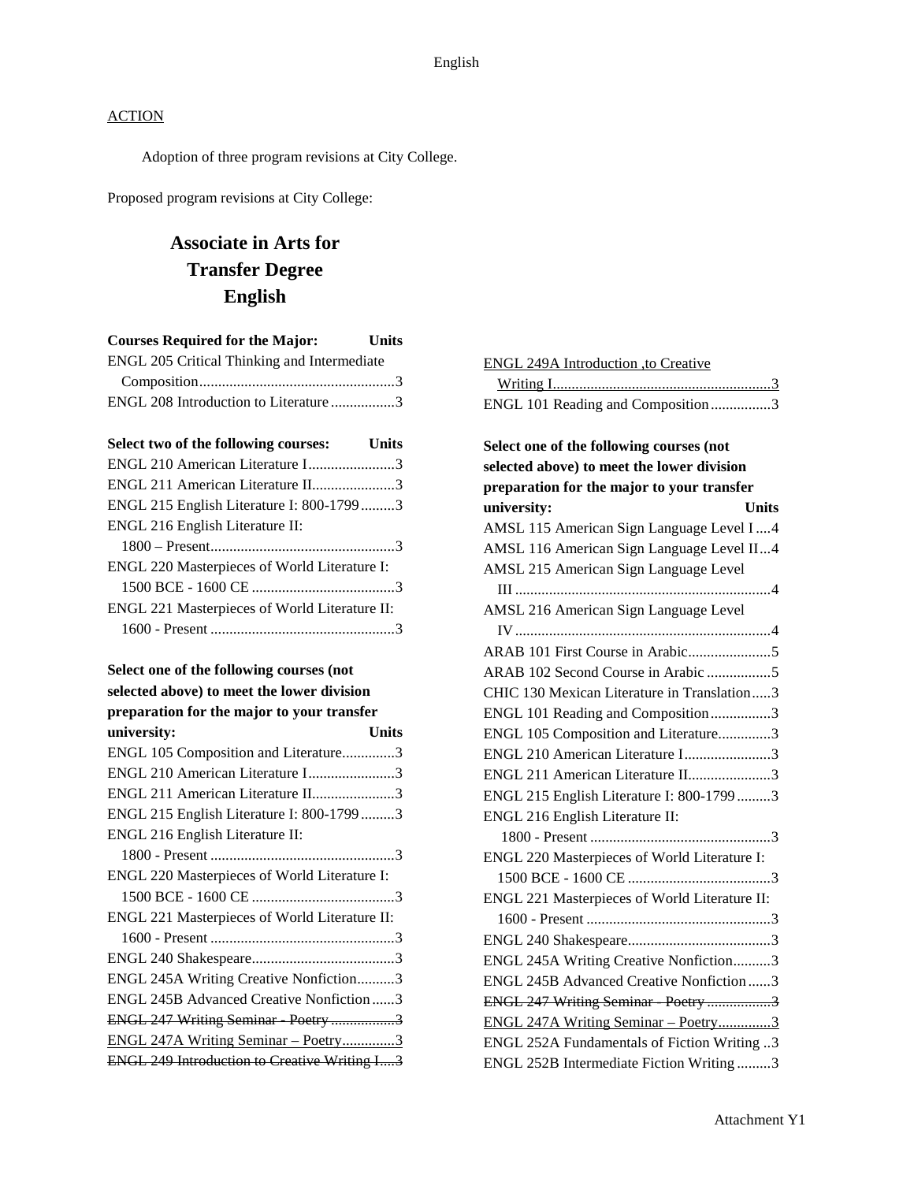ACTION

Adoption of three program revisions at City College.

Proposed program revisions at City College:

# Associate in Arts for Transfer Degree English

| Courses Required for the Major: | Units |
|---|---|
| ENGL 205 Critical Thinking and Intermediate Composition | 3 |
| ENGL 208 Introduction to Literature | 3 |

| Select two of the following courses: | Units |
|---|---|
| ENGL 210 American Literature I | 3 |
| ENGL 211 American Literature II | 3 |
| ENGL 215 English Literature I: 800-1799 | 3 |
| ENGL 216 English Literature II: 1800 – Present | 3 |
| ENGL 220 Masterpieces of World Literature I: 1500 BCE - 1600 CE | 3 |
| ENGL 221 Masterpieces of World Literature II: 1600 - Present | 3 |

| Select one of the following courses (not selected above) to meet the lower division preparation for the major to your transfer university: | Units |
|---|---|
| ENGL 105 Composition and Literature | 3 |
| ENGL 210 American Literature I | 3 |
| ENGL 211 American Literature II | 3 |
| ENGL 215 English Literature I: 800-1799 | 3 |
| ENGL 216 English Literature II: 1800 - Present | 3 |
| ENGL 220 Masterpieces of World Literature I: 1500 BCE - 1600 CE | 3 |
| ENGL 221 Masterpieces of World Literature II: 1600 - Present | 3 |
| ENGL 240 Shakespeare | 3 |
| ENGL 245A Writing Creative Nonfiction | 3 |
| ENGL 245B Advanced Creative Nonfiction | 3 |
| ~~ENGL 247 Writing Seminar - Poetry~~ | ~~3~~ |
| <u>ENGL 247A Writing Seminar – Poetry</u> | <u>3</u> |
| ~~ENGL 249 Introduction to Creative Writing I~~ | ~~3~~ |
| <u>ENGL 249A Introduction ,to Creative Writing I</u> | <u>3</u> |
| ENGL 101 Reading and Composition | 3 |

| Select one of the following courses (not selected above) to meet the lower division preparation for the major to your transfer university: | Units |
|---|---|
| AMSL 115 American Sign Language Level I | 4 |
| AMSL 116 American Sign Language Level II | 4 |
| AMSL 215 American Sign Language Level III | 4 |
| AMSL 216 American Sign Language Level IV | 4 |
| ARAB 101 First Course in Arabic | 5 |
| ARAB 102 Second Course in Arabic | 5 |
| CHIC 130 Mexican Literature in Translation | 3 |
| ENGL 101 Reading and Composition | 3 |
| ENGL 105 Composition and Literature | 3 |
| ENGL 210 American Literature I | 3 |
| ENGL 211 American Literature II | 3 |
| ENGL 215 English Literature I: 800-1799 | 3 |
| ENGL 216 English Literature II: 1800 - Present | 3 |
| ENGL 220 Masterpieces of World Literature I: 1500 BCE - 1600 CE | 3 |
| ENGL 221 Masterpieces of World Literature II: 1600 - Present | 3 |
| ENGL 240 Shakespeare | 3 |
| ENGL 245A Writing Creative Nonfiction | 3 |
| ENGL 245B Advanced Creative Nonfiction | 3 |
| ~~ENGL 247 Writing Seminar - Poetry~~ | ~~3~~ |
| <u>ENGL 247A Writing Seminar – Poetry</u> | <u>3</u> |
| ENGL 252A Fundamentals of Fiction Writing | 3 |
| ENGL 252B Intermediate Fiction Writing | 3 |

Attachment Y1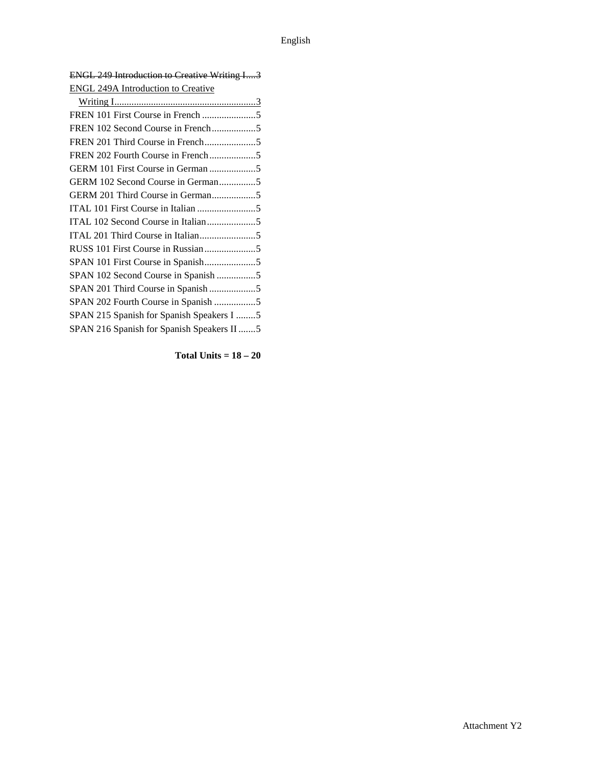~~ENGL 249 Introduction to Creative Writing I....3~~

<u>ENGL 249A Introduction to Creative Writing I..........................................................3</u>

FREN 101 First Course in French ......................5

FREN 102 Second Course in French..................5

FREN 201 Third Course in French.....................5

FREN 202 Fourth Course in French...................5

GERM 101 First Course in German ...................5

GERM 102 Second Course in German...............5

GERM 201 Third Course in German..................5

ITAL 101 First Course in Italian ........................5

ITAL 102 Second Course in Italian....................5

ITAL 201 Third Course in Italian.......................5

RUSS 101 First Course in Russian.....................5

SPAN 101 First Course in Spanish.....................5

SPAN 102 Second Course in Spanish ................5

SPAN 201 Third Course in Spanish ...................5

SPAN 202 Fourth Course in Spanish .................5

SPAN 215 Spanish for Spanish Speakers I ........5

SPAN 216 Spanish for Spanish Speakers II .......5

**Total Units = 18 – 20**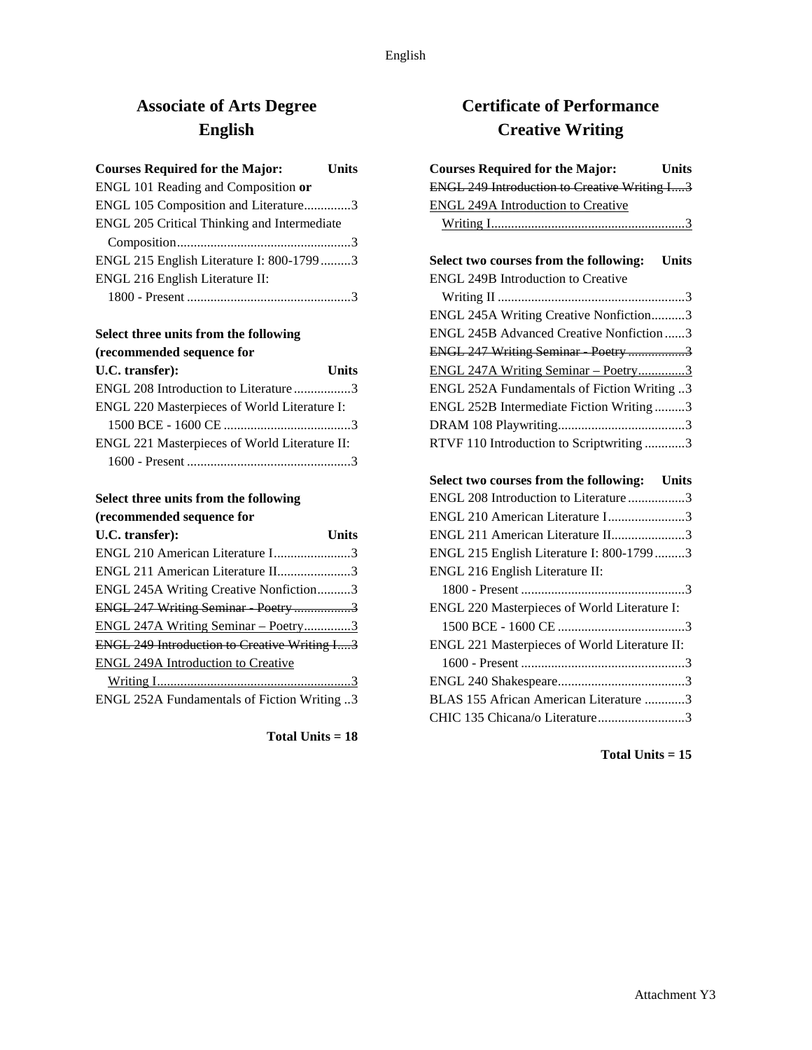# Associate of Arts Degree English

| Courses Required for the Major: | Units |
|---|---|
| ENGL 101 Reading and Composition **or** | |
| ENGL 105 Composition and Literature | 3 |
| ENGL 205 Critical Thinking and Intermediate Composition | 3 |
| ENGL 215 English Literature I: 800-1799 | 3 |
| ENGL 216 English Literature II: 1800 - Present | 3 |

| Select three units from the following (recommended sequence for U.C. transfer): | Units |
|---|---|
| ENGL 208 Introduction to Literature | 3 |
| ENGL 220 Masterpieces of World Literature I: 1500 BCE - 1600 CE | 3 |
| ENGL 221 Masterpieces of World Literature II: 1600 - Present | 3 |

| Select three units from the following (recommended sequence for U.C. transfer): | Units |
|---|---|
| ENGL 210 American Literature I | 3 |
| ENGL 211 American Literature II | 3 |
| ENGL 245A Writing Creative Nonfiction | 3 |
| ~~ENGL 247 Writing Seminar - Poetry~~ | ~~3~~ |
| <u>ENGL 247A Writing Seminar – Poetry</u> | <u>3</u> |
| ~~ENGL 249 Introduction to Creative Writing I~~ | ~~3~~ |
| <u>ENGL 249A Introduction to Creative Writing I</u> | <u>3</u> |
| ENGL 252A Fundamentals of Fiction Writing | 3 |

**Total Units = 18**

# Certificate of Performance Creative Writing

| Courses Required for the Major: | Units |
|---|---|
| ~~ENGL 249 Introduction to Creative Writing I~~ | ~~3~~ |
| <u>ENGL 249A Introduction to Creative Writing I</u> | <u>3</u> |

| Select two courses from the following: | Units |
|---|---|
| ENGL 249B Introduction to Creative Writing II | 3 |
| ENGL 245A Writing Creative Nonfiction | 3 |
| ENGL 245B Advanced Creative Nonfiction | 3 |
| ~~ENGL 247 Writing Seminar - Poetry~~ | ~~3~~ |
| <u>ENGL 247A Writing Seminar – Poetry</u> | <u>3</u> |
| ENGL 252A Fundamentals of Fiction Writing | 3 |
| ENGL 252B Intermediate Fiction Writing | 3 |
| DRAM 108 Playwriting | 3 |
| RTVF 110 Introduction to Scriptwriting | 3 |

| Select two courses from the following: | Units |
|---|---|
| ENGL 208 Introduction to Literature | 3 |
| ENGL 210 American Literature I | 3 |
| ENGL 211 American Literature II | 3 |
| ENGL 215 English Literature I: 800-1799 | 3 |
| ENGL 216 English Literature II: 1800 - Present | 3 |
| ENGL 220 Masterpieces of World Literature I: 1500 BCE - 1600 CE | 3 |
| ENGL 221 Masterpieces of World Literature II: 1600 - Present | 3 |
| ENGL 240 Shakespeare | 3 |
| BLAS 155 African American Literature | 3 |
| CHIC 135 Chicana/o Literature | 3 |

**Total Units = 15**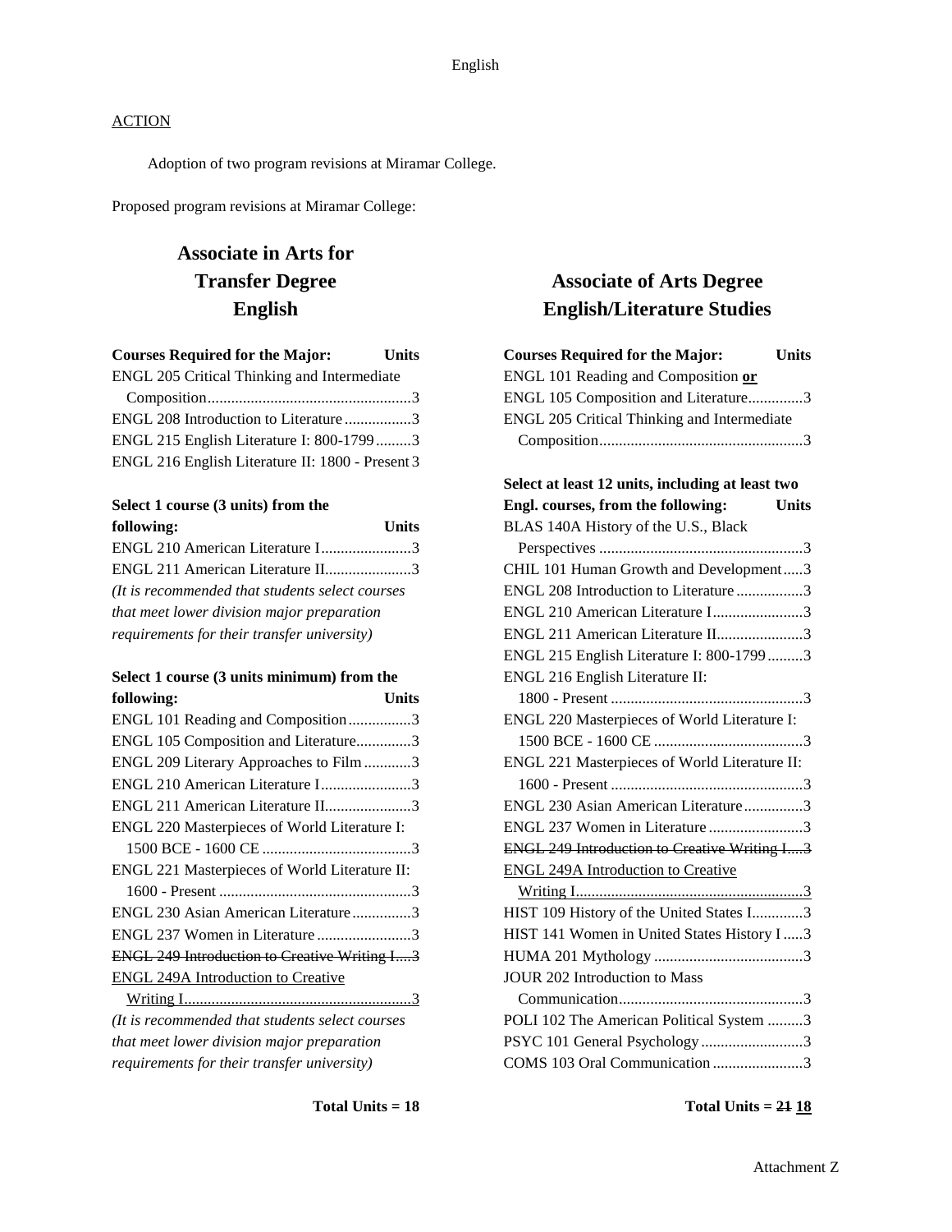ACTION

Adoption of two program revisions at Miramar College.

Proposed program revisions at Miramar College:

## Associate in Arts for Transfer Degree English

| Courses Required for the Major: | Units |
|---|---|
| ENGL 205 Critical Thinking and Intermediate Composition | 3 |
| ENGL 208 Introduction to Literature | 3 |
| ENGL 215 English Literature I: 800-1799 | 3 |
| ENGL 216 English Literature II: 1800 - Present | 3 |

| Select 1 course (3 units) from the following: | Units |
|---|---|
| ENGL 210 American Literature I | 3 |
| ENGL 211 American Literature II | 3 |

*(It is recommended that students select courses that meet lower division major preparation requirements for their transfer university)*

| Select 1 course (3 units minimum) from the following: | Units |
|---|---|
| ENGL 101 Reading and Composition | 3 |
| ENGL 105 Composition and Literature | 3 |
| ENGL 209 Literary Approaches to Film | 3 |
| ENGL 210 American Literature I | 3 |
| ENGL 211 American Literature II | 3 |
| ENGL 220 Masterpieces of World Literature I: 1500 BCE - 1600 CE | 3 |
| ENGL 221 Masterpieces of World Literature II: 1600 - Present | 3 |
| ENGL 230 Asian American Literature | 3 |
| ENGL 237 Women in Literature | 3 |
| ~~ENGL 249 Introduction to Creative Writing I~~ | ~~3~~ |
| <u>ENGL 249A Introduction to Creative Writing I</u> | <u>3</u> |

*(It is recommended that students select courses that meet lower division major preparation requirements for their transfer university)*

**Total Units = 18**

## Associate of Arts Degree English/Literature Studies

| Courses Required for the Major: | Units |
|---|---|
| ENGL 101 Reading and Composition **<u>or</u>** | |
| ENGL 105 Composition and Literature | 3 |
| ENGL 205 Critical Thinking and Intermediate Composition | 3 |

| Select at least 12 units, including at least two Engl. courses, from the following: | Units |
|---|---|
| BLAS 140A History of the U.S., Black Perspectives | 3 |
| CHIL 101 Human Growth and Development | 3 |
| ENGL 208 Introduction to Literature | 3 |
| ENGL 210 American Literature I | 3 |
| ENGL 211 American Literature II | 3 |
| ENGL 215 English Literature I: 800-1799 | 3 |
| ENGL 216 English Literature II: 1800 - Present | 3 |
| ENGL 220 Masterpieces of World Literature I: 1500 BCE - 1600 CE | 3 |
| ENGL 221 Masterpieces of World Literature II: 1600 - Present | 3 |
| ENGL 230 Asian American Literature | 3 |
| ENGL 237 Women in Literature | 3 |
| ~~ENGL 249 Introduction to Creative Writing I~~ | ~~3~~ |
| <u>ENGL 249A Introduction to Creative Writing I</u> | <u>3</u> |
| HIST 109 History of the United States I | 3 |
| HIST 141 Women in United States History I | 3 |
| HUMA 201 Mythology | 3 |
| JOUR 202 Introduction to Mass Communication | 3 |
| POLI 102 The American Political System | 3 |
| PSYC 101 General Psychology | 3 |
| COMS 103 Oral Communication | 3 |

**Total Units = ~~21~~ <u>18</u>**

Attachment Z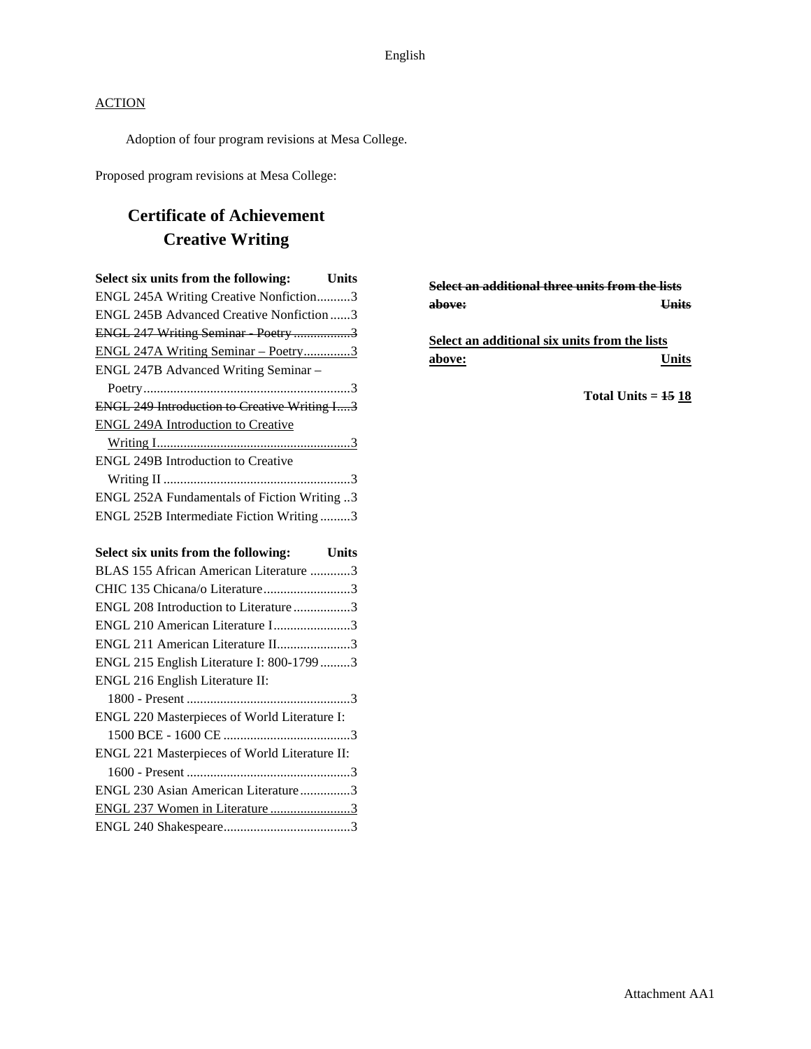ACTION

Adoption of four program revisions at Mesa College.

Proposed program revisions at Mesa College:

# Certificate of Achievement Creative Writing

| Select six units from the following: | Units |
|---|---|
| ENGL 245A Writing Creative Nonfiction | 3 |
| ENGL 245B Advanced Creative Nonfiction | 3 |
| ~~ENGL 247 Writing Seminar - Poetry~~ | ~~3~~ |
| <u>ENGL 247A Writing Seminar – Poetry</u> | <u>3</u> |
| ENGL 247B Advanced Writing Seminar – Poetry | 3 |
| ~~ENGL 249 Introduction to Creative Writing I~~ | ~~3~~ |
| <u>ENGL 249A Introduction to Creative Writing I</u> | <u>3</u> |
| ENGL 249B Introduction to Creative Writing II | 3 |
| ENGL 252A Fundamentals of Fiction Writing | 3 |
| ENGL 252B Intermediate Fiction Writing | 3 |

| Select six units from the following: | Units |
|---|---|
| BLAS 155 African American Literature | 3 |
| CHIC 135 Chicana/o Literature | 3 |
| ENGL 208 Introduction to Literature | 3 |
| ENGL 210 American Literature I | 3 |
| ENGL 211 American Literature II | 3 |
| ENGL 215 English Literature I: 800-1799 | 3 |
| ENGL 216 English Literature II: 1800 - Present | 3 |
| ENGL 220 Masterpieces of World Literature I: 1500 BCE - 1600 CE | 3 |
| ENGL 221 Masterpieces of World Literature II: 1600 - Present | 3 |
| ENGL 230 Asian American Literature | 3 |
| <u>ENGL 237 Women in Literature</u> | <u>3</u> |
| ENGL 240 Shakespeare | 3 |

~~**Select an additional three units from the lists above:**~~ ~~**Units**~~

<u>**Select an additional six units from the lists above:**</u> <u>**Units**</u>

**Total Units = ~~15~~ <u>18</u>**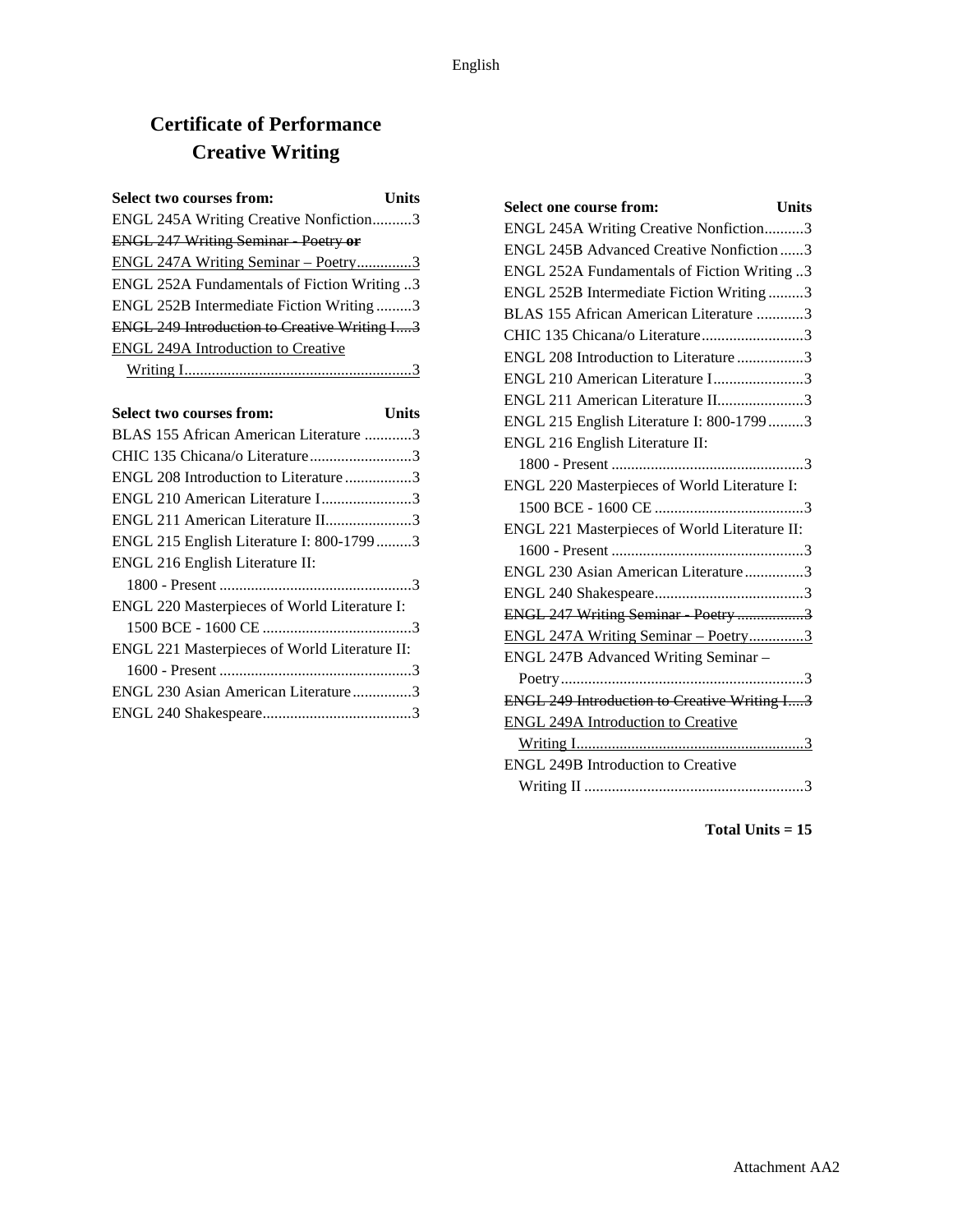## Certificate of Performance
## Creative Writing

| Select two courses from: | Units |
|---|---|
| ENGL 245A Writing Creative Nonfiction | 3 |
| ~~ENGL 247 Writing Seminar - Poetry **or**~~ | |
| <u>ENGL 247A Writing Seminar – Poetry</u> | <u>3</u> |
| ENGL 252A Fundamentals of Fiction Writing | 3 |
| ENGL 252B Intermediate Fiction Writing | 3 |
| ~~ENGL 249 Introduction to Creative Writing I~~ | ~~3~~ |
| <u>ENGL 249A Introduction to Creative Writing I</u> | <u>3</u> |

| Select two courses from: | Units |
|---|---|
| BLAS 155 African American Literature | 3 |
| CHIC 135 Chicana/o Literature | 3 |
| ENGL 208 Introduction to Literature | 3 |
| ENGL 210 American Literature I | 3 |
| ENGL 211 American Literature II | 3 |
| ENGL 215 English Literature I: 800-1799 | 3 |
| ENGL 216 English Literature II: 1800 - Present | 3 |
| ENGL 220 Masterpieces of World Literature I: 1500 BCE - 1600 CE | 3 |
| ENGL 221 Masterpieces of World Literature II: 1600 - Present | 3 |
| ENGL 230 Asian American Literature | 3 |
| ENGL 240 Shakespeare | 3 |

| Select one course from: | Units |
|---|---|
| ENGL 245A Writing Creative Nonfiction | 3 |
| ENGL 245B Advanced Creative Nonfiction | 3 |
| ENGL 252A Fundamentals of Fiction Writing | 3 |
| ENGL 252B Intermediate Fiction Writing | 3 |
| BLAS 155 African American Literature | 3 |
| CHIC 135 Chicana/o Literature | 3 |
| ENGL 208 Introduction to Literature | 3 |
| ENGL 210 American Literature I | 3 |
| ENGL 211 American Literature II | 3 |
| ENGL 215 English Literature I: 800-1799 | 3 |
| ENGL 216 English Literature II: 1800 - Present | 3 |
| ENGL 220 Masterpieces of World Literature I: 1500 BCE - 1600 CE | 3 |
| ENGL 221 Masterpieces of World Literature II: 1600 - Present | 3 |
| ENGL 230 Asian American Literature | 3 |
| ENGL 240 Shakespeare | 3 |
| ~~ENGL 247 Writing Seminar - Poetry~~ | ~~3~~ |
| <u>ENGL 247A Writing Seminar – Poetry</u> | <u>3</u> |
| ENGL 247B Advanced Writing Seminar – Poetry | 3 |
| ~~ENGL 249 Introduction to Creative Writing I~~ | ~~3~~ |
| <u>ENGL 249A Introduction to Creative Writing I</u> | <u>3</u> |
| ENGL 249B Introduction to Creative Writing II | 3 |

**Total Units = 15**

Attachment AA2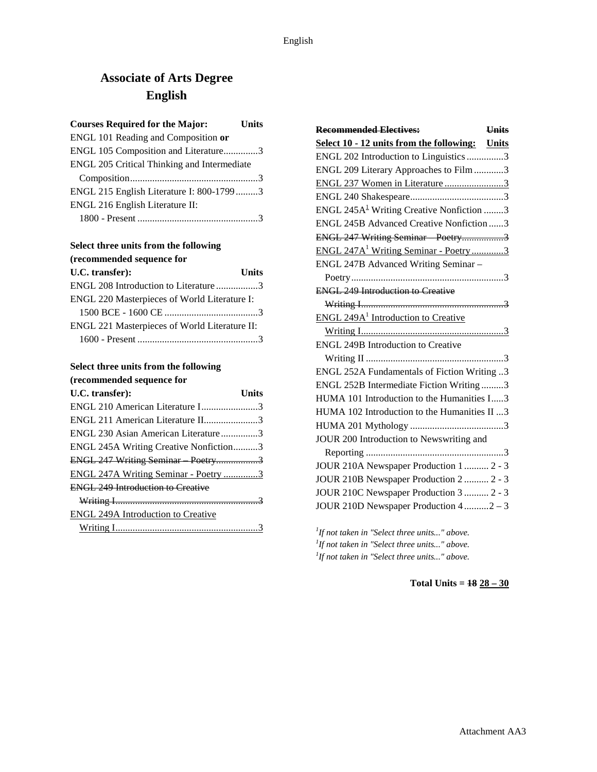# Associate of Arts Degree
# English

| Courses Required for the Major: | Units |
|---|---|
| ENGL 101 Reading and Composition **or** | |
| ENGL 105 Composition and Literature | 3 |
| ENGL 205 Critical Thinking and Intermediate Composition | 3 |
| ENGL 215 English Literature I: 800-1799 | 3 |
| ENGL 216 English Literature II: 1800 - Present | 3 |

| Select three units from the following (recommended sequence for U.C. transfer): | Units |
|---|---|
| ENGL 208 Introduction to Literature | 3 |
| ENGL 220 Masterpieces of World Literature I: 1500 BCE - 1600 CE | 3 |
| ENGL 221 Masterpieces of World Literature II: 1600 - Present | 3 |

| Select three units from the following (recommended sequence for U.C. transfer): | Units |
|---|---|
| ENGL 210 American Literature I | 3 |
| ENGL 211 American Literature II | 3 |
| ENGL 230 Asian American Literature | 3 |
| ENGL 245A Writing Creative Nonfiction | 3 |
| ~~ENGL 247 Writing Seminar – Poetry~~ | ~~3~~ |
| <u>ENGL 247A Writing Seminar - Poetry</u> | <u>3</u> |
| ~~ENGL 249 Introduction to Creative Writing I~~ | ~~3~~ |
| <u>ENGL 249A Introduction to Creative Writing I</u> | <u>3</u> |

| ~~**Recommended Electives:**~~ <u>**Select 10 - 12 units from the following:**</u> | ~~**Units**~~ <u>**Units**</u> |
|---|---|
| ENGL 202 Introduction to Linguistics | 3 |
| ENGL 209 Literary Approaches to Film | 3 |
| <u>ENGL 237 Women in Literature</u> | <u>3</u> |
| ENGL 240 Shakespeare | 3 |
| ENGL 245A[1] Writing Creative Nonfiction | 3 |
| ENGL 245B Advanced Creative Nonfiction | 3 |
| ~~ENGL 247 Writing Seminar – Poetry~~ | ~~3~~ |
| <u>ENGL 247A[1] Writing Seminar - Poetry</u> | <u>3</u> |
| ENGL 247B Advanced Writing Seminar – Poetry | 3 |
| ~~ENGL 249 Introduction to Creative Writing I~~ | ~~3~~ |
| <u>ENGL 249A[1] Introduction to Creative Writing I</u> | <u>3</u> |
| ENGL 249B Introduction to Creative Writing II | 3 |
| ENGL 252A Fundamentals of Fiction Writing | 3 |
| ENGL 252B Intermediate Fiction Writing | 3 |
| HUMA 101 Introduction to the Humanities I | 3 |
| HUMA 102 Introduction to the Humanities II | 3 |
| HUMA 201 Mythology | 3 |
| JOUR 200 Introduction to Newswriting and Reporting | 3 |
| JOUR 210A Newspaper Production 1 | 2 - 3 |
| JOUR 210B Newspaper Production 2 | 2 - 3 |
| JOUR 210C Newspaper Production 3 | 2 - 3 |
| JOUR 210D Newspaper Production 4 | 2 – 3 |

[1] *If not taken in "Select three units..." above.*
[1] *If not taken in "Select three units..." above.*
[1] *If not taken in "Select three units..." above.*

**Total Units = ~~18~~ <u>28 – 30</u>**

Attachment AA3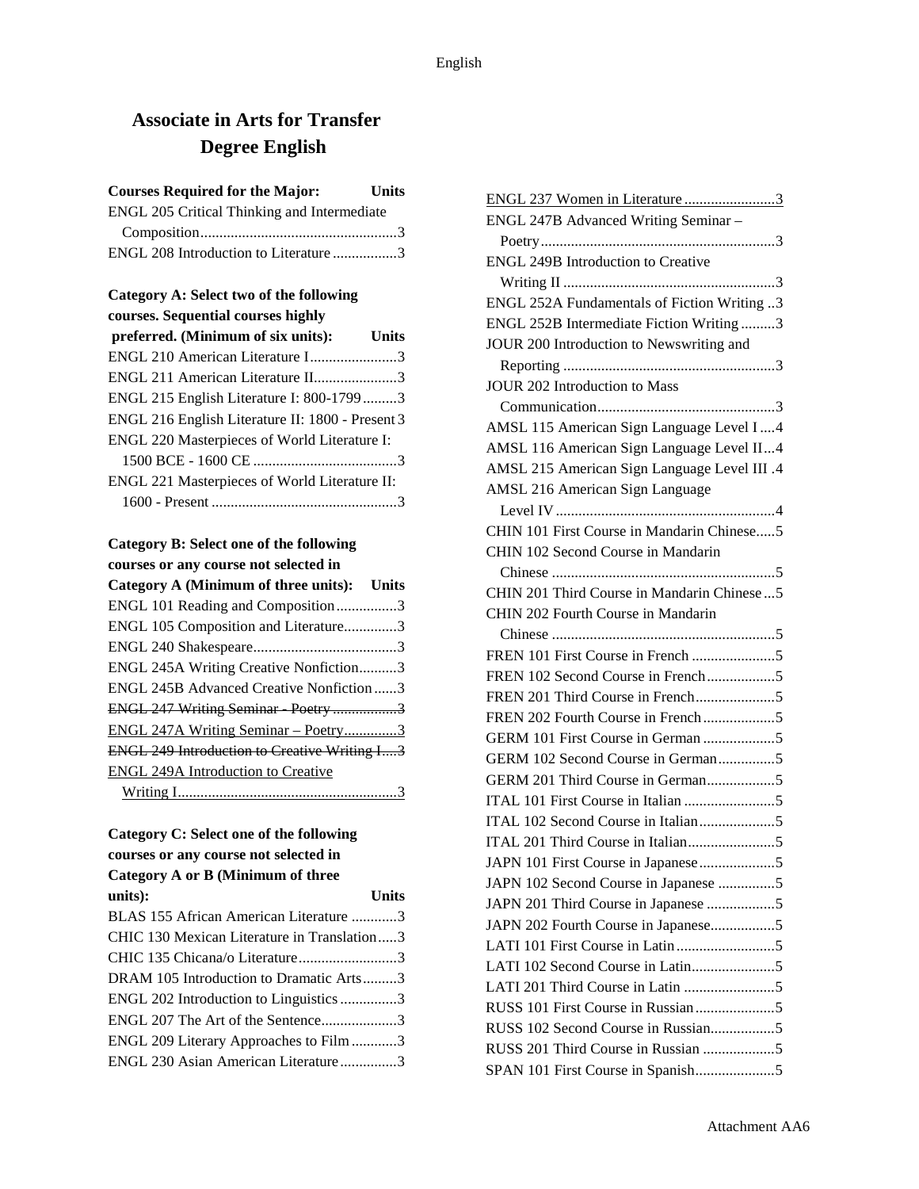# Associate in Arts for Transfer Degree English

| Courses Required for the Major: | Units |
|---|---|
| ENGL 205 Critical Thinking and Intermediate Composition | 3 |
| ENGL 208 Introduction to Literature | 3 |

| Category A: Select two of the following courses. Sequential courses highly preferred. (Minimum of six units): | Units |
|---|---|
| ENGL 210 American Literature I | 3 |
| ENGL 211 American Literature II | 3 |
| ENGL 215 English Literature I: 800-1799 | 3 |
| ENGL 216 English Literature II: 1800 - Present | 3 |
| ENGL 220 Masterpieces of World Literature I: 1500 BCE - 1600 CE | 3 |
| ENGL 221 Masterpieces of World Literature II: 1600 - Present | 3 |

| Category B: Select one of the following courses or any course not selected in Category A (Minimum of three units): | Units |
|---|---|
| ENGL 101 Reading and Composition | 3 |
| ENGL 105 Composition and Literature | 3 |
| ENGL 240 Shakespeare | 3 |
| ENGL 245A Writing Creative Nonfiction | 3 |
| ENGL 245B Advanced Creative Nonfiction | 3 |
| ~~ENGL 247 Writing Seminar - Poetry~~ | ~~3~~ |
| <u>ENGL 247A Writing Seminar – Poetry</u> | <u>3</u> |
| ~~ENGL 249 Introduction to Creative Writing I~~ | ~~3~~ |
| <u>ENGL 249A Introduction to Creative Writing I</u> | <u>3</u> |

| Category C: Select one of the following courses or any course not selected in Category A or B (Minimum of three units): | Units |
|---|---|
| BLAS 155 African American Literature | 3 |
| CHIC 130 Mexican Literature in Translation | 3 |
| CHIC 135 Chicana/o Literature | 3 |
| DRAM 105 Introduction to Dramatic Arts | 3 |
| ENGL 202 Introduction to Linguistics | 3 |
| ENGL 207 The Art of the Sentence | 3 |
| ENGL 209 Literary Approaches to Film | 3 |
| ENGL 230 Asian American Literature | 3 |
| <u>ENGL 237 Women in Literature</u> | <u>3</u> |
| ENGL 247B Advanced Writing Seminar – Poetry | 3 |
| ENGL 249B Introduction to Creative Writing II | 3 |
| ENGL 252A Fundamentals of Fiction Writing | 3 |
| ENGL 252B Intermediate Fiction Writing | 3 |
| JOUR 200 Introduction to Newswriting and Reporting | 3 |
| JOUR 202 Introduction to Mass Communication | 3 |
| AMSL 115 American Sign Language Level I | 4 |
| AMSL 116 American Sign Language Level II | 4 |
| AMSL 215 American Sign Language Level III | 4 |
| AMSL 216 American Sign Language Level IV | 4 |
| CHIN 101 First Course in Mandarin Chinese | 5 |
| CHIN 102 Second Course in Mandarin Chinese | 5 |
| CHIN 201 Third Course in Mandarin Chinese | 5 |
| CHIN 202 Fourth Course in Mandarin Chinese | 5 |
| FREN 101 First Course in French | 5 |
| FREN 102 Second Course in French | 5 |
| FREN 201 Third Course in French | 5 |
| FREN 202 Fourth Course in French | 5 |
| GERM 101 First Course in German | 5 |
| GERM 102 Second Course in German | 5 |
| GERM 201 Third Course in German | 5 |
| ITAL 101 First Course in Italian | 5 |
| ITAL 102 Second Course in Italian | 5 |
| ITAL 201 Third Course in Italian | 5 |
| JAPN 101 First Course in Japanese | 5 |
| JAPN 102 Second Course in Japanese | 5 |
| JAPN 201 Third Course in Japanese | 5 |
| JAPN 202 Fourth Course in Japanese | 5 |
| LATI 101 First Course in Latin | 5 |
| LATI 102 Second Course in Latin | 5 |
| LATI 201 Third Course in Latin | 5 |
| RUSS 101 First Course in Russian | 5 |
| RUSS 102 Second Course in Russian | 5 |
| RUSS 201 Third Course in Russian | 5 |
| SPAN 101 First Course in Spanish | 5 |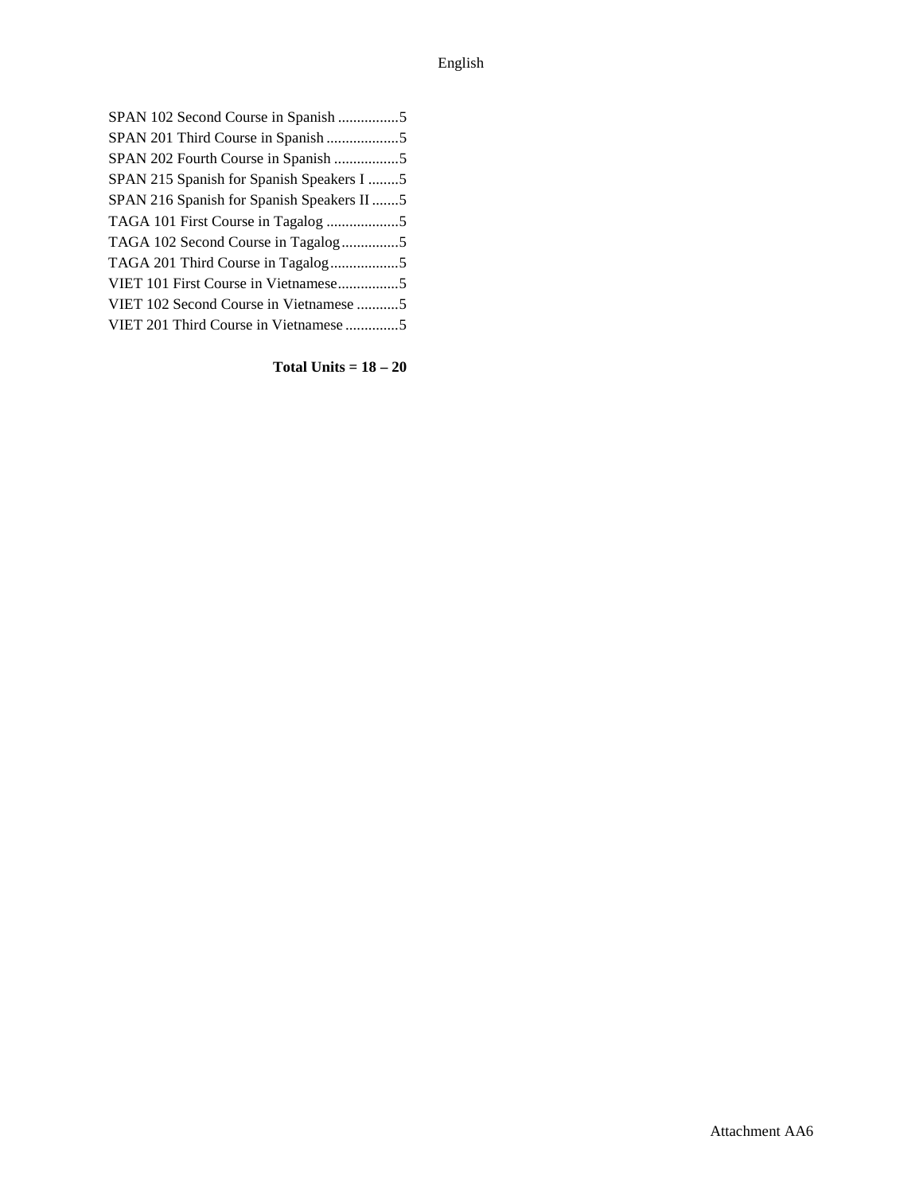SPAN 102 Second Course in Spanish ................5
SPAN 201 Third Course in Spanish ...................5
SPAN 202 Fourth Course in Spanish .................5
SPAN 215 Spanish for Spanish Speakers I ........5
SPAN 216 Spanish for Spanish Speakers II .......5
TAGA 101 First Course in Tagalog ...................5
TAGA 102 Second Course in Tagalog ...............5
TAGA 201 Third Course in Tagalog ..................5
VIET 101 First Course in Vietnamese................5
VIET 102 Second Course in Vietnamese ...........5
VIET 201 Third Course in Vietnamese ..............5

**Total Units = 18 – 20**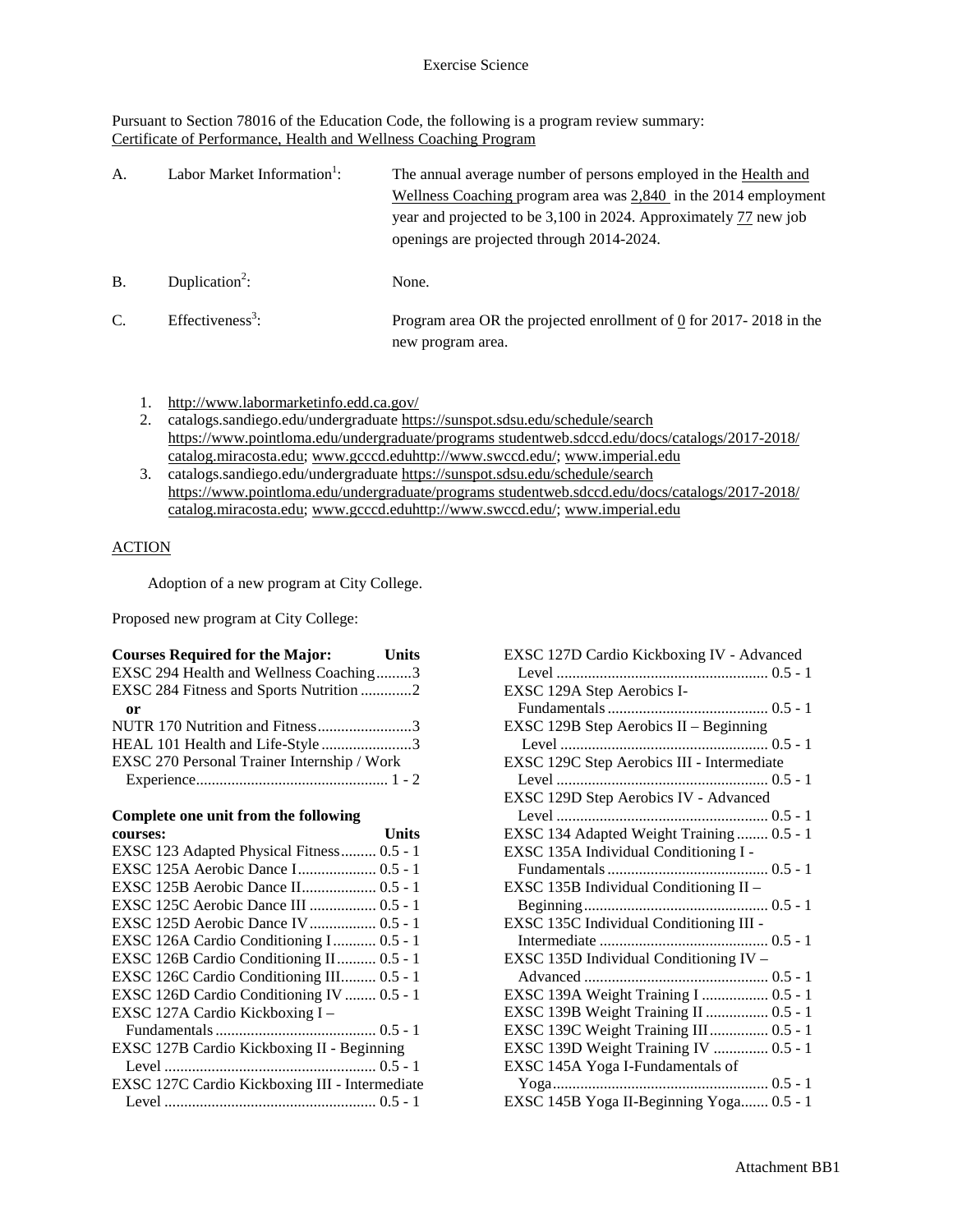Exercise Science

Pursuant to Section 78016 of the Education Code, the following is a program review summary:
Certificate of Performance, Health and Wellness Coaching Program

A. Labor Market Information[1]: The annual average number of persons employed in the Health and Wellness Coaching program area was 2,840 in the 2014 employment year and projected to be 3,100 in 2024. Approximately 77 new job openings are projected through 2014-2024.

B. Duplication[2]: None.

C. Effectiveness[3]: Program area OR the projected enrollment of 0 for 2017- 2018 in the new program area.

1. http://www.labormarketinfo.edd.ca.gov/
2. catalogs.sandiego.edu/undergraduate https://sunspot.sdsu.edu/schedule/search https://www.pointloma.edu/undergraduate/programs studentweb.sdccd.edu/docs/catalogs/2017-2018/ catalog.miracosta.edu; www.gcccd.eduhttp://www.swccd.edu/; www.imperial.edu
3. catalogs.sandiego.edu/undergraduate https://sunspot.sdsu.edu/schedule/search https://www.pointloma.edu/undergraduate/programs studentweb.sdccd.edu/docs/catalogs/2017-2018/ catalog.miracosta.edu; www.gcccd.eduhttp://www.swccd.edu/; www.imperial.edu

ACTION

Adoption of a new program at City College.

Proposed new program at City College:

| Courses Required for the Major: | Units |
|---|---|
| EXSC 294 Health and Wellness Coaching | 3 |
| EXSC 284 Fitness and Sports Nutrition | 2 |
| or | |
| NUTR 170 Nutrition and Fitness | 3 |
| HEAL 101 Health and Life-Style | 3 |
| EXSC 270 Personal Trainer Internship / Work Experience | 1 - 2 |

| Complete one unit from the following courses: | Units |
|---|---|
| EXSC 123 Adapted Physical Fitness | 0.5 - 1 |
| EXSC 125A Aerobic Dance I | 0.5 - 1 |
| EXSC 125B Aerobic Dance II | 0.5 - 1 |
| EXSC 125C Aerobic Dance III | 0.5 - 1 |
| EXSC 125D Aerobic Dance IV | 0.5 - 1 |
| EXSC 126A Cardio Conditioning I | 0.5 - 1 |
| EXSC 126B Cardio Conditioning II | 0.5 - 1 |
| EXSC 126C Cardio Conditioning III | 0.5 - 1 |
| EXSC 126D Cardio Conditioning IV | 0.5 - 1 |
| EXSC 127A Cardio Kickboxing I – Fundamentals | 0.5 - 1 |
| EXSC 127B Cardio Kickboxing II - Beginning Level | 0.5 - 1 |
| EXSC 127C Cardio Kickboxing III - Intermediate Level | 0.5 - 1 |
| EXSC 127D Cardio Kickboxing IV - Advanced Level | 0.5 - 1 |
| EXSC 129A Step Aerobics I-Fundamentals | 0.5 - 1 |
| EXSC 129B Step Aerobics II – Beginning Level | 0.5 - 1 |
| EXSC 129C Step Aerobics III - Intermediate Level | 0.5 - 1 |
| EXSC 129D Step Aerobics IV - Advanced Level | 0.5 - 1 |
| EXSC 134 Adapted Weight Training | 0.5 - 1 |
| EXSC 135A Individual Conditioning I - Fundamentals | 0.5 - 1 |
| EXSC 135B Individual Conditioning II – Beginning | 0.5 - 1 |
| EXSC 135C Individual Conditioning III - Intermediate | 0.5 - 1 |
| EXSC 135D Individual Conditioning IV – Advanced | 0.5 - 1 |
| EXSC 139A Weight Training I | 0.5 - 1 |
| EXSC 139B Weight Training II | 0.5 - 1 |
| EXSC 139C Weight Training III | 0.5 - 1 |
| EXSC 139D Weight Training IV | 0.5 - 1 |
| EXSC 145A Yoga I-Fundamentals of Yoga | 0.5 - 1 |
| EXSC 145B Yoga II-Beginning Yoga | 0.5 - 1 |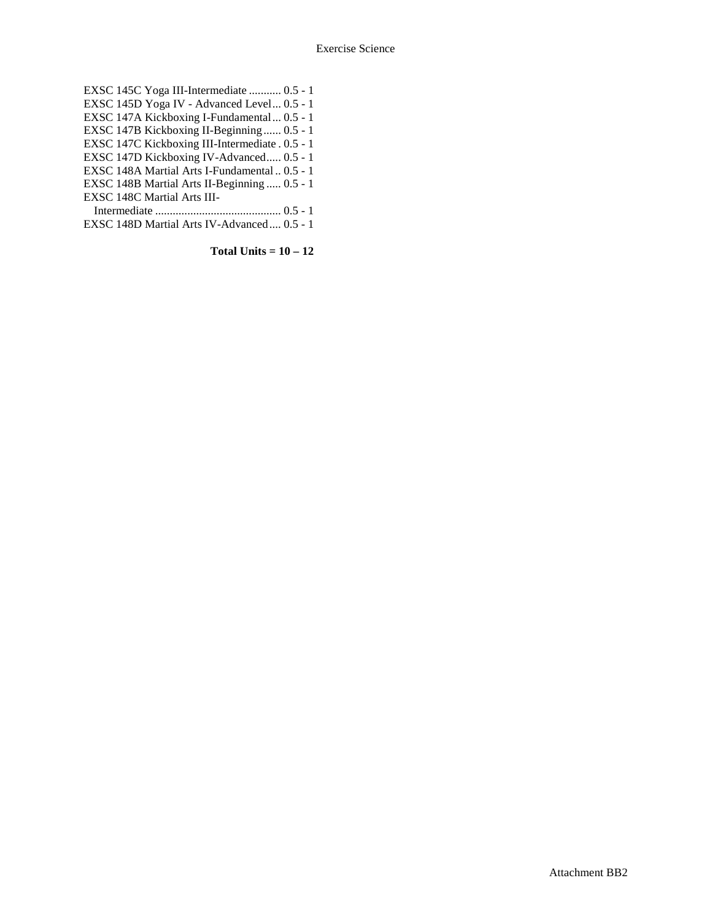EXSC 145C Yoga III-Intermediate ........... 0.5 - 1
EXSC 145D Yoga IV - Advanced Level ... 0.5 - 1
EXSC 147A Kickboxing I-Fundamental ... 0.5 - 1
EXSC 147B Kickboxing II-Beginning ...... 0.5 - 1
EXSC 147C Kickboxing III-Intermediate . 0.5 - 1
EXSC 147D Kickboxing IV-Advanced ..... 0.5 - 1
EXSC 148A Martial Arts I-Fundamental .. 0.5 - 1
EXSC 148B Martial Arts II-Beginning ..... 0.5 - 1
EXSC 148C Martial Arts III-Intermediate ........................................... 0.5 - 1
EXSC 148D Martial Arts IV-Advanced .... 0.5 - 1

**Total Units = 10 – 12**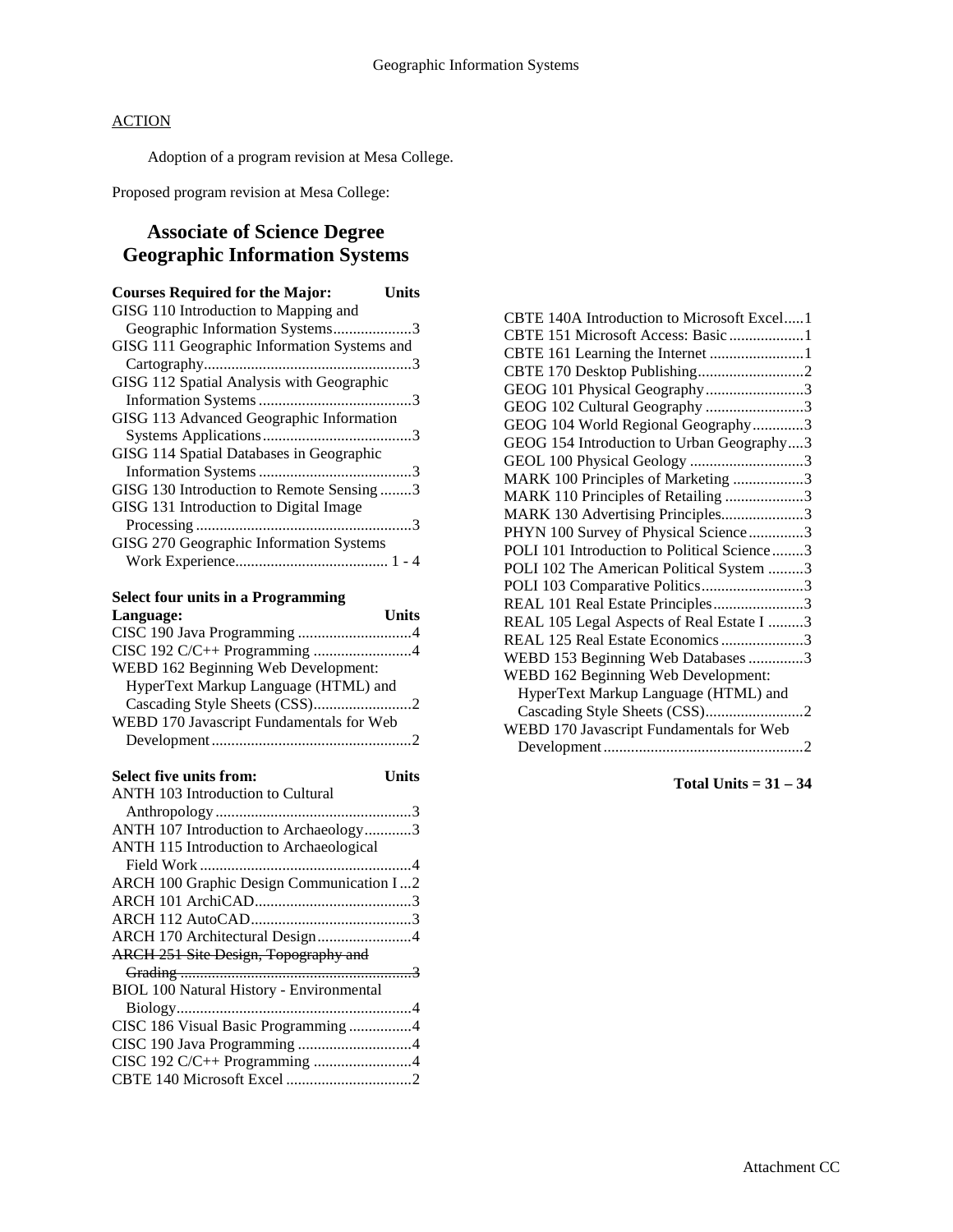ACTION

Adoption of a program revision at Mesa College.

Proposed program revision at Mesa College:

## Associate of Science Degree Geographic Information Systems

| Courses Required for the Major: | Units |
|---|---|
| GISG 110 Introduction to Mapping and Geographic Information Systems | 3 |
| GISG 111 Geographic Information Systems and Cartography | 3 |
| GISG 112 Spatial Analysis with Geographic Information Systems | 3 |
| GISG 113 Advanced Geographic Information Systems Applications | 3 |
| GISG 114 Spatial Databases in Geographic Information Systems | 3 |
| GISG 130 Introduction to Remote Sensing | 3 |
| GISG 131 Introduction to Digital Image Processing | 3 |
| GISG 270 Geographic Information Systems Work Experience | 1 - 4 |

| Select four units in a Programming Language: | Units |
|---|---|
| CISC 190 Java Programming | 4 |
| CISC 192 C/C++ Programming | 4 |
| WEBD 162 Beginning Web Development: HyperText Markup Language (HTML) and Cascading Style Sheets (CSS) | 2 |
| WEBD 170 Javascript Fundamentals for Web Development | 2 |

| Select five units from: | Units |
|---|---|
| ANTH 103 Introduction to Cultural Anthropology | 3 |
| ANTH 107 Introduction to Archaeology | 3 |
| ANTH 115 Introduction to Archaeological Field Work | 4 |
| ARCH 100 Graphic Design Communication I | 2 |
| ARCH 101 ArchiCAD | 3 |
| ARCH 112 AutoCAD | 3 |
| ARCH 170 Architectural Design | 4 |
| ~~ARCH 251 Site Design, Topography and Grading~~ | ~~3~~ |
| BIOL 100 Natural History - Environmental Biology | 4 |
| CISC 186 Visual Basic Programming | 4 |
| CISC 190 Java Programming | 4 |
| CISC 192 C/C++ Programming | 4 |
| CBTE 140 Microsoft Excel | 2 |
| CBTE 140A Introduction to Microsoft Excel | 1 |
| CBTE 151 Microsoft Access: Basic | 1 |
| CBTE 161 Learning the Internet | 1 |
| CBTE 170 Desktop Publishing | 2 |
| GEOG 101 Physical Geography | 3 |
| GEOG 102 Cultural Geography | 3 |
| GEOG 104 World Regional Geography | 3 |
| GEOG 154 Introduction to Urban Geography | 3 |
| GEOL 100 Physical Geology | 3 |
| MARK 100 Principles of Marketing | 3 |
| MARK 110 Principles of Retailing | 3 |
| MARK 130 Advertising Principles | 3 |
| PHYN 100 Survey of Physical Science | 3 |
| POLI 101 Introduction to Political Science | 3 |
| POLI 102 The American Political System | 3 |
| POLI 103 Comparative Politics | 3 |
| REAL 101 Real Estate Principles | 3 |
| REAL 105 Legal Aspects of Real Estate I | 3 |
| REAL 125 Real Estate Economics | 3 |
| WEBD 153 Beginning Web Databases | 3 |
| WEBD 162 Beginning Web Development: HyperText Markup Language (HTML) and Cascading Style Sheets (CSS) | 2 |
| WEBD 170 Javascript Fundamentals for Web Development | 2 |

**Total Units = 31 – 34**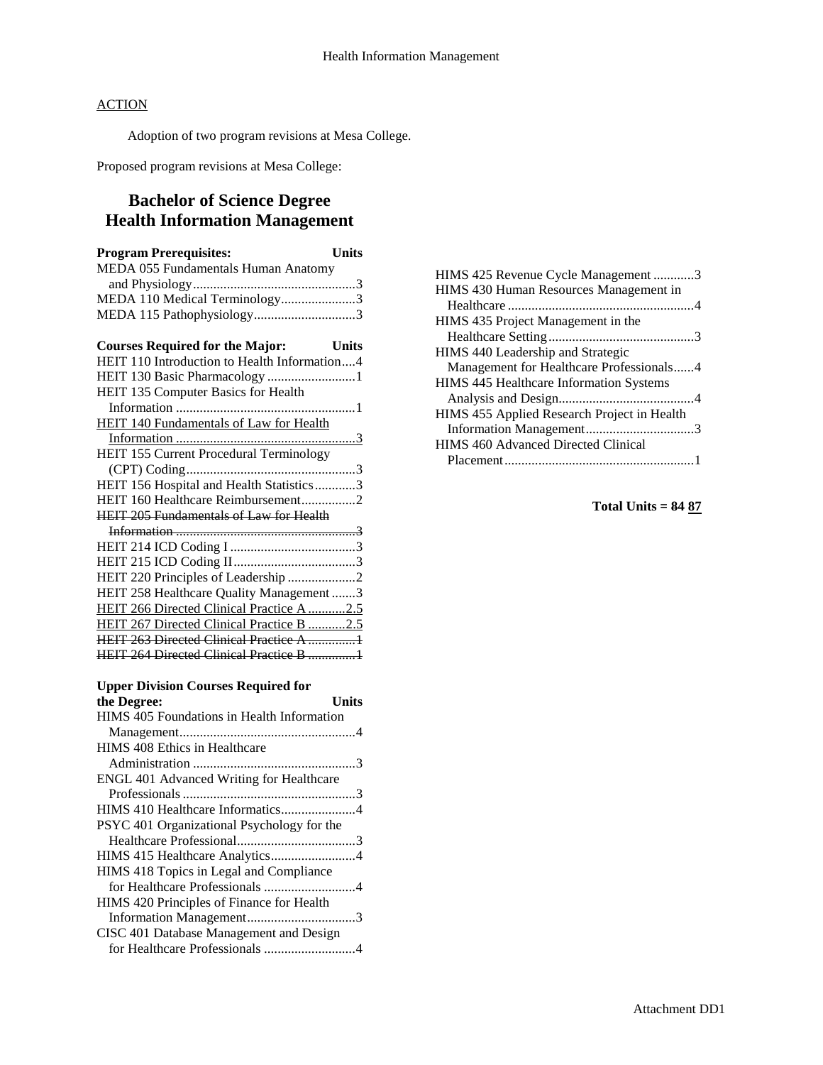ACTION

Adoption of two program revisions at Mesa College.

Proposed program revisions at Mesa College:

## Bachelor of Science Degree
## Health Information Management

| Program Prerequisites: | Units |
|---|---|
| MEDA 055 Fundamentals Human Anatomy and Physiology | 3 |
| MEDA 110 Medical Terminology | 3 |
| MEDA 115 Pathophysiology | 3 |

| Courses Required for the Major: | Units |
|---|---|
| HEIT 110 Introduction to Health Information | 4 |
| HEIT 130 Basic Pharmacology | 1 |
| HEIT 135 Computer Basics for Health Information | 1 |
| <u>HEIT 140 Fundamentals of Law for Health Information</u> | <u>3</u> |
| HEIT 155 Current Procedural Terminology (CPT) Coding | 3 |
| HEIT 156 Hospital and Health Statistics | 3 |
| HEIT 160 Healthcare Reimbursement | 2 |
| ~~HEIT 205 Fundamentals of Law for Health Information~~ | ~~3~~ |
| HEIT 214 ICD Coding I | 3 |
| HEIT 215 ICD Coding II | 3 |
| HEIT 220 Principles of Leadership | 2 |
| HEIT 258 Healthcare Quality Management | 3 |
| <u>HEIT 266 Directed Clinical Practice A</u> | <u>2.5</u> |
| <u>HEIT 267 Directed Clinical Practice B</u> | <u>2.5</u> |
| ~~HEIT 263 Directed Clinical Practice A~~ | ~~1~~ |
| ~~HEIT 264 Directed Clinical Practice B~~ | ~~1~~ |

| Upper Division Courses Required for the Degree: | Units |
|---|---|
| HIMS 405 Foundations in Health Information Management | 4 |
| HIMS 408 Ethics in Healthcare Administration | 3 |
| ENGL 401 Advanced Writing for Healthcare Professionals | 3 |
| HIMS 410 Healthcare Informatics | 4 |
| PSYC 401 Organizational Psychology for the Healthcare Professional | 3 |
| HIMS 415 Healthcare Analytics | 4 |
| HIMS 418 Topics in Legal and Compliance for Healthcare Professionals | 4 |
| HIMS 420 Principles of Finance for Health Information Management | 3 |
| CISC 401 Database Management and Design for Healthcare Professionals | 4 |
| HIMS 425 Revenue Cycle Management | 3 |
| HIMS 430 Human Resources Management in Healthcare | 4 |
| HIMS 435 Project Management in the Healthcare Setting | 3 |
| HIMS 440 Leadership and Strategic Management for Healthcare Professionals | 4 |
| HIMS 445 Healthcare Information Systems Analysis and Design | 4 |
| HIMS 455 Applied Research Project in Health Information Management | 3 |
| HIMS 460 Advanced Directed Clinical Placement | 1 |

**Total Units = ~~84~~ <u>87</u>**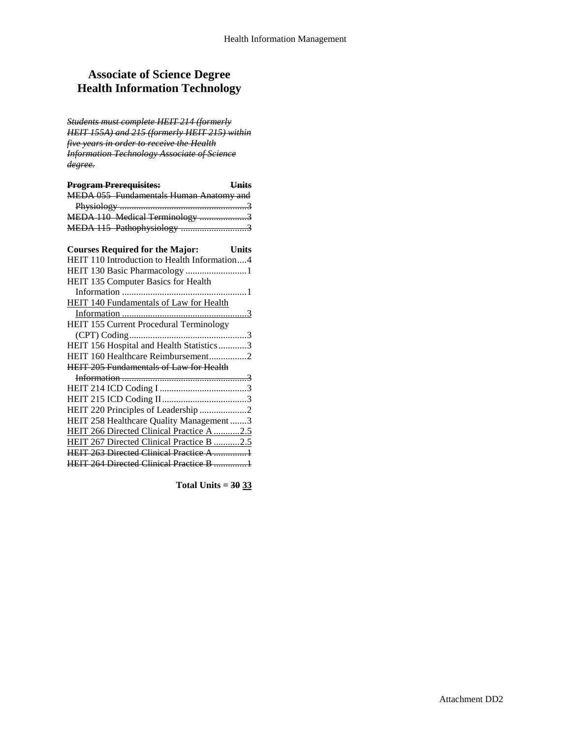## Associate of Science Degree
## Health Information Technology

~~*Students must complete HEIT 214 (formerly HEIT 155A) and 215 (formerly HEIT 215) within five years in order to receive the Health Information Technology Associate of Science degree.*~~

| ~~**Program Prerequisites:**~~ | ~~**Units**~~ |
|---|---|
| ~~MEDA 055 Fundamentals Human Anatomy and Physiology~~ | ~~3~~ |
| ~~MEDA 110 Medical Terminology~~ | ~~3~~ |
| ~~MEDA 115 Pathophysiology~~ | ~~3~~ |

| **Courses Required for the Major:** | **Units** |
|---|---|
| HEIT 110 Introduction to Health Information | 4 |
| HEIT 130 Basic Pharmacology | 1 |
| HEIT 135 Computer Basics for Health Information | 1 |
| <u>HEIT 140 Fundamentals of Law for Health Information</u> | <u>3</u> |
| HEIT 155 Current Procedural Terminology (CPT) Coding | 3 |
| HEIT 156 Hospital and Health Statistics | 3 |
| HEIT 160 Healthcare Reimbursement | 2 |
| ~~HEIT 205 Fundamentals of Law for Health Information~~ | ~~3~~ |
| HEIT 214 ICD Coding I | 3 |
| HEIT 215 ICD Coding II | 3 |
| HEIT 220 Principles of Leadership | 2 |
| HEIT 258 Healthcare Quality Management | 3 |
| <u>HEIT 266 Directed Clinical Practice A</u> | <u>2.5</u> |
| <u>HEIT 267 Directed Clinical Practice B</u> | <u>2.5</u> |
| ~~HEIT 263 Directed Clinical Practice A~~ | ~~1~~ |
| ~~HEIT 264 Directed Clinical Practice B~~ | ~~1~~ |

**Total Units = ~~30~~ <u>33</u>**

Attachment DD2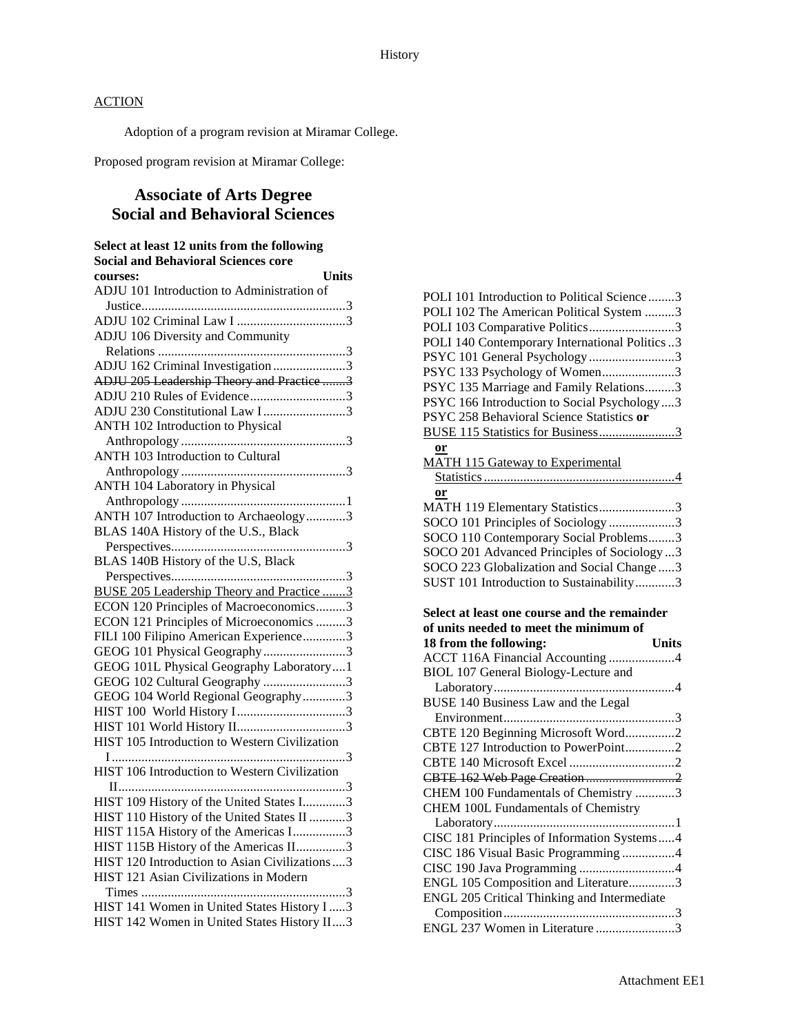ACTION

Adoption of a program revision at Miramar College.

Proposed program revision at Miramar College:

## Associate of Arts Degree
## Social and Behavioral Sciences

**Select at least 12 units from the following Social and Behavioral Sciences core courses:** **Units**

ADJU 101 Introduction to Administration of Justice...3
ADJU 102 Criminal Law I...3
ADJU 106 Diversity and Community Relations...3
ADJU 162 Criminal Investigation...3
~~ADJU 205 Leadership Theory and Practice...3~~
ADJU 210 Rules of Evidence...3
ADJU 230 Constitutional Law I...3
ANTH 102 Introduction to Physical Anthropology...3
ANTH 103 Introduction to Cultural Anthropology...3
ANTH 104 Laboratory in Physical Anthropology...1
ANTH 107 Introduction to Archaeology...3
BLAS 140A History of the U.S., Black Perspectives...3
BLAS 140B History of the U.S, Black Perspectives...3
<u>BUSE 205 Leadership Theory and Practice...3</u>
ECON 120 Principles of Macroeconomics...3
ECON 121 Principles of Microeconomics...3
FILI 100 Filipino American Experience...3
GEOG 101 Physical Geography...3
GEOG 101L Physical Geography Laboratory...1
GEOG 102 Cultural Geography...3
GEOG 104 World Regional Geography...3
HIST 100 World History I...3
HIST 101 World History II...3
HIST 105 Introduction to Western Civilization I...3
HIST 106 Introduction to Western Civilization II...3
HIST 109 History of the United States I...3
HIST 110 History of the United States II...3
HIST 115A History of the Americas I...3
HIST 115B History of the Americas II...3
HIST 120 Introduction to Asian Civilizations...3
HIST 121 Asian Civilizations in Modern Times...3
HIST 141 Women in United States History I...3
HIST 142 Women in United States History II...3
POLI 101 Introduction to Political Science...3
POLI 102 The American Political System...3
POLI 103 Comparative Politics...3
POLI 140 Contemporary International Politics...3
PSYC 101 General Psychology...3
PSYC 133 Psychology of Women...3
PSYC 135 Marriage and Family Relations...3
PSYC 166 Introduction to Social Psychology...3
PSYC 258 Behavioral Science Statistics **or**
<u>BUSE 115 Statistics for Business...3</u>
<u>**or**</u>
<u>MATH 115 Gateway to Experimental Statistics...4</u>
<u>**or**</u>
MATH 119 Elementary Statistics...3
SOCO 101 Principles of Sociology...3
SOCO 110 Contemporary Social Problems...3
SOCO 201 Advanced Principles of Sociology...3
SOCO 223 Globalization and Social Change...3
SUST 101 Introduction to Sustainability...3

**Select at least one course and the remainder of units needed to meet the minimum of 18 from the following:** **Units**

ACCT 116A Financial Accounting...4
BIOL 107 General Biology-Lecture and Laboratory...4
BUSE 140 Business Law and the Legal Environment...3
CBTE 120 Beginning Microsoft Word...2
CBTE 127 Introduction to PowerPoint...2
CBTE 140 Microsoft Excel...2
~~CBTE 162 Web Page Creation...2~~
CHEM 100 Fundamentals of Chemistry...3
CHEM 100L Fundamentals of Chemistry Laboratory...1
CISC 181 Principles of Information Systems...4
CISC 186 Visual Basic Programming...4
CISC 190 Java Programming...4
ENGL 105 Composition and Literature...3
ENGL 205 Critical Thinking and Intermediate Composition...3
ENGL 237 Women in Literature...3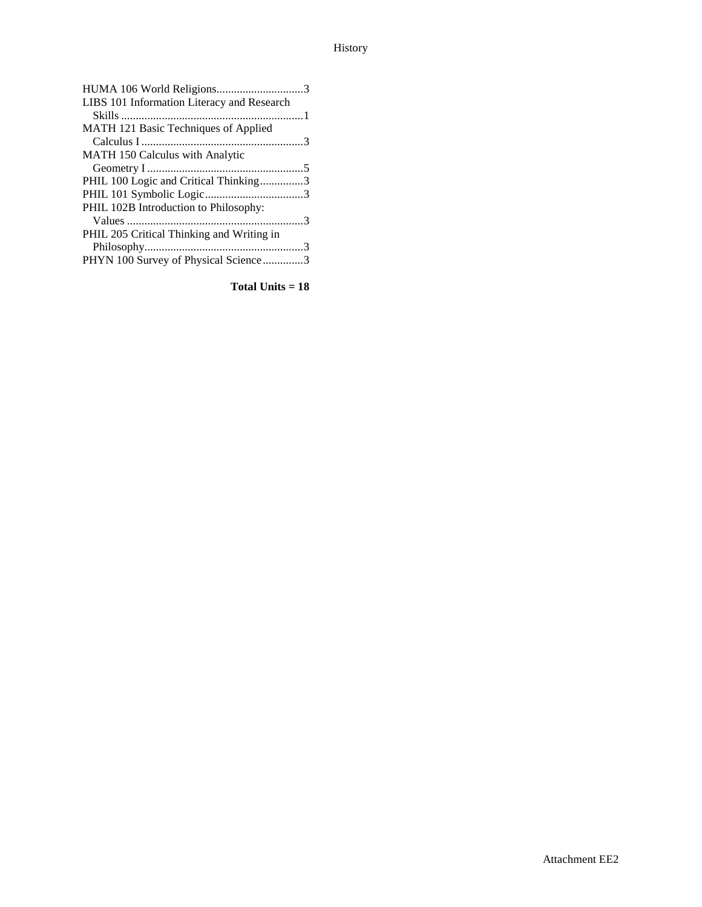HUMA 106 World Religions..............................3
LIBS 101 Information Literacy and Research Skills ...............................................................1
MATH 121 Basic Techniques of Applied Calculus I ........................................................3
MATH 150 Calculus with Analytic Geometry I .....................................................5
PHIL 100 Logic and Critical Thinking...............3
PHIL 101 Symbolic Logic..................................3
PHIL 102B Introduction to Philosophy: Values .............................................................3
PHIL 205 Critical Thinking and Writing in Philosophy.......................................................3
PHYN 100 Survey of Physical Science..............3

**Total Units = 18**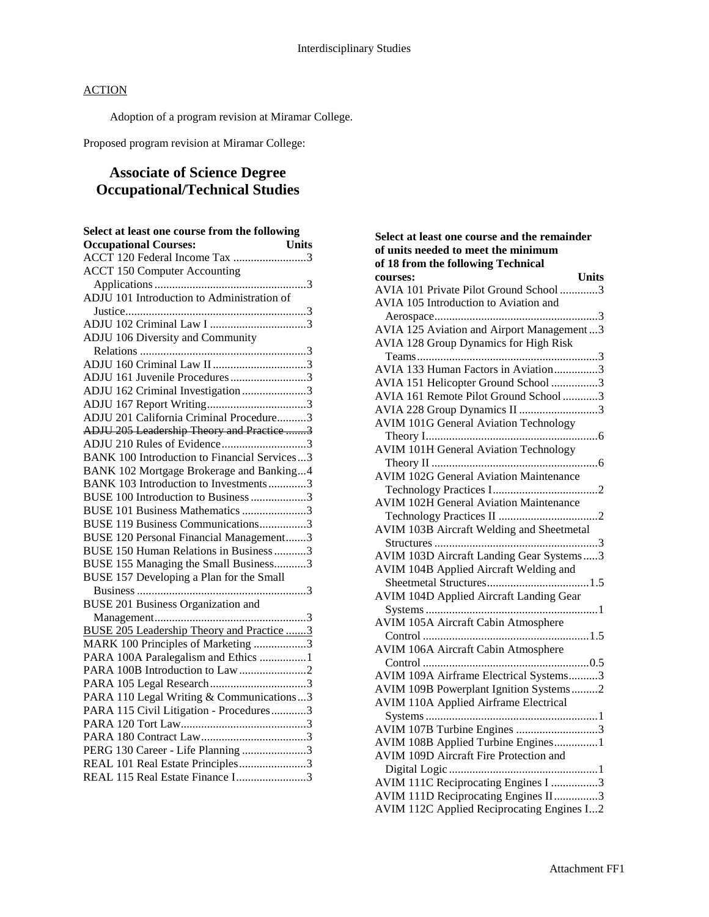ACTION

Adoption of a program revision at Miramar College.

Proposed program revision at Miramar College:

## Associate of Science Degree
## Occupational/Technical Studies

| Select at least one course from the following Occupational Courses: | Units |
|---|---|
| ACCT 120 Federal Income Tax | 3 |
| ACCT 150 Computer Accounting Applications | 3 |
| ADJU 101 Introduction to Administration of Justice | 3 |
| ADJU 102 Criminal Law I | 3 |
| ADJU 106 Diversity and Community Relations | 3 |
| ADJU 160 Criminal Law II | 3 |
| ADJU 161 Juvenile Procedures | 3 |
| ADJU 162 Criminal Investigation | 3 |
| ADJU 167 Report Writing | 3 |
| ADJU 201 California Criminal Procedure | 3 |
| ~~ADJU 205 Leadership Theory and Practice~~ | ~~3~~ |
| ADJU 210 Rules of Evidence | 3 |
| BANK 100 Introduction to Financial Services | 3 |
| BANK 102 Mortgage Brokerage and Banking | 4 |
| BANK 103 Introduction to Investments | 3 |
| BUSE 100 Introduction to Business | 3 |
| BUSE 101 Business Mathematics | 3 |
| BUSE 119 Business Communications | 3 |
| BUSE 120 Personal Financial Management | 3 |
| BUSE 150 Human Relations in Business | 3 |
| BUSE 155 Managing the Small Business | 3 |
| BUSE 157 Developing a Plan for the Small Business | 3 |
| BUSE 201 Business Organization and Management | 3 |
| <u>BUSE 205 Leadership Theory and Practice</u> | <u>3</u> |
| MARK 100 Principles of Marketing | 3 |
| PARA 100A Paralegalism and Ethics | 1 |
| PARA 100B Introduction to Law | 2 |
| PARA 105 Legal Research | 3 |
| PARA 110 Legal Writing & Communications | 3 |
| PARA 115 Civil Litigation - Procedures | 3 |
| PARA 120 Tort Law | 3 |
| PARA 180 Contract Law | 3 |
| PERG 130 Career - Life Planning | 3 |
| REAL 101 Real Estate Principles | 3 |
| REAL 115 Real Estate Finance I | 3 |

| Select at least one course and the remainder of units needed to meet the minimum of 18 from the following Technical courses: | Units |
|---|---|
| AVIA 101 Private Pilot Ground School | 3 |
| AVIA 105 Introduction to Aviation and Aerospace | 3 |
| AVIA 125 Aviation and Airport Management | 3 |
| AVIA 128 Group Dynamics for High Risk Teams | 3 |
| AVIA 133 Human Factors in Aviation | 3 |
| AVIA 151 Helicopter Ground School | 3 |
| AVIA 161 Remote Pilot Ground School | 3 |
| AVIA 228 Group Dynamics II | 3 |
| AVIM 101G General Aviation Technology Theory I | 6 |
| AVIM 101H General Aviation Technology Theory II | 6 |
| AVIM 102G General Aviation Maintenance Technology Practices I | 2 |
| AVIM 102H General Aviation Maintenance Technology Practices II | 2 |
| AVIM 103B Aircraft Welding and Sheetmetal Structures | 3 |
| AVIM 103D Aircraft Landing Gear Systems | 3 |
| AVIM 104B Applied Aircraft Welding and Sheetmetal Structures | 1.5 |
| AVIM 104D Applied Aircraft Landing Gear Systems | 1 |
| AVIM 105A Aircraft Cabin Atmosphere Control | 1.5 |
| AVIM 106A Aircraft Cabin Atmosphere Control | 0.5 |
| AVIM 109A Airframe Electrical Systems | 3 |
| AVIM 109B Powerplant Ignition Systems | 2 |
| AVIM 110A Applied Airframe Electrical Systems | 1 |
| AVIM 107B Turbine Engines | 3 |
| AVIM 108B Applied Turbine Engines | 1 |
| AVIM 109D Aircraft Fire Protection and Digital Logic | 1 |
| AVIM 111C Reciprocating Engines I | 3 |
| AVIM 111D Reciprocating Engines II | 3 |
| AVIM 112C Applied Reciprocating Engines I | 2 |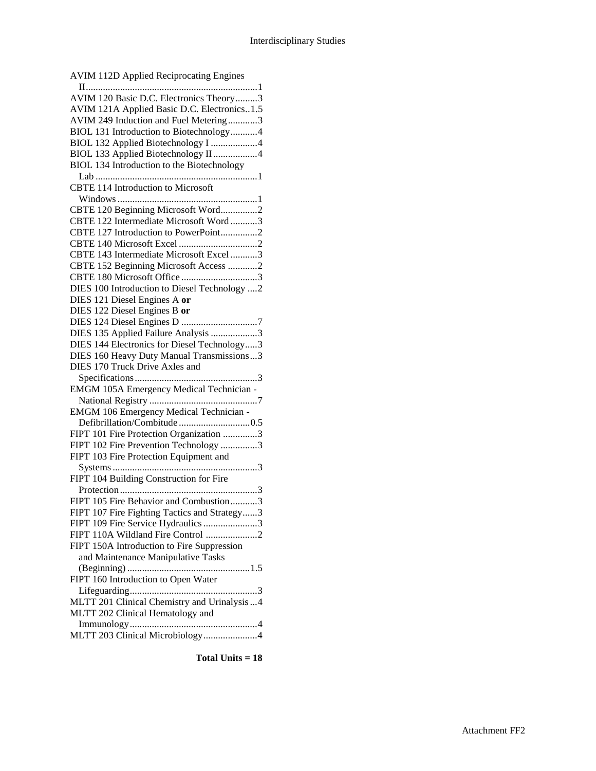AVIM 112D Applied Reciprocating Engines II.....................................................................1
AVIM 120 Basic D.C. Electronics Theory.........3
AVIM 121A Applied Basic D.C. Electronics..1.5
AVIM 249 Induction and Fuel Metering............3
BIOL 131 Introduction to Biotechnology...........4
BIOL 132 Applied Biotechnology I ...................4
BIOL 133 Applied Biotechnology II ..................4
BIOL 134 Introduction to the Biotechnology Lab ..................................................................1
CBTE 114 Introduction to Microsoft Windows .........................................................1
CBTE 120 Beginning Microsoft Word...............2
CBTE 122 Intermediate Microsoft Word ...........3
CBTE 127 Introduction to PowerPoint...............2
CBTE 140 Microsoft Excel ................................2
CBTE 143 Intermediate Microsoft Excel ...........3
CBTE 152 Beginning Microsoft Access ............2
CBTE 180 Microsoft Office ...............................3
DIES 100 Introduction to Diesel Technology ....2
DIES 121 Diesel Engines A **or**
DIES 122 Diesel Engines B **or**
DIES 124 Diesel Engines D ...............................7
DIES 135 Applied Failure Analysis ...................3
DIES 144 Electronics for Diesel Technology.....3
DIES 160 Heavy Duty Manual Transmissions...3
DIES 170 Truck Drive Axles and Specifications..................................................3
EMGM 105A Emergency Medical Technician - National Registry ............................................7
EMGM 106 Emergency Medical Technician - Defibrillation/Combitude .............................0.5
FIPT 101 Fire Protection Organization ..............3
FIPT 102 Fire Prevention Technology ...............3
FIPT 103 Fire Protection Equipment and Systems ...........................................................3
FIPT 104 Building Construction for Fire Protection ........................................................3
FIPT 105 Fire Behavior and Combustion...........3
FIPT 107 Fire Fighting Tactics and Strategy......3
FIPT 109 Fire Service Hydraulics ......................3
FIPT 110A Wildland Fire Control .....................2
FIPT 150A Introduction to Fire Suppression and Maintenance Manipulative Tasks (Beginning) ..................................................1.5
FIPT 160 Introduction to Open Water Lifeguarding....................................................3
MLTT 201 Clinical Chemistry and Urinalysis ...4
MLTT 202 Clinical Hematology and Immunology....................................................4
MLTT 203 Clinical Microbiology......................4

**Total Units = 18**

Attachment FF2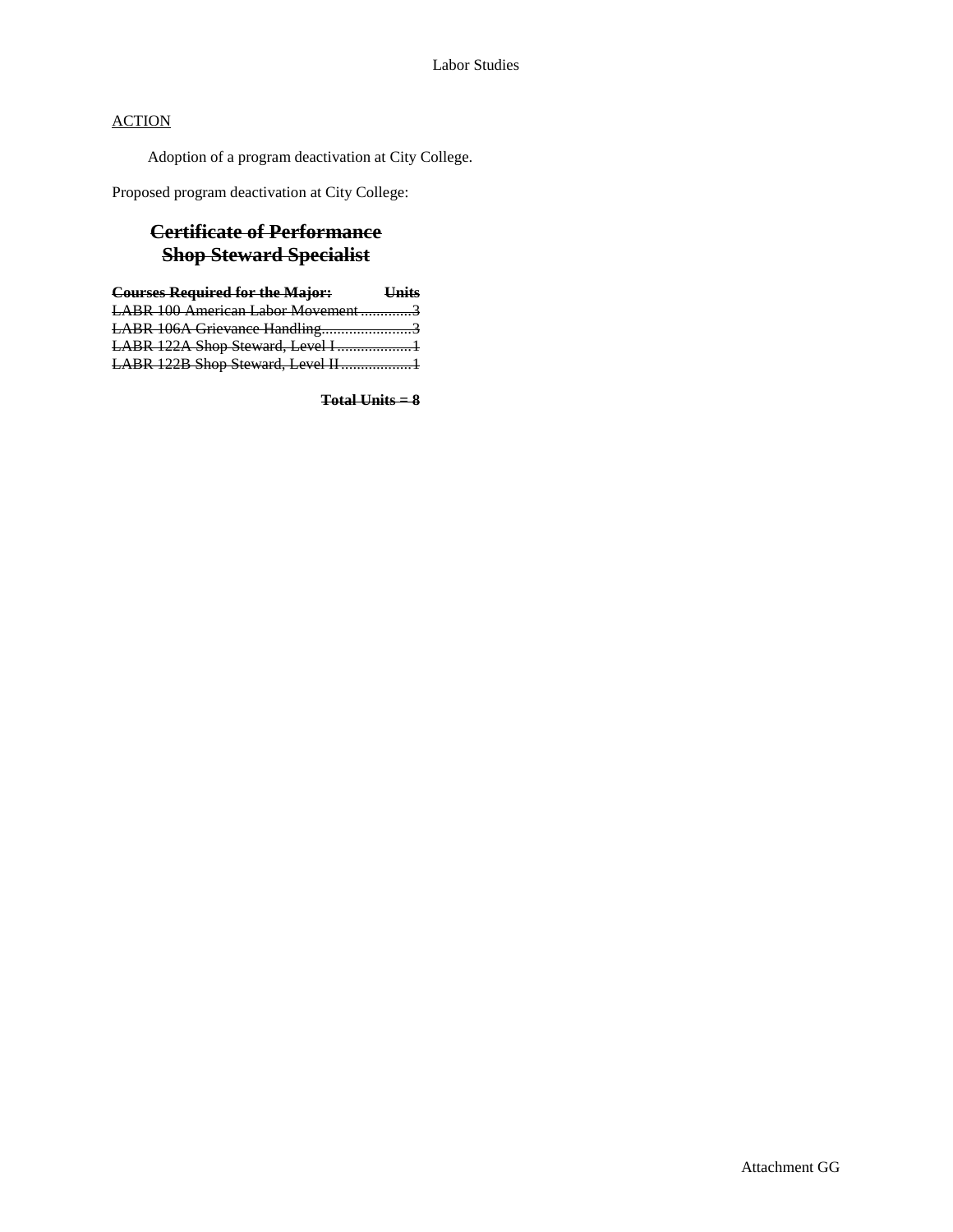Labor Studies

ACTION

Adoption of a program deactivation at City College.

Proposed program deactivation at City College:

## ~~Certificate of Performance~~
## ~~Shop Steward Specialist~~

| ~~**Courses Required for the Major:**~~ | ~~**Units**~~ |
|---|---|
| ~~LABR 100 American Labor Movement~~ | ~~3~~ |
| ~~LABR 106A Grievance Handling~~ | ~~3~~ |
| ~~LABR 122A Shop Steward, Level I~~ | ~~1~~ |
| ~~LABR 122B Shop Steward, Level II~~ | ~~1~~ |

~~**Total Units = 8**~~

Attachment GG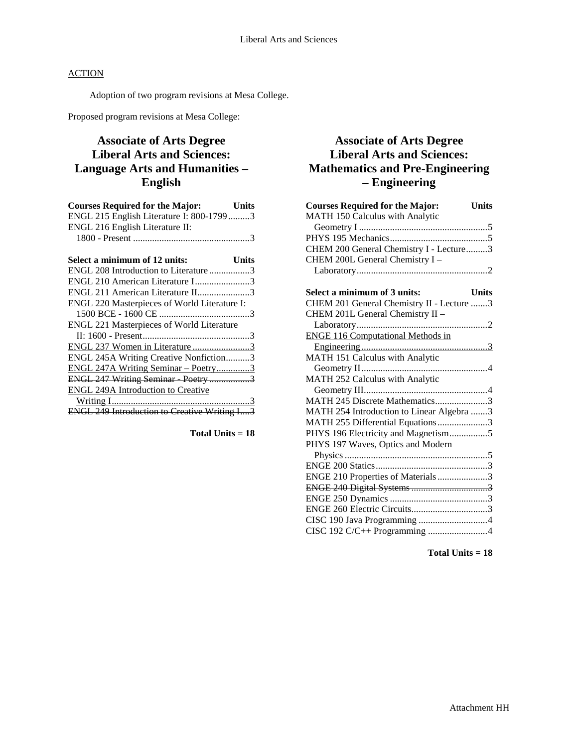ACTION

Adoption of two program revisions at Mesa College.

Proposed program revisions at Mesa College:

## Associate of Arts Degree Liberal Arts and Sciences: Language Arts and Humanities – English

| Courses Required for the Major: | Units |
|---|---|
| ENGL 215 English Literature I: 800-1799 | 3 |
| ENGL 216 English Literature II: 1800 - Present | 3 |

| Select a minimum of 12 units: | Units |
|---|---|
| ENGL 208 Introduction to Literature | 3 |
| ENGL 210 American Literature I | 3 |
| ENGL 211 American Literature II | 3 |
| ENGL 220 Masterpieces of World Literature I: 1500 BCE - 1600 CE | 3 |
| ENGL 221 Masterpieces of World Literature II: 1600 - Present | 3 |
| <u>ENGL 237 Women in Literature</u> | <u>3</u> |
| ENGL 245A Writing Creative Nonfiction | 3 |
| <u>ENGL 247A Writing Seminar – Poetry</u> | <u>3</u> |
| ~~ENGL 247 Writing Seminar - Poetry~~ | ~~3~~ |
| <u>ENGL 249A Introduction to Creative Writing I</u> | <u>3</u> |
| ~~ENGL 249 Introduction to Creative Writing I~~ | ~~3~~ |

**Total Units = 18**

## Associate of Arts Degree Liberal Arts and Sciences: Mathematics and Pre-Engineering – Engineering

| Courses Required for the Major: | Units |
|---|---|
| MATH 150 Calculus with Analytic Geometry I | 5 |
| PHYS 195 Mechanics | 5 |
| CHEM 200 General Chemistry I - Lecture | 3 |
| CHEM 200L General Chemistry I – Laboratory | 2 |

| Select a minimum of 3 units: | Units |
|---|---|
| CHEM 201 General Chemistry II - Lecture | 3 |
| CHEM 201L General Chemistry II – Laboratory | 2 |
| <u>ENGE 116 Computational Methods in Engineering</u> | <u>3</u> |
| MATH 151 Calculus with Analytic Geometry II | 4 |
| MATH 252 Calculus with Analytic Geometry III | 4 |
| MATH 245 Discrete Mathematics | 3 |
| MATH 254 Introduction to Linear Algebra | 3 |
| MATH 255 Differential Equations | 3 |
| PHYS 196 Electricity and Magnetism | 5 |
| PHYS 197 Waves, Optics and Modern Physics | 5 |
| ENGE 200 Statics | 3 |
| ENGE 210 Properties of Materials | 3 |
| ~~ENGE 240 Digital Systems~~ | ~~3~~ |
| ENGE 250 Dynamics | 3 |
| ENGE 260 Electric Circuits | 3 |
| CISC 190 Java Programming | 4 |
| CISC 192 C/C++ Programming | 4 |

**Total Units = 18**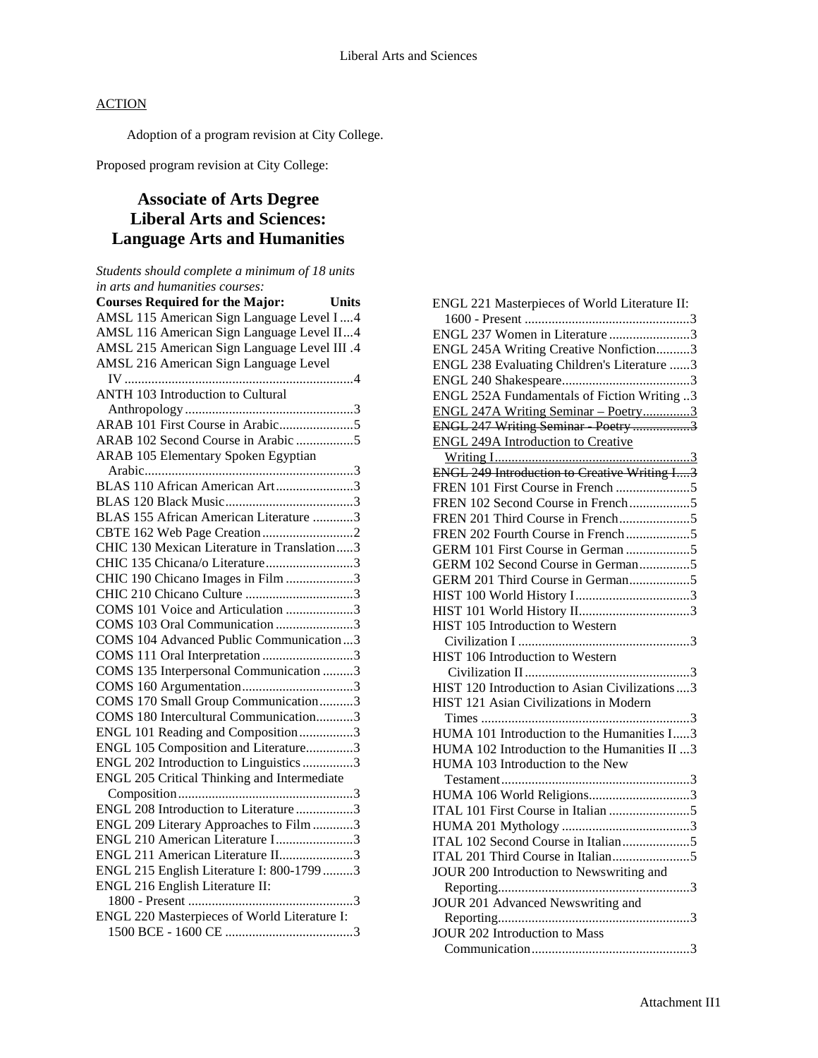ACTION

Adoption of a program revision at City College.

Proposed program revision at City College:

# Associate of Arts Degree Liberal Arts and Sciences: Language Arts and Humanities

*Students should complete a minimum of 18 units in arts and humanities courses:*

| Courses Required for the Major: | Units |
|---|---|
| AMSL 115 American Sign Language Level I | 4 |
| AMSL 116 American Sign Language Level II | 4 |
| AMSL 215 American Sign Language Level III | 4 |
| AMSL 216 American Sign Language Level IV | 4 |
| ANTH 103 Introduction to Cultural Anthropology | 3 |
| ARAB 101 First Course in Arabic | 5 |
| ARAB 102 Second Course in Arabic | 5 |
| ARAB 105 Elementary Spoken Egyptian Arabic | 3 |
| BLAS 110 African American Art | 3 |
| BLAS 120 Black Music | 3 |
| BLAS 155 African American Literature | 3 |
| CBTE 162 Web Page Creation | 2 |
| CHIC 130 Mexican Literature in Translation | 3 |
| CHIC 135 Chicana/o Literature | 3 |
| CHIC 190 Chicano Images in Film | 3 |
| CHIC 210 Chicano Culture | 3 |
| COMS 101 Voice and Articulation | 3 |
| COMS 103 Oral Communication | 3 |
| COMS 104 Advanced Public Communication | 3 |
| COMS 111 Oral Interpretation | 3 |
| COMS 135 Interpersonal Communication | 3 |
| COMS 160 Argumentation | 3 |
| COMS 170 Small Group Communication | 3 |
| COMS 180 Intercultural Communication | 3 |
| ENGL 101 Reading and Composition | 3 |
| ENGL 105 Composition and Literature | 3 |
| ENGL 202 Introduction to Linguistics | 3 |
| ENGL 205 Critical Thinking and Intermediate Composition | 3 |
| ENGL 208 Introduction to Literature | 3 |
| ENGL 209 Literary Approaches to Film | 3 |
| ENGL 210 American Literature I | 3 |
| ENGL 211 American Literature II | 3 |
| ENGL 215 English Literature I: 800-1799 | 3 |
| ENGL 216 English Literature II: 1800 - Present | 3 |
| ENGL 220 Masterpieces of World Literature I: 1500 BCE - 1600 CE | 3 |
| ENGL 221 Masterpieces of World Literature II: 1600 - Present | 3 |
| ENGL 237 Women in Literature | 3 |
| ENGL 245A Writing Creative Nonfiction | 3 |
| ENGL 238 Evaluating Children's Literature | 3 |
| ENGL 240 Shakespeare | 3 |
| ENGL 252A Fundamentals of Fiction Writing | 3 |
| <u>ENGL 247A Writing Seminar – Poetry</u> | <u>3</u> |
| ~~ENGL 247 Writing Seminar - Poetry~~ | ~~3~~ |
| <u>ENGL 249A Introduction to Creative Writing I</u> | <u>3</u> |
| ~~ENGL 249 Introduction to Creative Writing I~~ | ~~3~~ |
| FREN 101 First Course in French | 5 |
| FREN 102 Second Course in French | 5 |
| FREN 201 Third Course in French | 5 |
| FREN 202 Fourth Course in French | 5 |
| GERM 101 First Course in German | 5 |
| GERM 102 Second Course in German | 5 |
| GERM 201 Third Course in German | 5 |
| HIST 100 World History I | 3 |
| HIST 101 World History II | 3 |
| HIST 105 Introduction to Western Civilization I | 3 |
| HIST 106 Introduction to Western Civilization II | 3 |
| HIST 120 Introduction to Asian Civilizations | 3 |
| HIST 121 Asian Civilizations in Modern Times | 3 |
| HUMA 101 Introduction to the Humanities I | 3 |
| HUMA 102 Introduction to the Humanities II | 3 |
| HUMA 103 Introduction to the New Testament | 3 |
| HUMA 106 World Religions | 3 |
| ITAL 101 First Course in Italian | 5 |
| HUMA 201 Mythology | 3 |
| ITAL 102 Second Course in Italian | 5 |
| ITAL 201 Third Course in Italian | 5 |
| JOUR 200 Introduction to Newswriting and Reporting | 3 |
| JOUR 201 Advanced Newswriting and Reporting | 3 |
| JOUR 202 Introduction to Mass Communication | 3 |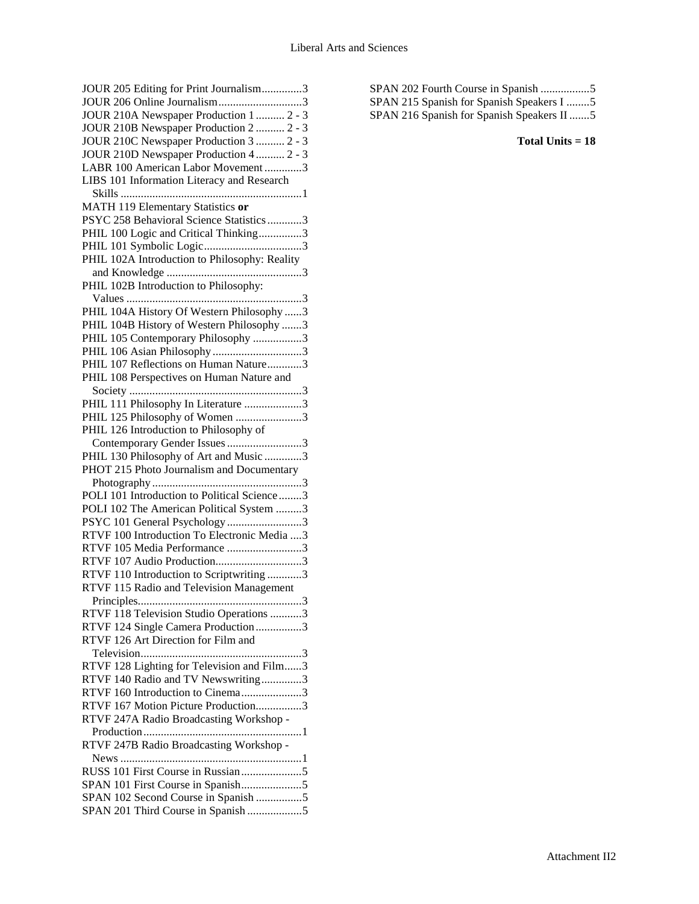JOUR 205 Editing for Print Journalism..............3
JOUR 206 Online Journalism.............................3
JOUR 210A Newspaper Production 1 .......... 2 - 3
JOUR 210B Newspaper Production 2 .......... 2 - 3
JOUR 210C Newspaper Production 3 .......... 2 - 3
JOUR 210D Newspaper Production 4 .......... 2 - 3
LABR 100 American Labor Movement .............3
LIBS 101 Information Literacy and Research Skills ..............................................................1
MATH 119 Elementary Statistics **or**
PSYC 258 Behavioral Science Statistics ............3
PHIL 100 Logic and Critical Thinking...............3
PHIL 101 Symbolic Logic..................................3
PHIL 102A Introduction to Philosophy: Reality and Knowledge ...............................................3
PHIL 102B Introduction to Philosophy: Values .............................................................3
PHIL 104A History Of Western Philosophy ......3
PHIL 104B History of Western Philosophy .......3
PHIL 105 Contemporary Philosophy .................3
PHIL 106 Asian Philosophy ...............................3
PHIL 107 Reflections on Human Nature............3
PHIL 108 Perspectives on Human Nature and Society ............................................................3
PHIL 111 Philosophy In Literature ....................3
PHIL 125 Philosophy of Women .......................3
PHIL 126 Introduction to Philosophy of Contemporary Gender Issues ..........................3
PHIL 130 Philosophy of Art and Music .............3
PHOT 215 Photo Journalism and Documentary Photography ....................................................3
POLI 101 Introduction to Political Science ........3
POLI 102 The American Political System .........3
PSYC 101 General Psychology ..........................3
RTVF 100 Introduction To Electronic Media ....3
RTVF 105 Media Performance ..........................3
RTVF 107 Audio Production..............................3
RTVF 110 Introduction to Scriptwriting ............3
RTVF 115 Radio and Television Management Principles.........................................................3
RTVF 118 Television Studio Operations ...........3
RTVF 124 Single Camera Production................3
RTVF 126 Art Direction for Film and Television........................................................3
RTVF 128 Lighting for Television and Film......3
RTVF 140 Radio and TV Newswriting..............3
RTVF 160 Introduction to Cinema.....................3
RTVF 167 Motion Picture Production................3
RTVF 247A Radio Broadcasting Workshop - Production .......................................................1
RTVF 247B Radio Broadcasting Workshop - News ..............................................................1
RUSS 101 First Course in Russian .....................5
SPAN 101 First Course in Spanish.....................5
SPAN 102 Second Course in Spanish ................5
SPAN 201 Third Course in Spanish ...................5
SPAN 202 Fourth Course in Spanish .................5
SPAN 215 Spanish for Spanish Speakers I ........5
SPAN 216 Spanish for Spanish Speakers II .......5

**Total Units = 18**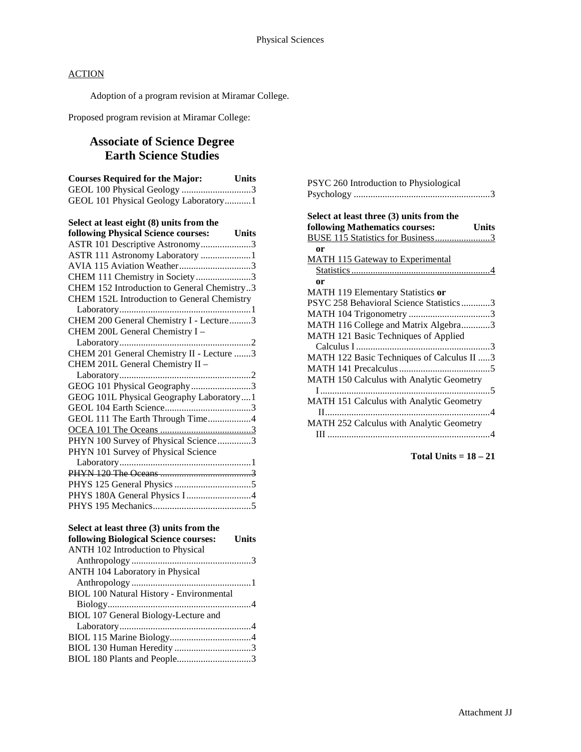ACTION

Adoption of a program revision at Miramar College.

Proposed program revision at Miramar College:

## Associate of Science Degree Earth Science Studies

| Courses Required for the Major: | Units |
|---|---|
| GEOL 100 Physical Geology | 3 |
| GEOL 101 Physical Geology Laboratory | 1 |

| Select at least eight (8) units from the following Physical Science courses: | Units |
|---|---|
| ASTR 101 Descriptive Astronomy | 3 |
| ASTR 111 Astronomy Laboratory | 1 |
| AVIA 115 Aviation Weather | 3 |
| CHEM 111 Chemistry in Society | 3 |
| CHEM 152 Introduction to General Chemistry | 3 |
| CHEM 152L Introduction to General Chemistry Laboratory | 1 |
| CHEM 200 General Chemistry I - Lecture | 3 |
| CHEM 200L General Chemistry I – Laboratory | 2 |
| CHEM 201 General Chemistry II - Lecture | 3 |
| CHEM 201L General Chemistry II – Laboratory | 2 |
| GEOG 101 Physical Geography | 3 |
| GEOG 101L Physical Geography Laboratory | 1 |
| GEOL 104 Earth Science | 3 |
| GEOL 111 The Earth Through Time | 4 |
| <u>OCEA 101 The Oceans</u> | <u>3</u> |
| PHYN 100 Survey of Physical Science | 3 |
| PHYN 101 Survey of Physical Science Laboratory | 1 |
| ~~PHYN 120 The Oceans~~ | ~~3~~ |
| PHYS 125 General Physics | 5 |
| PHYS 180A General Physics I | 4 |
| PHYS 195 Mechanics | 5 |

| Select at least three (3) units from the following Biological Science courses: | Units |
|---|---|
| ANTH 102 Introduction to Physical Anthropology | 3 |
| ANTH 104 Laboratory in Physical Anthropology | 1 |
| BIOL 100 Natural History - Environmental Biology | 4 |
| BIOL 107 General Biology-Lecture and Laboratory | 4 |
| BIOL 115 Marine Biology | 4 |
| BIOL 130 Human Heredity | 3 |
| BIOL 180 Plants and People | 3 |
| PSYC 260 Introduction to Physiological Psychology | 3 |

| Select at least three (3) units from the following Mathematics courses: | Units |
|---|---|
| <u>BUSE 115 Statistics for Business</u> | <u>3</u> |
| **or** | |
| <u>MATH 115 Gateway to Experimental Statistics</u> | <u>4</u> |
| **or** | |
| MATH 119 Elementary Statistics **or** PSYC 258 Behavioral Science Statistics | 3 |
| MATH 104 Trigonometry | 3 |
| MATH 116 College and Matrix Algebra | 3 |
| MATH 121 Basic Techniques of Applied Calculus I | 3 |
| MATH 122 Basic Techniques of Calculus II | 3 |
| MATH 141 Precalculus | 5 |
| MATH 150 Calculus with Analytic Geometry I | 5 |
| MATH 151 Calculus with Analytic Geometry II | 4 |
| MATH 252 Calculus with Analytic Geometry III | 4 |

**Total Units = 18 – 21**

Attachment JJ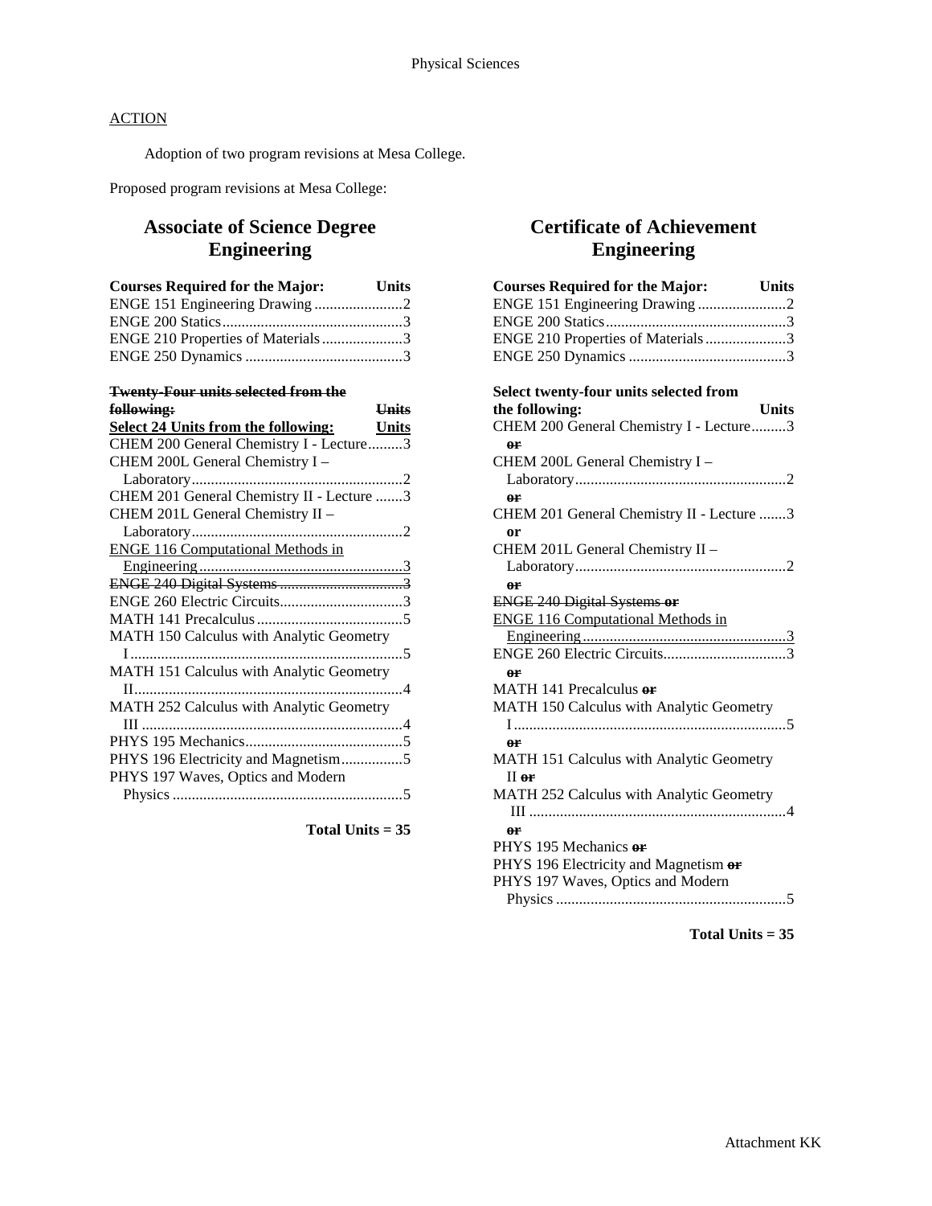## ACTION

Adoption of two program revisions at Mesa College.

Proposed program revisions at Mesa College:

## Associate of Science Degree Engineering

| Courses Required for the Major: | Units |
|---|---|
| ENGE 151 Engineering Drawing | 2 |
| ENGE 200 Statics | 3 |
| ENGE 210 Properties of Materials | 3 |
| ENGE 250 Dynamics | 3 |

| ~~Twenty-Four units selected from the following:~~ | ~~Units~~ |
|---|---|
| <u>Select 24 Units from the following:</u> | <u>Units</u> |
| CHEM 200 General Chemistry I - Lecture | 3 |
| CHEM 200L General Chemistry I – Laboratory | 2 |
| CHEM 201 General Chemistry II - Lecture | 3 |
| CHEM 201L General Chemistry II – Laboratory | 2 |
| <u>ENGE 116 Computational Methods in Engineering</u> | <u>3</u> |
| ~~ENGE 240 Digital Systems~~ | ~~3~~ |
| ENGE 260 Electric Circuits | 3 |
| MATH 141 Precalculus | 5 |
| MATH 150 Calculus with Analytic Geometry I | 5 |
| MATH 151 Calculus with Analytic Geometry II | 4 |
| MATH 252 Calculus with Analytic Geometry III | 4 |
| PHYS 195 Mechanics | 5 |
| PHYS 196 Electricity and Magnetism | 5 |
| PHYS 197 Waves, Optics and Modern Physics | 5 |

**Total Units = 35**

## Certificate of Achievement Engineering

| Courses Required for the Major: | Units |
|---|---|
| ENGE 151 Engineering Drawing | 2 |
| ENGE 200 Statics | 3 |
| ENGE 210 Properties of Materials | 3 |
| ENGE 250 Dynamics | 3 |

| Select twenty-four units selected from the following: | Units |
|---|---|
| CHEM 200 General Chemistry I - Lecture | 3 |
| ~~or~~ | |
| CHEM 200L General Chemistry I – Laboratory | 2 |
| ~~or~~ | |
| CHEM 201 General Chemistry II - Lecture | 3 |
| or | |
| CHEM 201L General Chemistry II – Laboratory | 2 |
| ~~or~~ | |
| ~~ENGE 240 Digital Systems or~~ | |
| <u>ENGE 116 Computational Methods in Engineering</u> | <u>3</u> |
| ENGE 260 Electric Circuits | 3 |
| ~~or~~ | |
| MATH 141 Precalculus ~~or~~ | |
| MATH 150 Calculus with Analytic Geometry I | 5 |
| ~~or~~ | |
| MATH 151 Calculus with Analytic Geometry II ~~or~~ | |
| MATH 252 Calculus with Analytic Geometry III | 4 |
| ~~or~~ | |
| PHYS 195 Mechanics ~~or~~ | |
| PHYS 196 Electricity and Magnetism ~~or~~ | |
| PHYS 197 Waves, Optics and Modern Physics | 5 |

**Total Units = 35**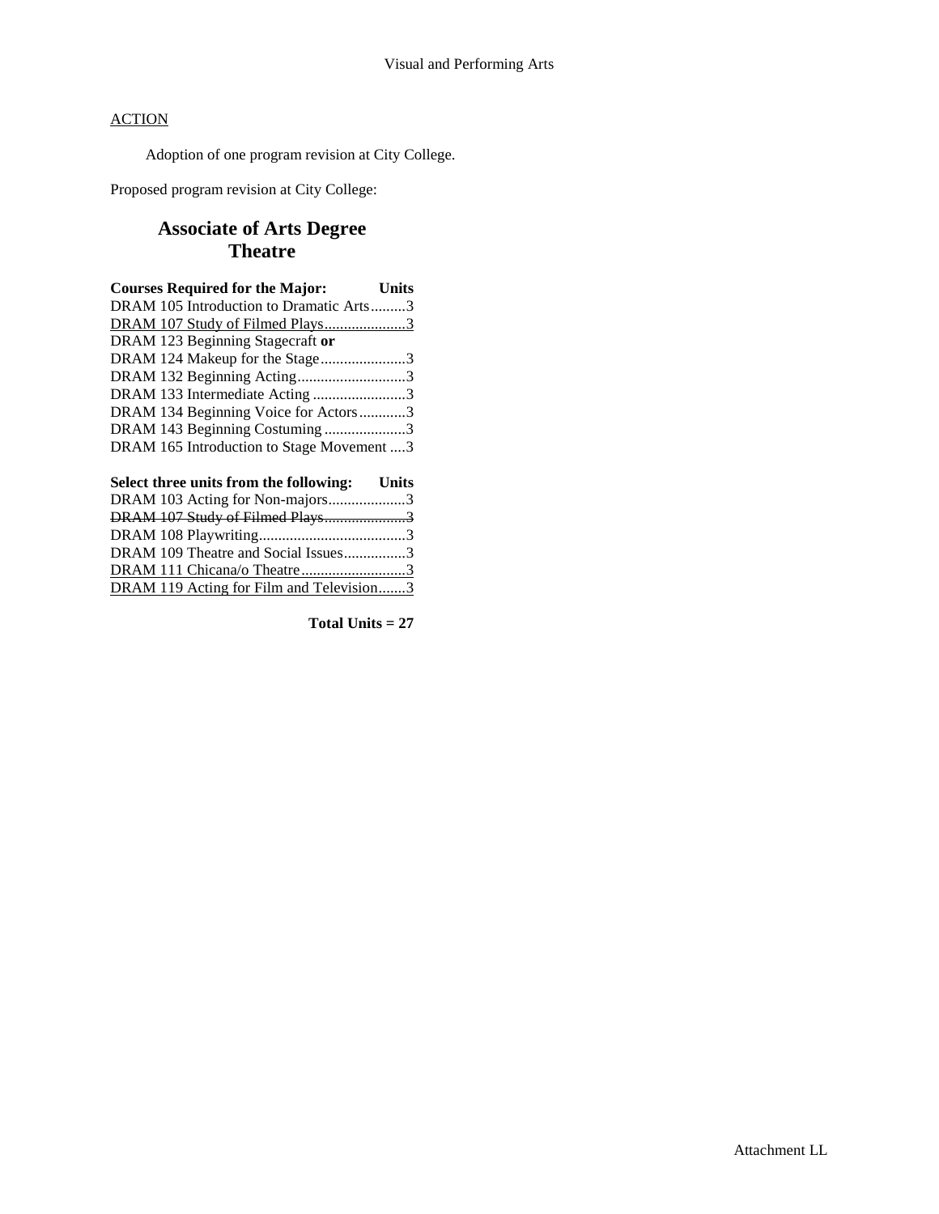ACTION

Adoption of one program revision at City College.

Proposed program revision at City College:

## Associate of Arts Degree
## Theatre

| Courses Required for the Major: | Units |
|---|---|
| DRAM 105 Introduction to Dramatic Arts | 3 |
| <u>DRAM 107 Study of Filmed Plays</u> | <u>3</u> |
| DRAM 123 Beginning Stagecraft **or** | |
| DRAM 124 Makeup for the Stage | 3 |
| DRAM 132 Beginning Acting | 3 |
| DRAM 133 Intermediate Acting | 3 |
| DRAM 134 Beginning Voice for Actors | 3 |
| DRAM 143 Beginning Costuming | 3 |
| DRAM 165 Introduction to Stage Movement | 3 |

| Select three units from the following: | Units |
|---|---|
| DRAM 103 Acting for Non-majors | 3 |
| ~~DRAM 107 Study of Filmed Plays~~ | ~~3~~ |
| DRAM 108 Playwriting | 3 |
| DRAM 109 Theatre and Social Issues | 3 |
| <u>DRAM 111 Chicana/o Theatre</u> | <u>3</u> |
| <u>DRAM 119 Acting for Film and Television</u> | <u>3</u> |

**Total Units = 27**

Attachment LL